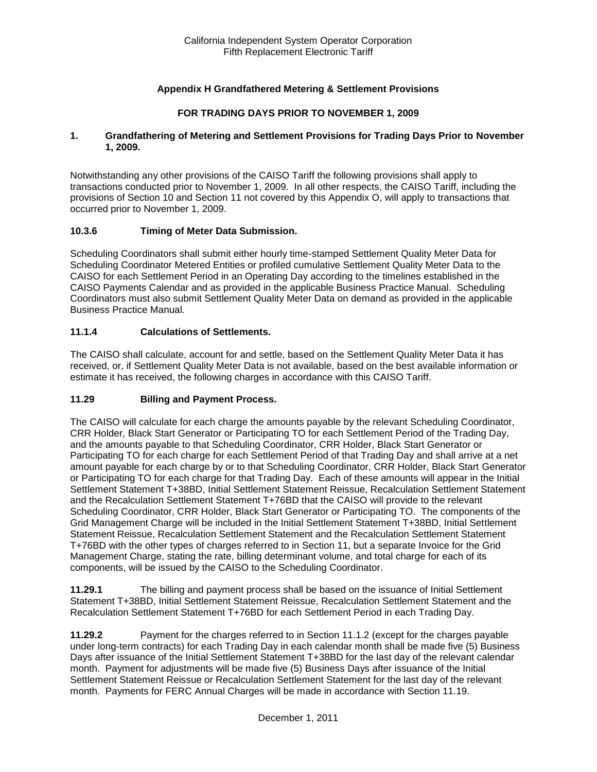California Independent System Operator Corporation
Fifth Replacement Electronic Tariff

# Appendix H Grandfathered Metering & Settlement Provisions

## FOR TRADING DAYS PRIOR TO NOVEMBER 1, 2009

### 1. Grandfathering of Metering and Settlement Provisions for Trading Days Prior to November 1, 2009.

Notwithstanding any other provisions of the CAISO Tariff the following provisions shall apply to transactions conducted prior to November 1, 2009. In all other respects, the CAISO Tariff, including the provisions of Section 10 and Section 11 not covered by this Appendix O, will apply to transactions that occurred prior to November 1, 2009.

### 10.3.6 Timing of Meter Data Submission.

Scheduling Coordinators shall submit either hourly time-stamped Settlement Quality Meter Data for Scheduling Coordinator Metered Entities or profiled cumulative Settlement Quality Meter Data to the CAISO for each Settlement Period in an Operating Day according to the timelines established in the CAISO Payments Calendar and as provided in the applicable Business Practice Manual. Scheduling Coordinators must also submit Settlement Quality Meter Data on demand as provided in the applicable Business Practice Manual.

### 11.1.4 Calculations of Settlements.

The CAISO shall calculate, account for and settle, based on the Settlement Quality Meter Data it has received, or, if Settlement Quality Meter Data is not available, based on the best available information or estimate it has received, the following charges in accordance with this CAISO Tariff.

### 11.29 Billing and Payment Process.

The CAISO will calculate for each charge the amounts payable by the relevant Scheduling Coordinator, CRR Holder, Black Start Generator or Participating TO for each Settlement Period of the Trading Day, and the amounts payable to that Scheduling Coordinator, CRR Holder, Black Start Generator or Participating TO for each charge for each Settlement Period of that Trading Day and shall arrive at a net amount payable for each charge by or to that Scheduling Coordinator, CRR Holder, Black Start Generator or Participating TO for each charge for that Trading Day. Each of these amounts will appear in the Initial Settlement Statement T+38BD, Initial Settlement Statement Reissue, Recalculation Settlement Statement and the Recalculation Settlement Statement T+76BD that the CAISO will provide to the relevant Scheduling Coordinator, CRR Holder, Black Start Generator or Participating TO. The components of the Grid Management Charge will be included in the Initial Settlement Statement T+38BD, Initial Settlement Statement Reissue, Recalculation Settlement Statement and the Recalculation Settlement Statement T+76BD with the other types of charges referred to in Section 11, but a separate Invoice for the Grid Management Charge, stating the rate, billing determinant volume, and total charge for each of its components, will be issued by the CAISO to the Scheduling Coordinator.

**11.29.1** The billing and payment process shall be based on the issuance of Initial Settlement Statement T+38BD, Initial Settlement Statement Reissue, Recalculation Settlement Statement and the Recalculation Settlement Statement T+76BD for each Settlement Period in each Trading Day.

**11.29.2** Payment for the charges referred to in Section 11.1.2 (except for the charges payable under long-term contracts) for each Trading Day in each calendar month shall be made five (5) Business Days after issuance of the Initial Settlement Statement T+38BD for the last day of the relevant calendar month. Payment for adjustments will be made five (5) Business Days after issuance of the Initial Settlement Statement Reissue or Recalculation Settlement Statement for the last day of the relevant month. Payments for FERC Annual Charges will be made in accordance with Section 11.19.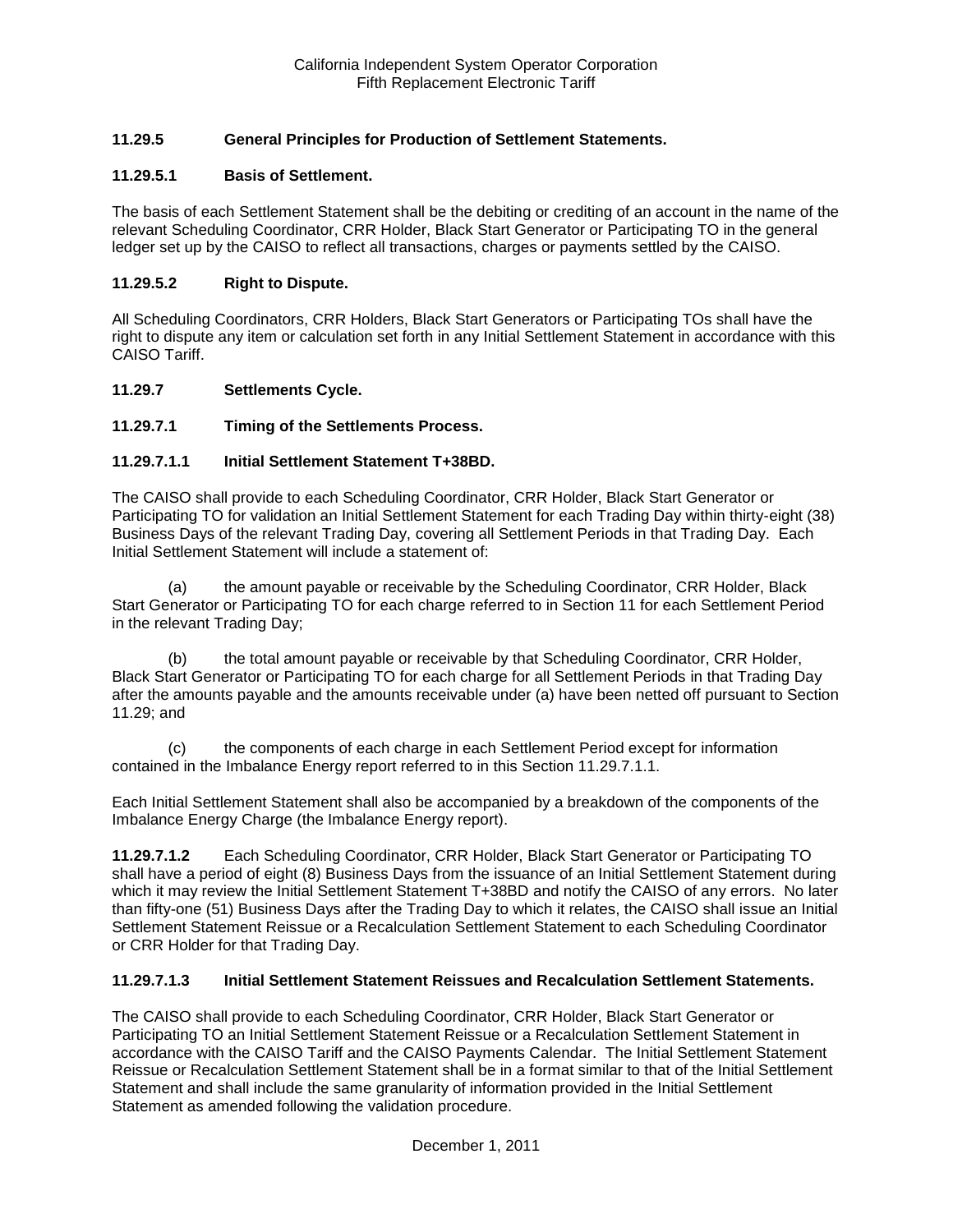### 11.29.5 General Principles for Production of Settlement Statements.

### 11.29.5.1 Basis of Settlement.

The basis of each Settlement Statement shall be the debiting or crediting of an account in the name of the relevant Scheduling Coordinator, CRR Holder, Black Start Generator or Participating TO in the general ledger set up by the CAISO to reflect all transactions, charges or payments settled by the CAISO.

### 11.29.5.2 Right to Dispute.

All Scheduling Coordinators, CRR Holders, Black Start Generators or Participating TOs shall have the right to dispute any item or calculation set forth in any Initial Settlement Statement in accordance with this CAISO Tariff.

### 11.29.7 Settlements Cycle.

### 11.29.7.1 Timing of the Settlements Process.

### 11.29.7.1.1 Initial Settlement Statement T+38BD.

The CAISO shall provide to each Scheduling Coordinator, CRR Holder, Black Start Generator or Participating TO for validation an Initial Settlement Statement for each Trading Day within thirty-eight (38) Business Days of the relevant Trading Day, covering all Settlement Periods in that Trading Day. Each Initial Settlement Statement will include a statement of:

(a) the amount payable or receivable by the Scheduling Coordinator, CRR Holder, Black Start Generator or Participating TO for each charge referred to in Section 11 for each Settlement Period in the relevant Trading Day;

(b) the total amount payable or receivable by that Scheduling Coordinator, CRR Holder, Black Start Generator or Participating TO for each charge for all Settlement Periods in that Trading Day after the amounts payable and the amounts receivable under (a) have been netted off pursuant to Section 11.29; and

(c) the components of each charge in each Settlement Period except for information contained in the Imbalance Energy report referred to in this Section 11.29.7.1.1.

Each Initial Settlement Statement shall also be accompanied by a breakdown of the components of the Imbalance Energy Charge (the Imbalance Energy report).

**11.29.7.1.2** Each Scheduling Coordinator, CRR Holder, Black Start Generator or Participating TO shall have a period of eight (8) Business Days from the issuance of an Initial Settlement Statement during which it may review the Initial Settlement Statement T+38BD and notify the CAISO of any errors. No later than fifty-one (51) Business Days after the Trading Day to which it relates, the CAISO shall issue an Initial Settlement Statement Reissue or a Recalculation Settlement Statement to each Scheduling Coordinator or CRR Holder for that Trading Day.

### 11.29.7.1.3 Initial Settlement Statement Reissues and Recalculation Settlement Statements.

The CAISO shall provide to each Scheduling Coordinator, CRR Holder, Black Start Generator or Participating TO an Initial Settlement Statement Reissue or a Recalculation Settlement Statement in accordance with the CAISO Tariff and the CAISO Payments Calendar. The Initial Settlement Statement Reissue or Recalculation Settlement Statement shall be in a format similar to that of the Initial Settlement Statement and shall include the same granularity of information provided in the Initial Settlement Statement as amended following the validation procedure.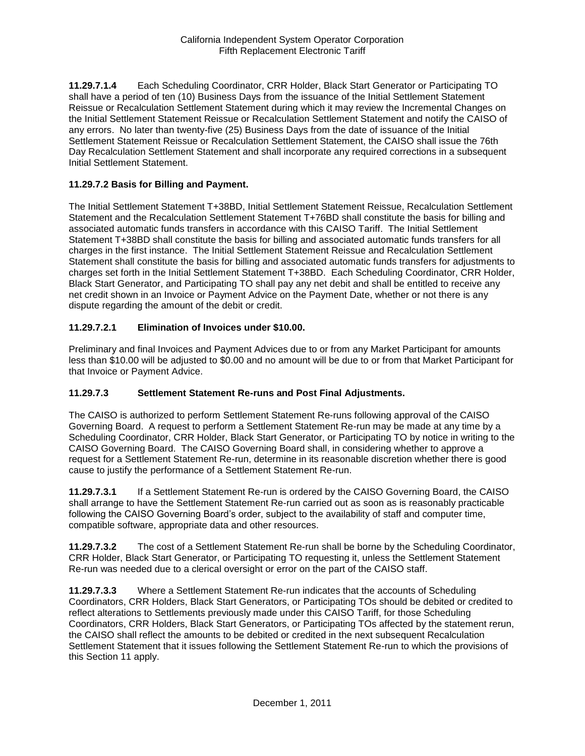**11.29.7.1.4** Each Scheduling Coordinator, CRR Holder, Black Start Generator or Participating TO shall have a period of ten (10) Business Days from the issuance of the Initial Settlement Statement Reissue or Recalculation Settlement Statement during which it may review the Incremental Changes on the Initial Settlement Statement Reissue or Recalculation Settlement Statement and notify the CAISO of any errors. No later than twenty-five (25) Business Days from the date of issuance of the Initial Settlement Statement Reissue or Recalculation Settlement Statement, the CAISO shall issue the 76th Day Recalculation Settlement Statement and shall incorporate any required corrections in a subsequent Initial Settlement Statement.

**11.29.7.2 Basis for Billing and Payment.**

The Initial Settlement Statement T+38BD, Initial Settlement Statement Reissue, Recalculation Settlement Statement and the Recalculation Settlement Statement T+76BD shall constitute the basis for billing and associated automatic funds transfers in accordance with this CAISO Tariff. The Initial Settlement Statement T+38BD shall constitute the basis for billing and associated automatic funds transfers for all charges in the first instance. The Initial Settlement Statement Reissue and Recalculation Settlement Statement shall constitute the basis for billing and associated automatic funds transfers for adjustments to charges set forth in the Initial Settlement Statement T+38BD. Each Scheduling Coordinator, CRR Holder, Black Start Generator, and Participating TO shall pay any net debit and shall be entitled to receive any net credit shown in an Invoice or Payment Advice on the Payment Date, whether or not there is any dispute regarding the amount of the debit or credit.

**11.29.7.2.1 Elimination of Invoices under $10.00.**

Preliminary and final Invoices and Payment Advices due to or from any Market Participant for amounts less than $10.00 will be adjusted to $0.00 and no amount will be due to or from that Market Participant for that Invoice or Payment Advice.

**11.29.7.3 Settlement Statement Re-runs and Post Final Adjustments.**

The CAISO is authorized to perform Settlement Statement Re-runs following approval of the CAISO Governing Board. A request to perform a Settlement Statement Re-run may be made at any time by a Scheduling Coordinator, CRR Holder, Black Start Generator, or Participating TO by notice in writing to the CAISO Governing Board. The CAISO Governing Board shall, in considering whether to approve a request for a Settlement Statement Re-run, determine in its reasonable discretion whether there is good cause to justify the performance of a Settlement Statement Re-run.

**11.29.7.3.1** If a Settlement Statement Re-run is ordered by the CAISO Governing Board, the CAISO shall arrange to have the Settlement Statement Re-run carried out as soon as is reasonably practicable following the CAISO Governing Board's order, subject to the availability of staff and computer time, compatible software, appropriate data and other resources.

**11.29.7.3.2** The cost of a Settlement Statement Re-run shall be borne by the Scheduling Coordinator, CRR Holder, Black Start Generator, or Participating TO requesting it, unless the Settlement Statement Re-run was needed due to a clerical oversight or error on the part of the CAISO staff.

**11.29.7.3.3** Where a Settlement Statement Re-run indicates that the accounts of Scheduling Coordinators, CRR Holders, Black Start Generators, or Participating TOs should be debited or credited to reflect alterations to Settlements previously made under this CAISO Tariff, for those Scheduling Coordinators, CRR Holders, Black Start Generators, or Participating TOs affected by the statement rerun, the CAISO shall reflect the amounts to be debited or credited in the next subsequent Recalculation Settlement Statement that it issues following the Settlement Statement Re-run to which the provisions of this Section 11 apply.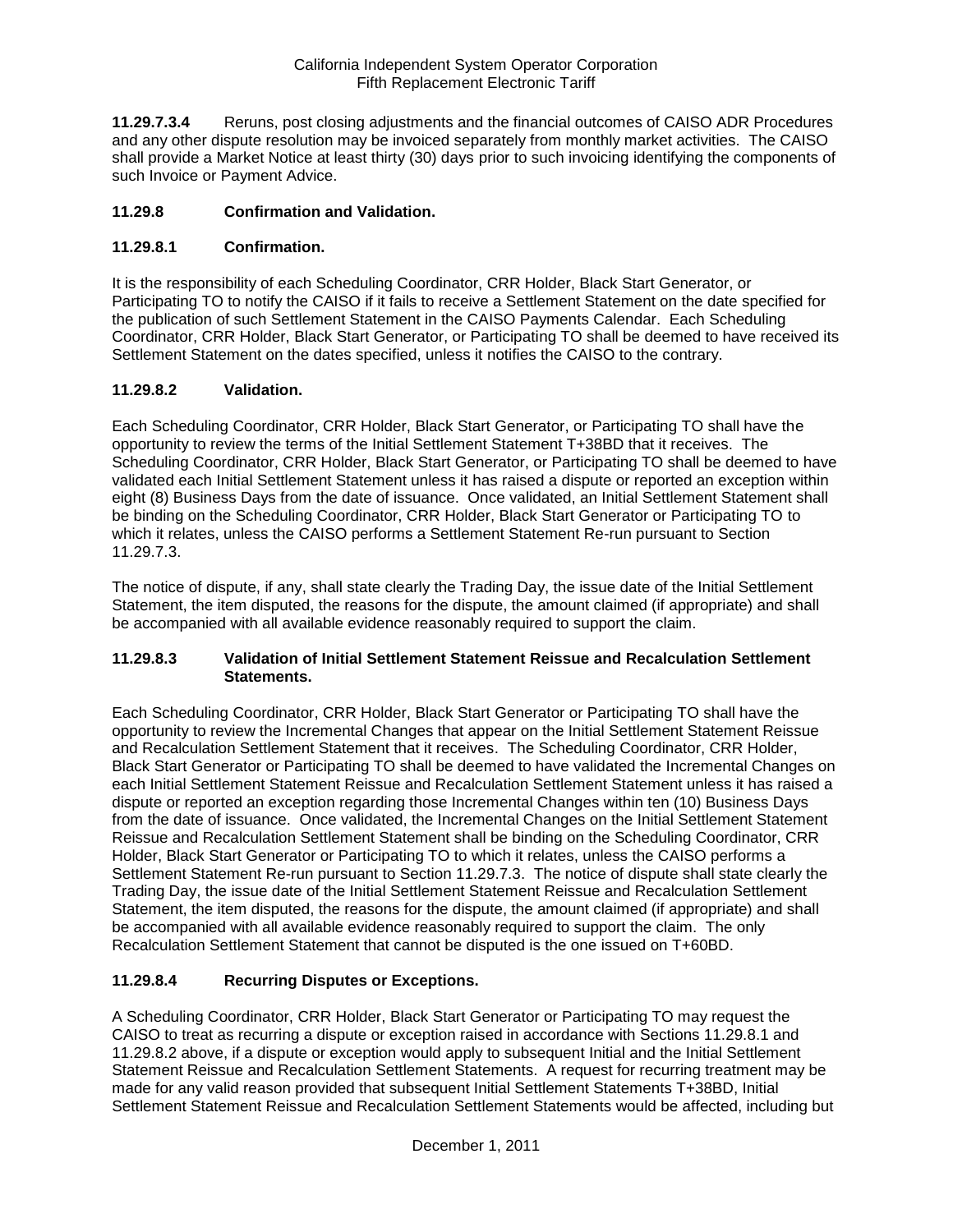**11.29.7.3.4** Reruns, post closing adjustments and the financial outcomes of CAISO ADR Procedures and any other dispute resolution may be invoiced separately from monthly market activities. The CAISO shall provide a Market Notice at least thirty (30) days prior to such invoicing identifying the components of such Invoice or Payment Advice.

### 11.29.8 Confirmation and Validation.

### 11.29.8.1 Confirmation.

It is the responsibility of each Scheduling Coordinator, CRR Holder, Black Start Generator, or Participating TO to notify the CAISO if it fails to receive a Settlement Statement on the date specified for the publication of such Settlement Statement in the CAISO Payments Calendar. Each Scheduling Coordinator, CRR Holder, Black Start Generator, or Participating TO shall be deemed to have received its Settlement Statement on the dates specified, unless it notifies the CAISO to the contrary.

### 11.29.8.2 Validation.

Each Scheduling Coordinator, CRR Holder, Black Start Generator, or Participating TO shall have the opportunity to review the terms of the Initial Settlement Statement T+38BD that it receives. The Scheduling Coordinator, CRR Holder, Black Start Generator, or Participating TO shall be deemed to have validated each Initial Settlement Statement unless it has raised a dispute or reported an exception within eight (8) Business Days from the date of issuance. Once validated, an Initial Settlement Statement shall be binding on the Scheduling Coordinator, CRR Holder, Black Start Generator or Participating TO to which it relates, unless the CAISO performs a Settlement Statement Re-run pursuant to Section 11.29.7.3.

The notice of dispute, if any, shall state clearly the Trading Day, the issue date of the Initial Settlement Statement, the item disputed, the reasons for the dispute, the amount claimed (if appropriate) and shall be accompanied with all available evidence reasonably required to support the claim.

### 11.29.8.3 Validation of Initial Settlement Statement Reissue and Recalculation Settlement Statements.

Each Scheduling Coordinator, CRR Holder, Black Start Generator or Participating TO shall have the opportunity to review the Incremental Changes that appear on the Initial Settlement Statement Reissue and Recalculation Settlement Statement that it receives. The Scheduling Coordinator, CRR Holder, Black Start Generator or Participating TO shall be deemed to have validated the Incremental Changes on each Initial Settlement Statement Reissue and Recalculation Settlement Statement unless it has raised a dispute or reported an exception regarding those Incremental Changes within ten (10) Business Days from the date of issuance. Once validated, the Incremental Changes on the Initial Settlement Statement Reissue and Recalculation Settlement Statement shall be binding on the Scheduling Coordinator, CRR Holder, Black Start Generator or Participating TO to which it relates, unless the CAISO performs a Settlement Statement Re-run pursuant to Section 11.29.7.3. The notice of dispute shall state clearly the Trading Day, the issue date of the Initial Settlement Statement Reissue and Recalculation Settlement Statement, the item disputed, the reasons for the dispute, the amount claimed (if appropriate) and shall be accompanied with all available evidence reasonably required to support the claim. The only Recalculation Settlement Statement that cannot be disputed is the one issued on T+60BD.

### 11.29.8.4 Recurring Disputes or Exceptions.

A Scheduling Coordinator, CRR Holder, Black Start Generator or Participating TO may request the CAISO to treat as recurring a dispute or exception raised in accordance with Sections 11.29.8.1 and 11.29.8.2 above, if a dispute or exception would apply to subsequent Initial and the Initial Settlement Statement Reissue and Recalculation Settlement Statements. A request for recurring treatment may be made for any valid reason provided that subsequent Initial Settlement Statements T+38BD, Initial Settlement Statement Reissue and Recalculation Settlement Statements would be affected, including but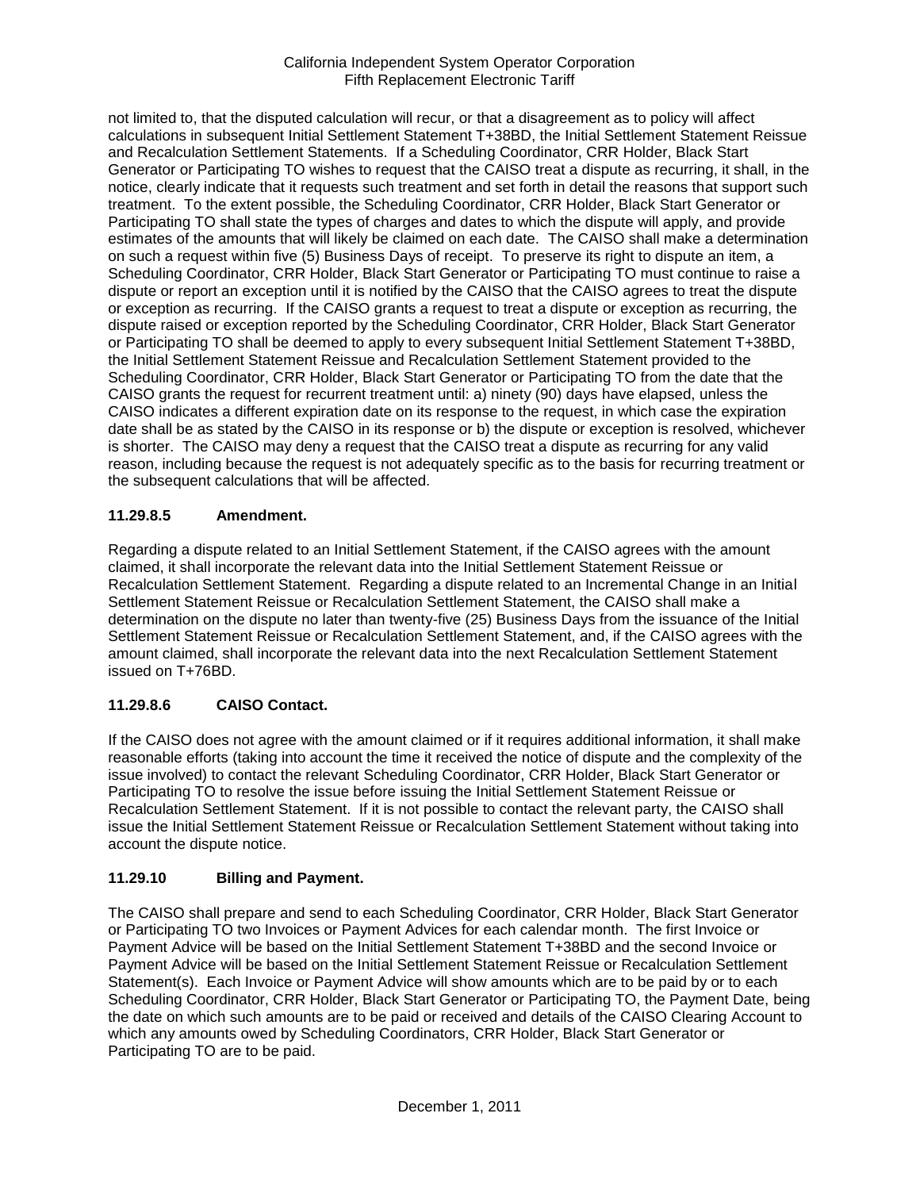not limited to, that the disputed calculation will recur, or that a disagreement as to policy will affect calculations in subsequent Initial Settlement Statement T+38BD, the Initial Settlement Statement Reissue and Recalculation Settlement Statements. If a Scheduling Coordinator, CRR Holder, Black Start Generator or Participating TO wishes to request that the CAISO treat a dispute as recurring, it shall, in the notice, clearly indicate that it requests such treatment and set forth in detail the reasons that support such treatment. To the extent possible, the Scheduling Coordinator, CRR Holder, Black Start Generator or Participating TO shall state the types of charges and dates to which the dispute will apply, and provide estimates of the amounts that will likely be claimed on each date. The CAISO shall make a determination on such a request within five (5) Business Days of receipt. To preserve its right to dispute an item, a Scheduling Coordinator, CRR Holder, Black Start Generator or Participating TO must continue to raise a dispute or report an exception until it is notified by the CAISO that the CAISO agrees to treat the dispute or exception as recurring. If the CAISO grants a request to treat a dispute or exception as recurring, the dispute raised or exception reported by the Scheduling Coordinator, CRR Holder, Black Start Generator or Participating TO shall be deemed to apply to every subsequent Initial Settlement Statement T+38BD, the Initial Settlement Statement Reissue and Recalculation Settlement Statement provided to the Scheduling Coordinator, CRR Holder, Black Start Generator or Participating TO from the date that the CAISO grants the request for recurrent treatment until: a) ninety (90) days have elapsed, unless the CAISO indicates a different expiration date on its response to the request, in which case the expiration date shall be as stated by the CAISO in its response or b) the dispute or exception is resolved, whichever is shorter. The CAISO may deny a request that the CAISO treat a dispute as recurring for any valid reason, including because the request is not adequately specific as to the basis for recurring treatment or the subsequent calculations that will be affected.

### 11.29.8.5 Amendment.

Regarding a dispute related to an Initial Settlement Statement, if the CAISO agrees with the amount claimed, it shall incorporate the relevant data into the Initial Settlement Statement Reissue or Recalculation Settlement Statement. Regarding a dispute related to an Incremental Change in an Initial Settlement Statement Reissue or Recalculation Settlement Statement, the CAISO shall make a determination on the dispute no later than twenty-five (25) Business Days from the issuance of the Initial Settlement Statement Reissue or Recalculation Settlement Statement, and, if the CAISO agrees with the amount claimed, shall incorporate the relevant data into the next Recalculation Settlement Statement issued on T+76BD.

### 11.29.8.6 CAISO Contact.

If the CAISO does not agree with the amount claimed or if it requires additional information, it shall make reasonable efforts (taking into account the time it received the notice of dispute and the complexity of the issue involved) to contact the relevant Scheduling Coordinator, CRR Holder, Black Start Generator or Participating TO to resolve the issue before issuing the Initial Settlement Statement Reissue or Recalculation Settlement Statement. If it is not possible to contact the relevant party, the CAISO shall issue the Initial Settlement Statement Reissue or Recalculation Settlement Statement without taking into account the dispute notice.

### 11.29.10 Billing and Payment.

The CAISO shall prepare and send to each Scheduling Coordinator, CRR Holder, Black Start Generator or Participating TO two Invoices or Payment Advices for each calendar month. The first Invoice or Payment Advice will be based on the Initial Settlement Statement T+38BD and the second Invoice or Payment Advice will be based on the Initial Settlement Statement Reissue or Recalculation Settlement Statement(s). Each Invoice or Payment Advice will show amounts which are to be paid by or to each Scheduling Coordinator, CRR Holder, Black Start Generator or Participating TO, the Payment Date, being the date on which such amounts are to be paid or received and details of the CAISO Clearing Account to which any amounts owed by Scheduling Coordinators, CRR Holder, Black Start Generator or Participating TO are to be paid.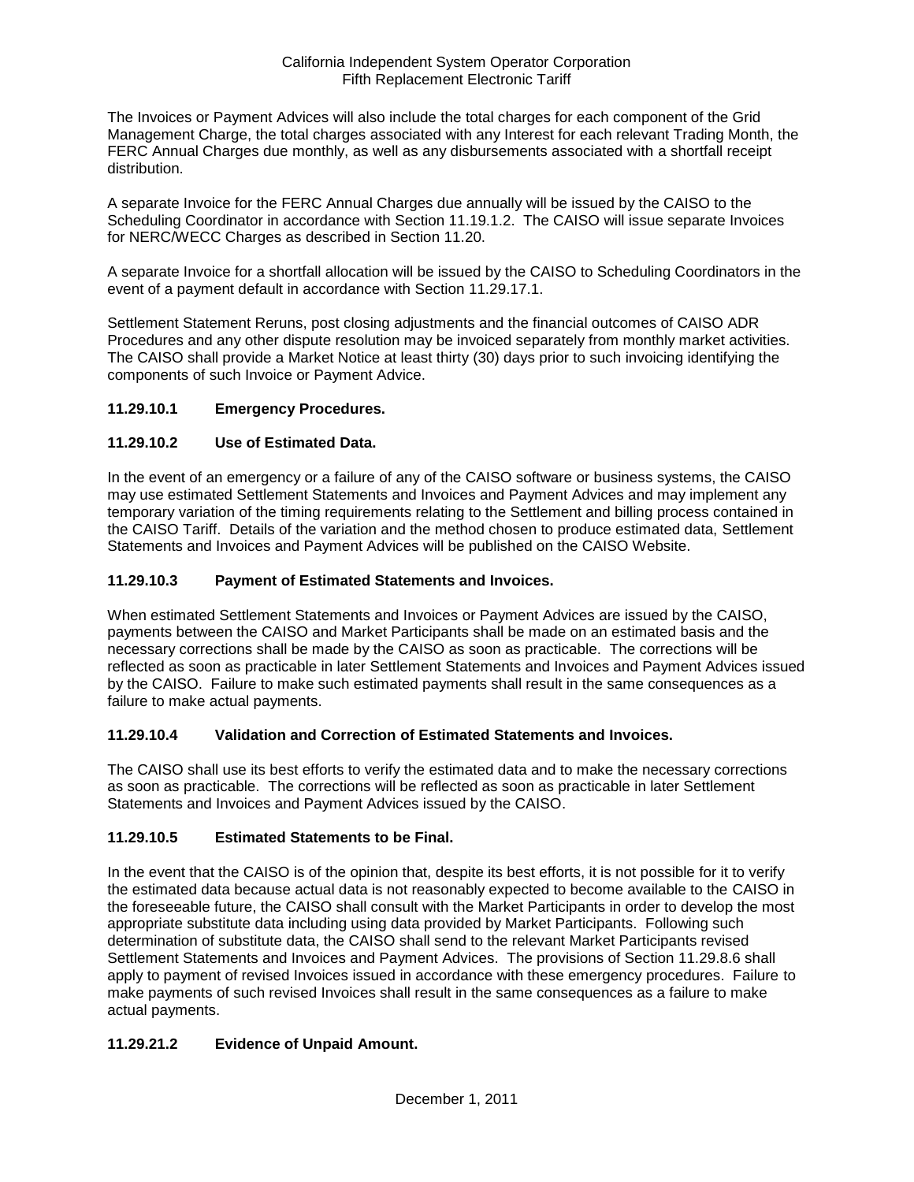The Invoices or Payment Advices will also include the total charges for each component of the Grid Management Charge, the total charges associated with any Interest for each relevant Trading Month, the FERC Annual Charges due monthly, as well as any disbursements associated with a shortfall receipt distribution.

A separate Invoice for the FERC Annual Charges due annually will be issued by the CAISO to the Scheduling Coordinator in accordance with Section 11.19.1.2. The CAISO will issue separate Invoices for NERC/WECC Charges as described in Section 11.20.

A separate Invoice for a shortfall allocation will be issued by the CAISO to Scheduling Coordinators in the event of a payment default in accordance with Section 11.29.17.1.

Settlement Statement Reruns, post closing adjustments and the financial outcomes of CAISO ADR Procedures and any other dispute resolution may be invoiced separately from monthly market activities. The CAISO shall provide a Market Notice at least thirty (30) days prior to such invoicing identifying the components of such Invoice or Payment Advice.

### 11.29.10.1 Emergency Procedures.

### 11.29.10.2 Use of Estimated Data.

In the event of an emergency or a failure of any of the CAISO software or business systems, the CAISO may use estimated Settlement Statements and Invoices and Payment Advices and may implement any temporary variation of the timing requirements relating to the Settlement and billing process contained in the CAISO Tariff. Details of the variation and the method chosen to produce estimated data, Settlement Statements and Invoices and Payment Advices will be published on the CAISO Website.

### 11.29.10.3 Payment of Estimated Statements and Invoices.

When estimated Settlement Statements and Invoices or Payment Advices are issued by the CAISO, payments between the CAISO and Market Participants shall be made on an estimated basis and the necessary corrections shall be made by the CAISO as soon as practicable. The corrections will be reflected as soon as practicable in later Settlement Statements and Invoices and Payment Advices issued by the CAISO. Failure to make such estimated payments shall result in the same consequences as a failure to make actual payments.

### 11.29.10.4 Validation and Correction of Estimated Statements and Invoices.

The CAISO shall use its best efforts to verify the estimated data and to make the necessary corrections as soon as practicable. The corrections will be reflected as soon as practicable in later Settlement Statements and Invoices and Payment Advices issued by the CAISO.

### 11.29.10.5 Estimated Statements to be Final.

In the event that the CAISO is of the opinion that, despite its best efforts, it is not possible for it to verify the estimated data because actual data is not reasonably expected to become available to the CAISO in the foreseeable future, the CAISO shall consult with the Market Participants in order to develop the most appropriate substitute data including using data provided by Market Participants. Following such determination of substitute data, the CAISO shall send to the relevant Market Participants revised Settlement Statements and Invoices and Payment Advices. The provisions of Section 11.29.8.6 shall apply to payment of revised Invoices issued in accordance with these emergency procedures. Failure to make payments of such revised Invoices shall result in the same consequences as a failure to make actual payments.

### 11.29.21.2 Evidence of Unpaid Amount.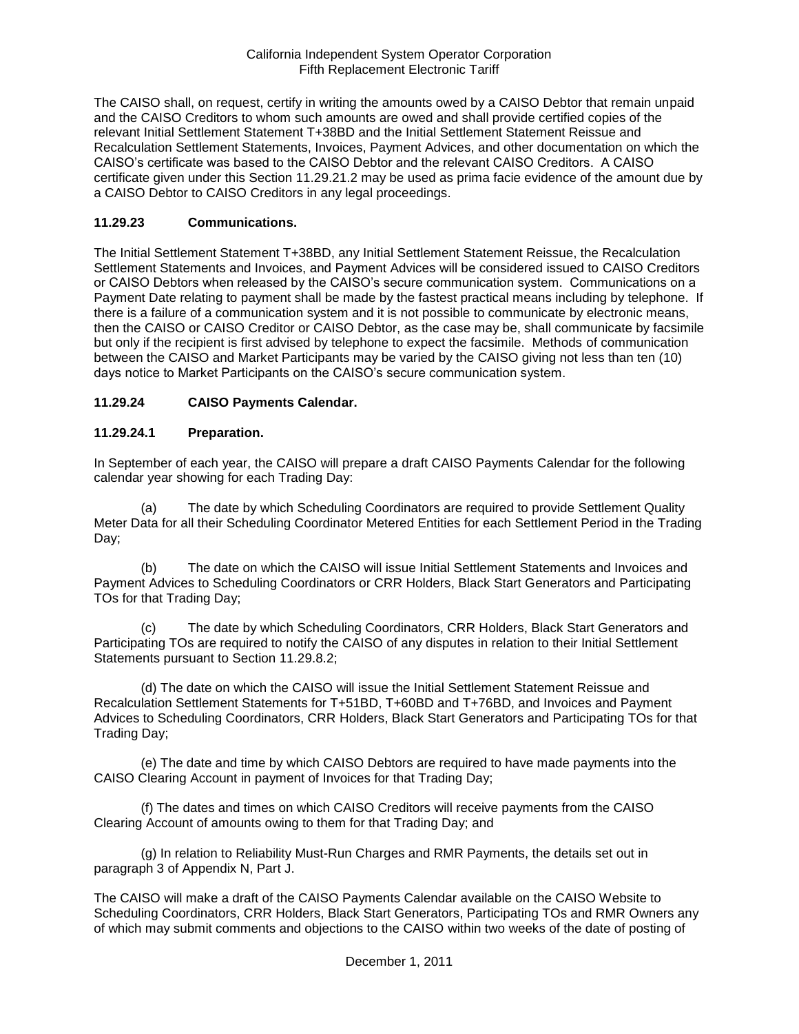The CAISO shall, on request, certify in writing the amounts owed by a CAISO Debtor that remain unpaid and the CAISO Creditors to whom such amounts are owed and shall provide certified copies of the relevant Initial Settlement Statement T+38BD and the Initial Settlement Statement Reissue and Recalculation Settlement Statements, Invoices, Payment Advices, and other documentation on which the CAISO's certificate was based to the CAISO Debtor and the relevant CAISO Creditors. A CAISO certificate given under this Section 11.29.21.2 may be used as prima facie evidence of the amount due by a CAISO Debtor to CAISO Creditors in any legal proceedings.

### 11.29.23 Communications.

The Initial Settlement Statement T+38BD, any Initial Settlement Statement Reissue, the Recalculation Settlement Statements and Invoices, and Payment Advices will be considered issued to CAISO Creditors or CAISO Debtors when released by the CAISO's secure communication system. Communications on a Payment Date relating to payment shall be made by the fastest practical means including by telephone. If there is a failure of a communication system and it is not possible to communicate by electronic means, then the CAISO or CAISO Creditor or CAISO Debtor, as the case may be, shall communicate by facsimile but only if the recipient is first advised by telephone to expect the facsimile. Methods of communication between the CAISO and Market Participants may be varied by the CAISO giving not less than ten (10) days notice to Market Participants on the CAISO's secure communication system.

### 11.29.24 CAISO Payments Calendar.

### 11.29.24.1 Preparation.

In September of each year, the CAISO will prepare a draft CAISO Payments Calendar for the following calendar year showing for each Trading Day:

(a) The date by which Scheduling Coordinators are required to provide Settlement Quality Meter Data for all their Scheduling Coordinator Metered Entities for each Settlement Period in the Trading Day;

(b) The date on which the CAISO will issue Initial Settlement Statements and Invoices and Payment Advices to Scheduling Coordinators or CRR Holders, Black Start Generators and Participating TOs for that Trading Day;

(c) The date by which Scheduling Coordinators, CRR Holders, Black Start Generators and Participating TOs are required to notify the CAISO of any disputes in relation to their Initial Settlement Statements pursuant to Section 11.29.8.2;

(d) The date on which the CAISO will issue the Initial Settlement Statement Reissue and Recalculation Settlement Statements for T+51BD, T+60BD and T+76BD, and Invoices and Payment Advices to Scheduling Coordinators, CRR Holders, Black Start Generators and Participating TOs for that Trading Day;

(e) The date and time by which CAISO Debtors are required to have made payments into the CAISO Clearing Account in payment of Invoices for that Trading Day;

(f) The dates and times on which CAISO Creditors will receive payments from the CAISO Clearing Account of amounts owing to them for that Trading Day; and

(g) In relation to Reliability Must-Run Charges and RMR Payments, the details set out in paragraph 3 of Appendix N, Part J.

The CAISO will make a draft of the CAISO Payments Calendar available on the CAISO Website to Scheduling Coordinators, CRR Holders, Black Start Generators, Participating TOs and RMR Owners any of which may submit comments and objections to the CAISO within two weeks of the date of posting of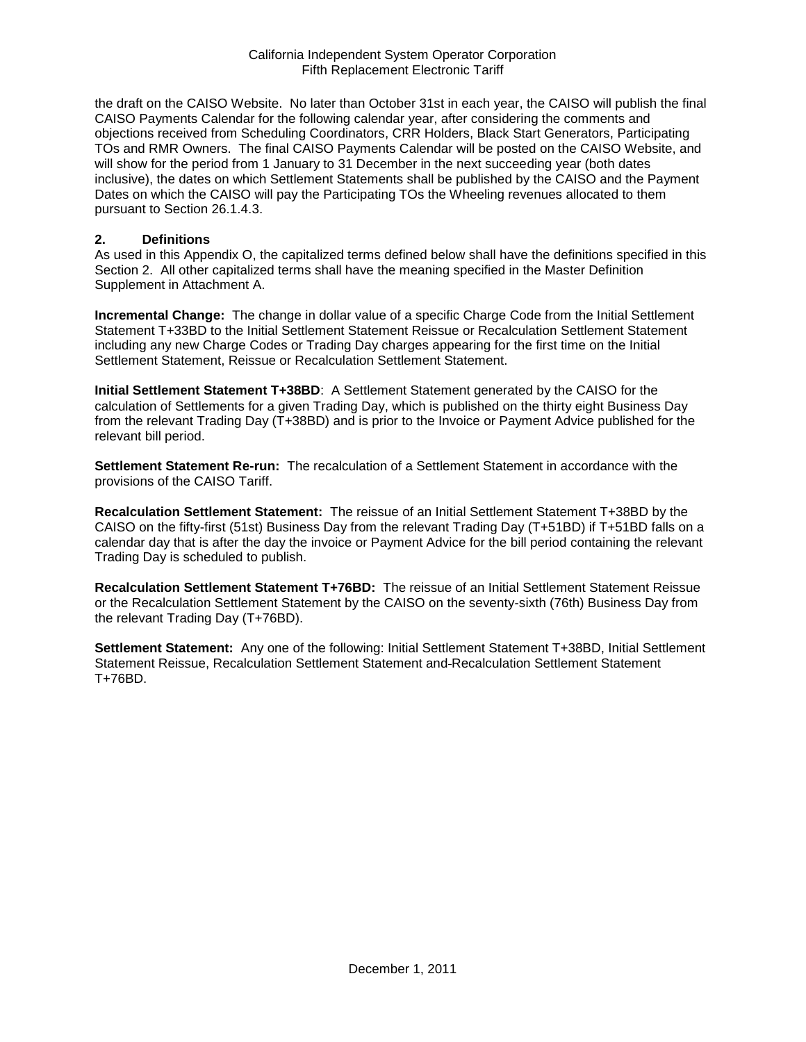the draft on the CAISO Website. No later than October 31st in each year, the CAISO will publish the final CAISO Payments Calendar for the following calendar year, after considering the comments and objections received from Scheduling Coordinators, CRR Holders, Black Start Generators, Participating TOs and RMR Owners. The final CAISO Payments Calendar will be posted on the CAISO Website, and will show for the period from 1 January to 31 December in the next succeeding year (both dates inclusive), the dates on which Settlement Statements shall be published by the CAISO and the Payment Dates on which the CAISO will pay the Participating TOs the Wheeling revenues allocated to them pursuant to Section 26.1.4.3.

## 2. Definitions

As used in this Appendix O, the capitalized terms defined below shall have the definitions specified in this Section 2. All other capitalized terms shall have the meaning specified in the Master Definition Supplement in Attachment A.

**Incremental Change:** The change in dollar value of a specific Charge Code from the Initial Settlement Statement T+33BD to the Initial Settlement Statement Reissue or Recalculation Settlement Statement including any new Charge Codes or Trading Day charges appearing for the first time on the Initial Settlement Statement, Reissue or Recalculation Settlement Statement.

**Initial Settlement Statement T+38BD**: A Settlement Statement generated by the CAISO for the calculation of Settlements for a given Trading Day, which is published on the thirty eight Business Day from the relevant Trading Day (T+38BD) and is prior to the Invoice or Payment Advice published for the relevant bill period.

**Settlement Statement Re-run:** The recalculation of a Settlement Statement in accordance with the provisions of the CAISO Tariff.

**Recalculation Settlement Statement:** The reissue of an Initial Settlement Statement T+38BD by the CAISO on the fifty-first (51st) Business Day from the relevant Trading Day (T+51BD) if T+51BD falls on a calendar day that is after the day the invoice or Payment Advice for the bill period containing the relevant Trading Day is scheduled to publish.

**Recalculation Settlement Statement T+76BD:** The reissue of an Initial Settlement Statement Reissue or the Recalculation Settlement Statement by the CAISO on the seventy-sixth (76th) Business Day from the relevant Trading Day (T+76BD).

**Settlement Statement:** Any one of the following: Initial Settlement Statement T+38BD, Initial Settlement Statement Reissue, Recalculation Settlement Statement and Recalculation Settlement Statement T+76BD.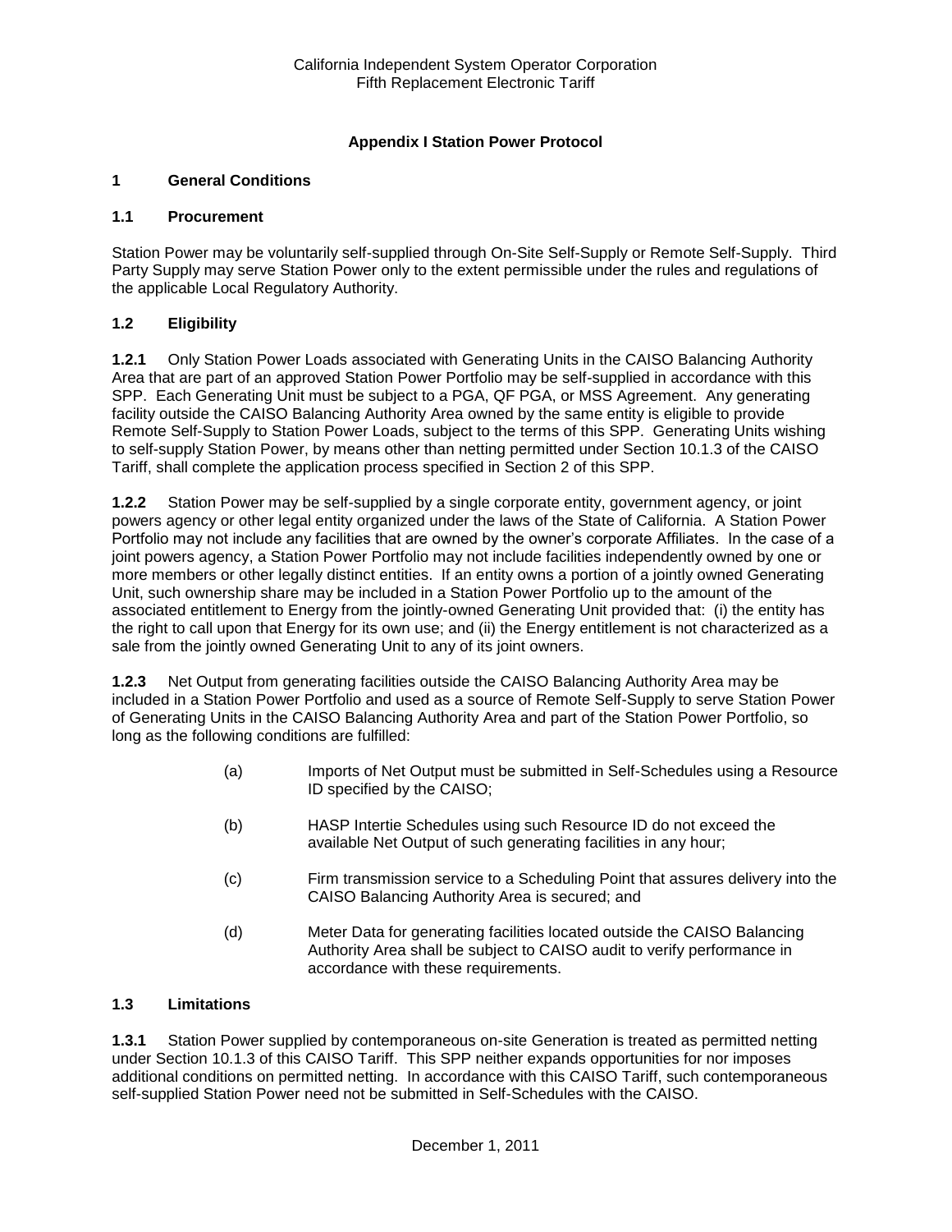# Appendix I Station Power Protocol

## 1 General Conditions

### 1.1 Procurement

Station Power may be voluntarily self-supplied through On-Site Self-Supply or Remote Self-Supply. Third Party Supply may serve Station Power only to the extent permissible under the rules and regulations of the applicable Local Regulatory Authority.

### 1.2 Eligibility

**1.2.1** Only Station Power Loads associated with Generating Units in the CAISO Balancing Authority Area that are part of an approved Station Power Portfolio may be self-supplied in accordance with this SPP. Each Generating Unit must be subject to a PGA, QF PGA, or MSS Agreement. Any generating facility outside the CAISO Balancing Authority Area owned by the same entity is eligible to provide Remote Self-Supply to Station Power Loads, subject to the terms of this SPP. Generating Units wishing to self-supply Station Power, by means other than netting permitted under Section 10.1.3 of the CAISO Tariff, shall complete the application process specified in Section 2 of this SPP.

**1.2.2** Station Power may be self-supplied by a single corporate entity, government agency, or joint powers agency or other legal entity organized under the laws of the State of California. A Station Power Portfolio may not include any facilities that are owned by the owner's corporate Affiliates. In the case of a joint powers agency, a Station Power Portfolio may not include facilities independently owned by one or more members or other legally distinct entities. If an entity owns a portion of a jointly owned Generating Unit, such ownership share may be included in a Station Power Portfolio up to the amount of the associated entitlement to Energy from the jointly-owned Generating Unit provided that: (i) the entity has the right to call upon that Energy for its own use; and (ii) the Energy entitlement is not characterized as a sale from the jointly owned Generating Unit to any of its joint owners.

**1.2.3** Net Output from generating facilities outside the CAISO Balancing Authority Area may be included in a Station Power Portfolio and used as a source of Remote Self-Supply to serve Station Power of Generating Units in the CAISO Balancing Authority Area and part of the Station Power Portfolio, so long as the following conditions are fulfilled:

(a) Imports of Net Output must be submitted in Self-Schedules using a Resource ID specified by the CAISO;

(b) HASP Intertie Schedules using such Resource ID do not exceed the available Net Output of such generating facilities in any hour;

(c) Firm transmission service to a Scheduling Point that assures delivery into the CAISO Balancing Authority Area is secured; and

(d) Meter Data for generating facilities located outside the CAISO Balancing Authority Area shall be subject to CAISO audit to verify performance in accordance with these requirements.

### 1.3 Limitations

**1.3.1** Station Power supplied by contemporaneous on-site Generation is treated as permitted netting under Section 10.1.3 of this CAISO Tariff. This SPP neither expands opportunities for nor imposes additional conditions on permitted netting. In accordance with this CAISO Tariff, such contemporaneous self-supplied Station Power need not be submitted in Self-Schedules with the CAISO.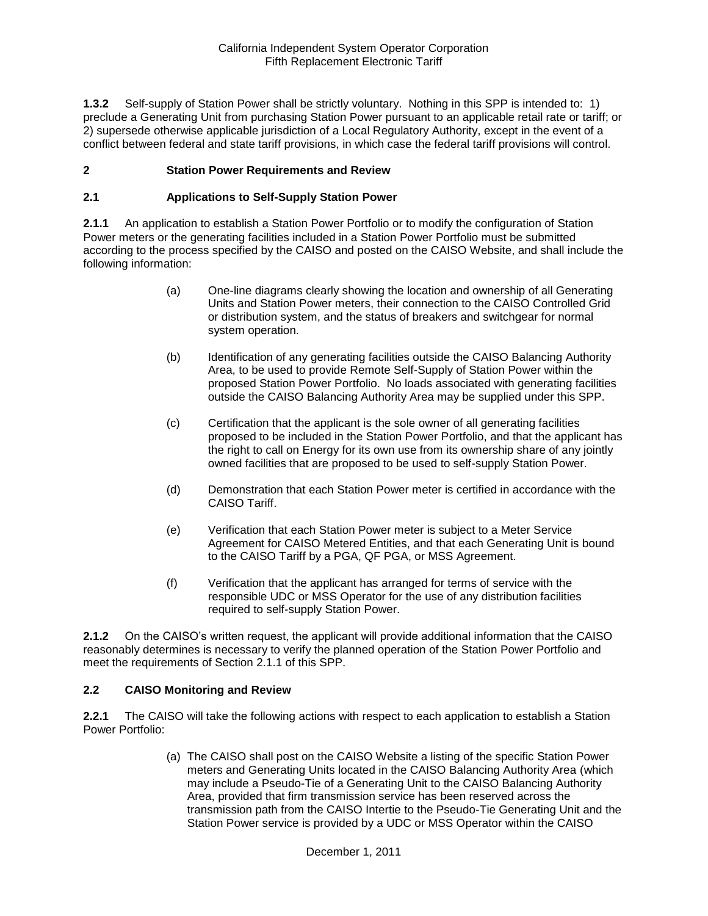**1.3.2** Self-supply of Station Power shall be strictly voluntary. Nothing in this SPP is intended to: 1) preclude a Generating Unit from purchasing Station Power pursuant to an applicable retail rate or tariff; or 2) supersede otherwise applicable jurisdiction of a Local Regulatory Authority, except in the event of a conflict between federal and state tariff provisions, in which case the federal tariff provisions will control.

## 2 Station Power Requirements and Review

### 2.1 Applications to Self-Supply Station Power

**2.1.1** An application to establish a Station Power Portfolio or to modify the configuration of Station Power meters or the generating facilities included in a Station Power Portfolio must be submitted according to the process specified by the CAISO and posted on the CAISO Website, and shall include the following information:

(a) One-line diagrams clearly showing the location and ownership of all Generating Units and Station Power meters, their connection to the CAISO Controlled Grid or distribution system, and the status of breakers and switchgear for normal system operation.

(b) Identification of any generating facilities outside the CAISO Balancing Authority Area, to be used to provide Remote Self-Supply of Station Power within the proposed Station Power Portfolio. No loads associated with generating facilities outside the CAISO Balancing Authority Area may be supplied under this SPP.

(c) Certification that the applicant is the sole owner of all generating facilities proposed to be included in the Station Power Portfolio, and that the applicant has the right to call on Energy for its own use from its ownership share of any jointly owned facilities that are proposed to be used to self-supply Station Power.

(d) Demonstration that each Station Power meter is certified in accordance with the CAISO Tariff.

(e) Verification that each Station Power meter is subject to a Meter Service Agreement for CAISO Metered Entities, and that each Generating Unit is bound to the CAISO Tariff by a PGA, QF PGA, or MSS Agreement.

(f) Verification that the applicant has arranged for terms of service with the responsible UDC or MSS Operator for the use of any distribution facilities required to self-supply Station Power.

**2.1.2** On the CAISO's written request, the applicant will provide additional information that the CAISO reasonably determines is necessary to verify the planned operation of the Station Power Portfolio and meet the requirements of Section 2.1.1 of this SPP.

### 2.2 CAISO Monitoring and Review

**2.2.1** The CAISO will take the following actions with respect to each application to establish a Station Power Portfolio:

(a) The CAISO shall post on the CAISO Website a listing of the specific Station Power meters and Generating Units located in the CAISO Balancing Authority Area (which may include a Pseudo-Tie of a Generating Unit to the CAISO Balancing Authority Area, provided that firm transmission service has been reserved across the transmission path from the CAISO Intertie to the Pseudo-Tie Generating Unit and the Station Power service is provided by a UDC or MSS Operator within the CAISO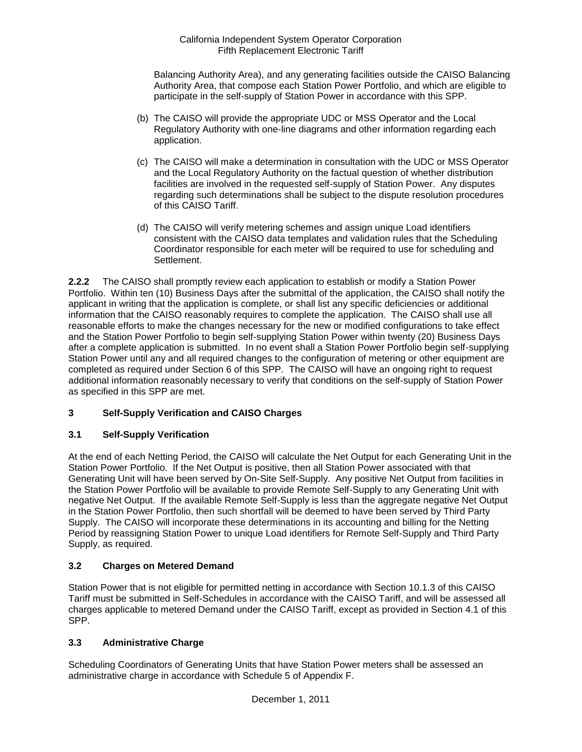Balancing Authority Area), and any generating facilities outside the CAISO Balancing Authority Area, that compose each Station Power Portfolio, and which are eligible to participate in the self-supply of Station Power in accordance with this SPP.

(b) The CAISO will provide the appropriate UDC or MSS Operator and the Local Regulatory Authority with one-line diagrams and other information regarding each application.

(c) The CAISO will make a determination in consultation with the UDC or MSS Operator and the Local Regulatory Authority on the factual question of whether distribution facilities are involved in the requested self-supply of Station Power. Any disputes regarding such determinations shall be subject to the dispute resolution procedures of this CAISO Tariff.

(d) The CAISO will verify metering schemes and assign unique Load identifiers consistent with the CAISO data templates and validation rules that the Scheduling Coordinator responsible for each meter will be required to use for scheduling and Settlement.

**2.2.2** The CAISO shall promptly review each application to establish or modify a Station Power Portfolio. Within ten (10) Business Days after the submittal of the application, the CAISO shall notify the applicant in writing that the application is complete, or shall list any specific deficiencies or additional information that the CAISO reasonably requires to complete the application. The CAISO shall use all reasonable efforts to make the changes necessary for the new or modified configurations to take effect and the Station Power Portfolio to begin self-supplying Station Power within twenty (20) Business Days after a complete application is submitted. In no event shall a Station Power Portfolio begin self-supplying Station Power until any and all required changes to the configuration of metering or other equipment are completed as required under Section 6 of this SPP. The CAISO will have an ongoing right to request additional information reasonably necessary to verify that conditions on the self-supply of Station Power as specified in this SPP are met.

## 3 Self-Supply Verification and CAISO Charges

### 3.1 Self-Supply Verification

At the end of each Netting Period, the CAISO will calculate the Net Output for each Generating Unit in the Station Power Portfolio. If the Net Output is positive, then all Station Power associated with that Generating Unit will have been served by On-Site Self-Supply. Any positive Net Output from facilities in the Station Power Portfolio will be available to provide Remote Self-Supply to any Generating Unit with negative Net Output. If the available Remote Self-Supply is less than the aggregate negative Net Output in the Station Power Portfolio, then such shortfall will be deemed to have been served by Third Party Supply. The CAISO will incorporate these determinations in its accounting and billing for the Netting Period by reassigning Station Power to unique Load identifiers for Remote Self-Supply and Third Party Supply, as required.

### 3.2 Charges on Metered Demand

Station Power that is not eligible for permitted netting in accordance with Section 10.1.3 of this CAISO Tariff must be submitted in Self-Schedules in accordance with the CAISO Tariff, and will be assessed all charges applicable to metered Demand under the CAISO Tariff, except as provided in Section 4.1 of this SPP.

### 3.3 Administrative Charge

Scheduling Coordinators of Generating Units that have Station Power meters shall be assessed an administrative charge in accordance with Schedule 5 of Appendix F.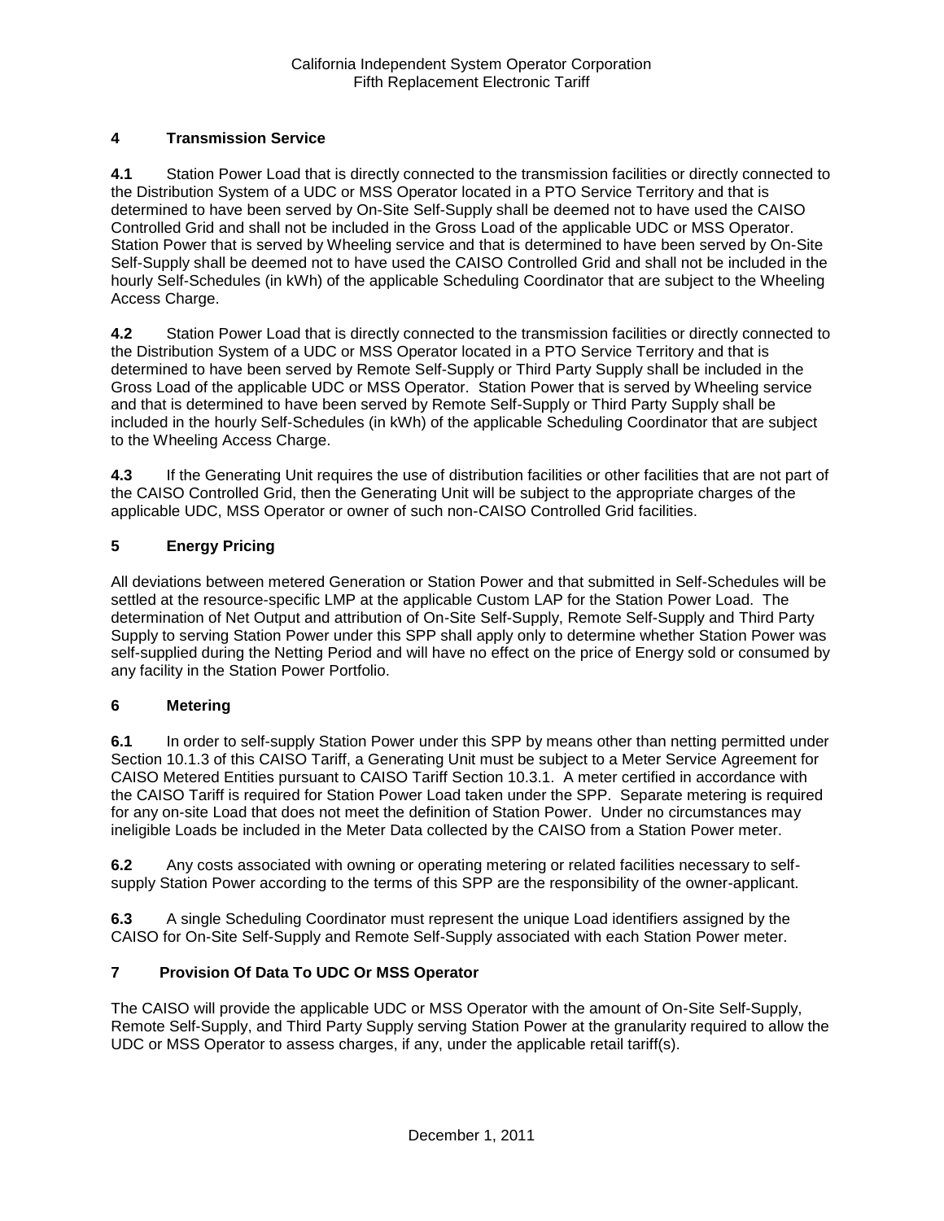## 4 Transmission Service

**4.1** Station Power Load that is directly connected to the transmission facilities or directly connected to the Distribution System of a UDC or MSS Operator located in a PTO Service Territory and that is determined to have been served by On-Site Self-Supply shall be deemed not to have used the CAISO Controlled Grid and shall not be included in the Gross Load of the applicable UDC or MSS Operator. Station Power that is served by Wheeling service and that is determined to have been served by On-Site Self-Supply shall be deemed not to have used the CAISO Controlled Grid and shall not be included in the hourly Self-Schedules (in kWh) of the applicable Scheduling Coordinator that are subject to the Wheeling Access Charge.

**4.2** Station Power Load that is directly connected to the transmission facilities or directly connected to the Distribution System of a UDC or MSS Operator located in a PTO Service Territory and that is determined to have been served by Remote Self-Supply or Third Party Supply shall be included in the Gross Load of the applicable UDC or MSS Operator. Station Power that is served by Wheeling service and that is determined to have been served by Remote Self-Supply or Third Party Supply shall be included in the hourly Self-Schedules (in kWh) of the applicable Scheduling Coordinator that are subject to the Wheeling Access Charge.

**4.3** If the Generating Unit requires the use of distribution facilities or other facilities that are not part of the CAISO Controlled Grid, then the Generating Unit will be subject to the appropriate charges of the applicable UDC, MSS Operator or owner of such non-CAISO Controlled Grid facilities.

## 5 Energy Pricing

All deviations between metered Generation or Station Power and that submitted in Self-Schedules will be settled at the resource-specific LMP at the applicable Custom LAP for the Station Power Load. The determination of Net Output and attribution of On-Site Self-Supply, Remote Self-Supply and Third Party Supply to serving Station Power under this SPP shall apply only to determine whether Station Power was self-supplied during the Netting Period and will have no effect on the price of Energy sold or consumed by any facility in the Station Power Portfolio.

## 6 Metering

**6.1** In order to self-supply Station Power under this SPP by means other than netting permitted under Section 10.1.3 of this CAISO Tariff, a Generating Unit must be subject to a Meter Service Agreement for CAISO Metered Entities pursuant to CAISO Tariff Section 10.3.1. A meter certified in accordance with the CAISO Tariff is required for Station Power Load taken under the SPP. Separate metering is required for any on-site Load that does not meet the definition of Station Power. Under no circumstances may ineligible Loads be included in the Meter Data collected by the CAISO from a Station Power meter.

**6.2** Any costs associated with owning or operating metering or related facilities necessary to self-supply Station Power according to the terms of this SPP are the responsibility of the owner-applicant.

**6.3** A single Scheduling Coordinator must represent the unique Load identifiers assigned by the CAISO for On-Site Self-Supply and Remote Self-Supply associated with each Station Power meter.

## 7 Provision Of Data To UDC Or MSS Operator

The CAISO will provide the applicable UDC or MSS Operator with the amount of On-Site Self-Supply, Remote Self-Supply, and Third Party Supply serving Station Power at the granularity required to allow the UDC or MSS Operator to assess charges, if any, under the applicable retail tariff(s).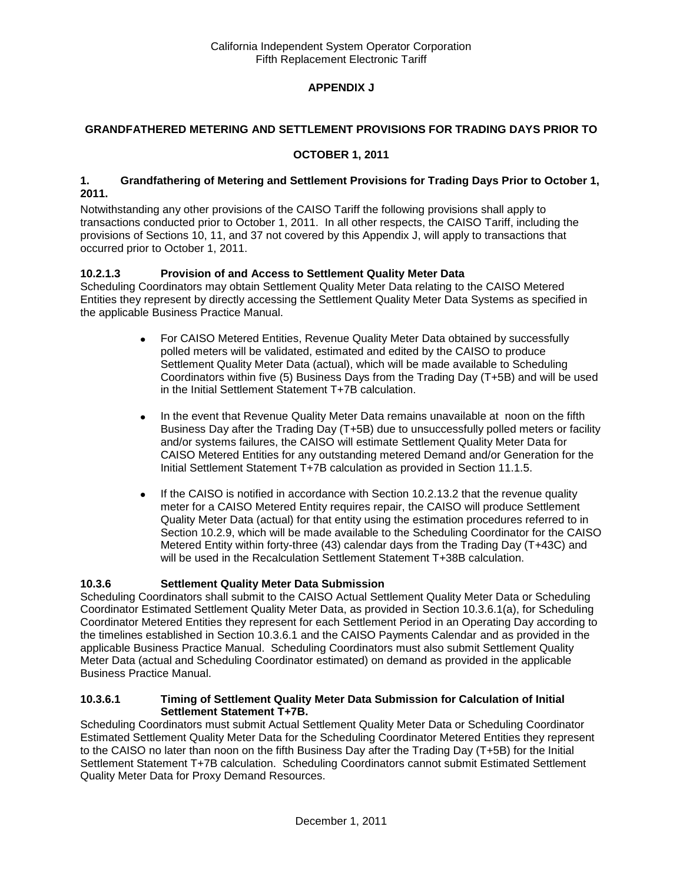**APPENDIX J**

**GRANDFATHERED METERING AND SETTLEMENT PROVISIONS FOR TRADING DAYS PRIOR TO OCTOBER 1, 2011**

### 1. Grandfathering of Metering and Settlement Provisions for Trading Days Prior to October 1, 2011.

Notwithstanding any other provisions of the CAISO Tariff the following provisions shall apply to transactions conducted prior to October 1, 2011. In all other respects, the CAISO Tariff, including the provisions of Sections 10, 11, and 37 not covered by this Appendix J, will apply to transactions that occurred prior to October 1, 2011.

### 10.2.1.3 Provision of and Access to Settlement Quality Meter Data

Scheduling Coordinators may obtain Settlement Quality Meter Data relating to the CAISO Metered Entities they represent by directly accessing the Settlement Quality Meter Data Systems as specified in the applicable Business Practice Manual.

- For CAISO Metered Entities, Revenue Quality Meter Data obtained by successfully polled meters will be validated, estimated and edited by the CAISO to produce Settlement Quality Meter Data (actual), which will be made available to Scheduling Coordinators within five (5) Business Days from the Trading Day (T+5B) and will be used in the Initial Settlement Statement T+7B calculation.

- In the event that Revenue Quality Meter Data remains unavailable at noon on the fifth Business Day after the Trading Day (T+5B) due to unsuccessfully polled meters or facility and/or systems failures, the CAISO will estimate Settlement Quality Meter Data for CAISO Metered Entities for any outstanding metered Demand and/or Generation for the Initial Settlement Statement T+7B calculation as provided in Section 11.1.5.

- If the CAISO is notified in accordance with Section 10.2.13.2 that the revenue quality meter for a CAISO Metered Entity requires repair, the CAISO will produce Settlement Quality Meter Data (actual) for that entity using the estimation procedures referred to in Section 10.2.9, which will be made available to the Scheduling Coordinator for the CAISO Metered Entity within forty-three (43) calendar days from the Trading Day (T+43C) and will be used in the Recalculation Settlement Statement T+38B calculation.

### 10.3.6 Settlement Quality Meter Data Submission

Scheduling Coordinators shall submit to the CAISO Actual Settlement Quality Meter Data or Scheduling Coordinator Estimated Settlement Quality Meter Data, as provided in Section 10.3.6.1(a), for Scheduling Coordinator Metered Entities they represent for each Settlement Period in an Operating Day according to the timelines established in Section 10.3.6.1 and the CAISO Payments Calendar and as provided in the applicable Business Practice Manual. Scheduling Coordinators must also submit Settlement Quality Meter Data (actual and Scheduling Coordinator estimated) on demand as provided in the applicable Business Practice Manual.

### 10.3.6.1 Timing of Settlement Quality Meter Data Submission for Calculation of Initial Settlement Statement T+7B.

Scheduling Coordinators must submit Actual Settlement Quality Meter Data or Scheduling Coordinator Estimated Settlement Quality Meter Data for the Scheduling Coordinator Metered Entities they represent to the CAISO no later than noon on the fifth Business Day after the Trading Day (T+5B) for the Initial Settlement Statement T+7B calculation. Scheduling Coordinators cannot submit Estimated Settlement Quality Meter Data for Proxy Demand Resources.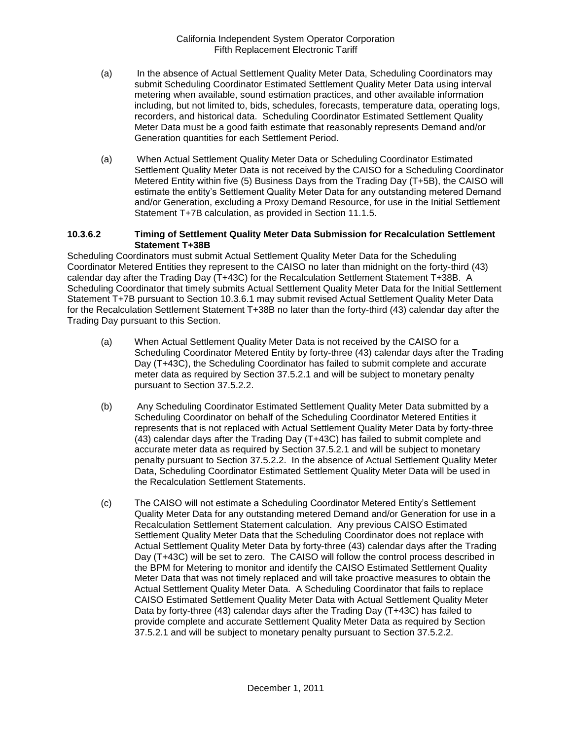(a) In the absence of Actual Settlement Quality Meter Data, Scheduling Coordinators may submit Scheduling Coordinator Estimated Settlement Quality Meter Data using interval metering when available, sound estimation practices, and other available information including, but not limited to, bids, schedules, forecasts, temperature data, operating logs, recorders, and historical data. Scheduling Coordinator Estimated Settlement Quality Meter Data must be a good faith estimate that reasonably represents Demand and/or Generation quantities for each Settlement Period.

(a) When Actual Settlement Quality Meter Data or Scheduling Coordinator Estimated Settlement Quality Meter Data is not received by the CAISO for a Scheduling Coordinator Metered Entity within five (5) Business Days from the Trading Day (T+5B), the CAISO will estimate the entity's Settlement Quality Meter Data for any outstanding metered Demand and/or Generation, excluding a Proxy Demand Resource, for use in the Initial Settlement Statement T+7B calculation, as provided in Section 11.1.5.

**10.3.6.2 Timing of Settlement Quality Meter Data Submission for Recalculation Settlement Statement T+38B**

Scheduling Coordinators must submit Actual Settlement Quality Meter Data for the Scheduling Coordinator Metered Entities they represent to the CAISO no later than midnight on the forty-third (43) calendar day after the Trading Day (T+43C) for the Recalculation Settlement Statement T+38B. A Scheduling Coordinator that timely submits Actual Settlement Quality Meter Data for the Initial Settlement Statement T+7B pursuant to Section 10.3.6.1 may submit revised Actual Settlement Quality Meter Data for the Recalculation Settlement Statement T+38B no later than the forty-third (43) calendar day after the Trading Day pursuant to this Section.

(a) When Actual Settlement Quality Meter Data is not received by the CAISO for a Scheduling Coordinator Metered Entity by forty-three (43) calendar days after the Trading Day (T+43C), the Scheduling Coordinator has failed to submit complete and accurate meter data as required by Section 37.5.2.1 and will be subject to monetary penalty pursuant to Section 37.5.2.2.

(b) Any Scheduling Coordinator Estimated Settlement Quality Meter Data submitted by a Scheduling Coordinator on behalf of the Scheduling Coordinator Metered Entities it represents that is not replaced with Actual Settlement Quality Meter Data by forty-three (43) calendar days after the Trading Day (T+43C) has failed to submit complete and accurate meter data as required by Section 37.5.2.1 and will be subject to monetary penalty pursuant to Section 37.5.2.2. In the absence of Actual Settlement Quality Meter Data, Scheduling Coordinator Estimated Settlement Quality Meter Data will be used in the Recalculation Settlement Statements.

(c) The CAISO will not estimate a Scheduling Coordinator Metered Entity's Settlement Quality Meter Data for any outstanding metered Demand and/or Generation for use in a Recalculation Settlement Statement calculation. Any previous CAISO Estimated Settlement Quality Meter Data that the Scheduling Coordinator does not replace with Actual Settlement Quality Meter Data by forty-three (43) calendar days after the Trading Day (T+43C) will be set to zero. The CAISO will follow the control process described in the BPM for Metering to monitor and identify the CAISO Estimated Settlement Quality Meter Data that was not timely replaced and will take proactive measures to obtain the Actual Settlement Quality Meter Data. A Scheduling Coordinator that fails to replace CAISO Estimated Settlement Quality Meter Data with Actual Settlement Quality Meter Data by forty-three (43) calendar days after the Trading Day (T+43C) has failed to provide complete and accurate Settlement Quality Meter Data as required by Section 37.5.2.1 and will be subject to monetary penalty pursuant to Section 37.5.2.2.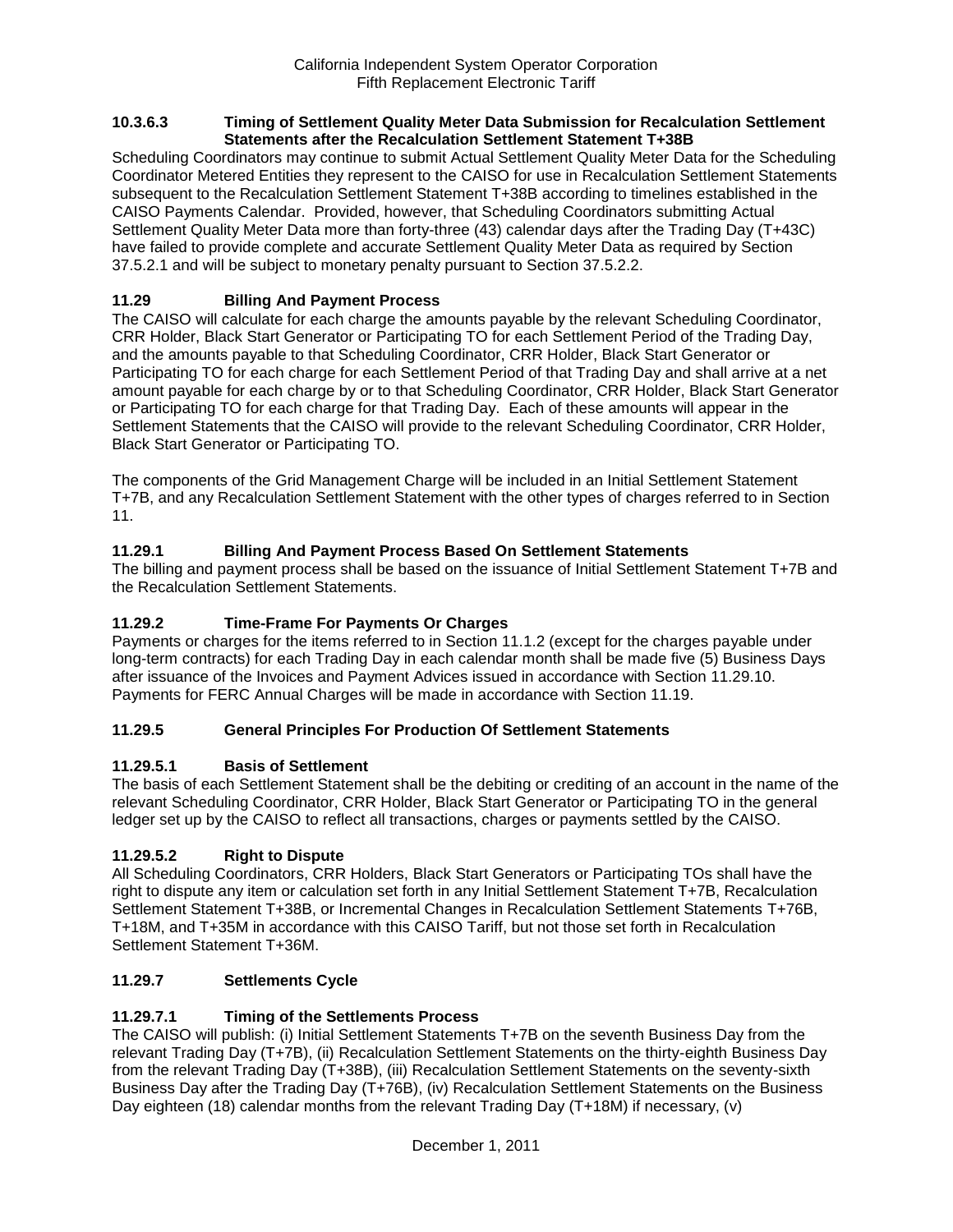### 10.3.6.3 Timing of Settlement Quality Meter Data Submission for Recalculation Settlement Statements after the Recalculation Settlement Statement T+38B

Scheduling Coordinators may continue to submit Actual Settlement Quality Meter Data for the Scheduling Coordinator Metered Entities they represent to the CAISO for use in Recalculation Settlement Statements subsequent to the Recalculation Settlement Statement T+38B according to timelines established in the CAISO Payments Calendar. Provided, however, that Scheduling Coordinators submitting Actual Settlement Quality Meter Data more than forty-three (43) calendar days after the Trading Day (T+43C) have failed to provide complete and accurate Settlement Quality Meter Data as required by Section 37.5.2.1 and will be subject to monetary penalty pursuant to Section 37.5.2.2.

## 11.29 Billing And Payment Process

The CAISO will calculate for each charge the amounts payable by the relevant Scheduling Coordinator, CRR Holder, Black Start Generator or Participating TO for each Settlement Period of the Trading Day, and the amounts payable to that Scheduling Coordinator, CRR Holder, Black Start Generator or Participating TO for each charge for each Settlement Period of that Trading Day and shall arrive at a net amount payable for each charge by or to that Scheduling Coordinator, CRR Holder, Black Start Generator or Participating TO for each charge for that Trading Day. Each of these amounts will appear in the Settlement Statements that the CAISO will provide to the relevant Scheduling Coordinator, CRR Holder, Black Start Generator or Participating TO.

The components of the Grid Management Charge will be included in an Initial Settlement Statement T+7B, and any Recalculation Settlement Statement with the other types of charges referred to in Section 11.

### 11.29.1 Billing And Payment Process Based On Settlement Statements

The billing and payment process shall be based on the issuance of Initial Settlement Statement T+7B and the Recalculation Settlement Statements.

### 11.29.2 Time-Frame For Payments Or Charges

Payments or charges for the items referred to in Section 11.1.2 (except for the charges payable under long-term contracts) for each Trading Day in each calendar month shall be made five (5) Business Days after issuance of the Invoices and Payment Advices issued in accordance with Section 11.29.10. Payments for FERC Annual Charges will be made in accordance with Section 11.19.

### 11.29.5 General Principles For Production Of Settlement Statements

#### 11.29.5.1 Basis of Settlement

The basis of each Settlement Statement shall be the debiting or crediting of an account in the name of the relevant Scheduling Coordinator, CRR Holder, Black Start Generator or Participating TO in the general ledger set up by the CAISO to reflect all transactions, charges or payments settled by the CAISO.

#### 11.29.5.2 Right to Dispute

All Scheduling Coordinators, CRR Holders, Black Start Generators or Participating TOs shall have the right to dispute any item or calculation set forth in any Initial Settlement Statement T+7B, Recalculation Settlement Statement T+38B, or Incremental Changes in Recalculation Settlement Statements T+76B, T+18M, and T+35M in accordance with this CAISO Tariff, but not those set forth in Recalculation Settlement Statement T+36M.

### 11.29.7 Settlements Cycle

#### 11.29.7.1 Timing of the Settlements Process

The CAISO will publish: (i) Initial Settlement Statements T+7B on the seventh Business Day from the relevant Trading Day (T+7B), (ii) Recalculation Settlement Statements on the thirty-eighth Business Day from the relevant Trading Day (T+38B), (iii) Recalculation Settlement Statements on the seventy-sixth Business Day after the Trading Day (T+76B), (iv) Recalculation Settlement Statements on the Business Day eighteen (18) calendar months from the relevant Trading Day (T+18M) if necessary, (v)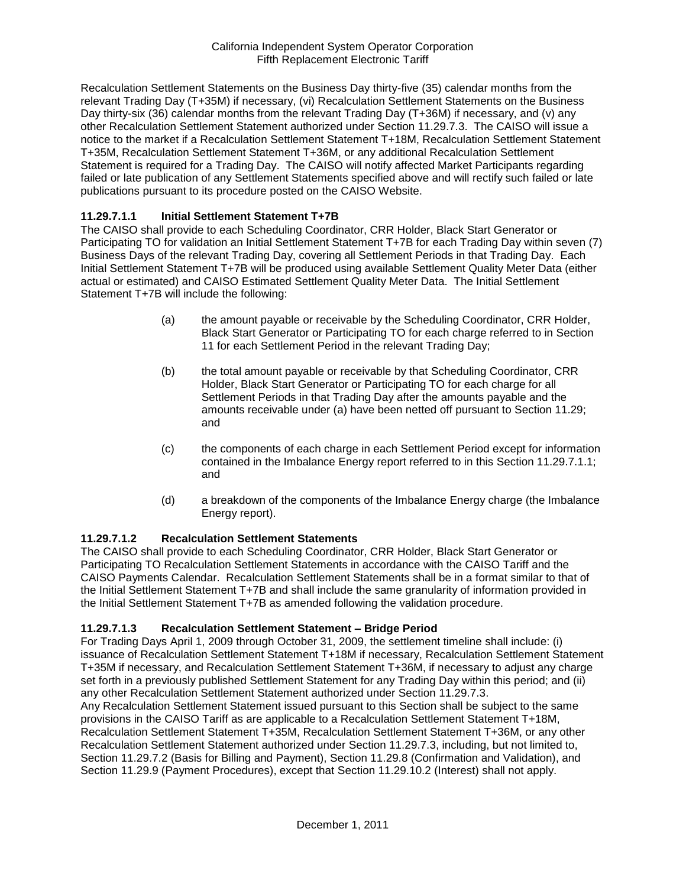Recalculation Settlement Statements on the Business Day thirty-five (35) calendar months from the relevant Trading Day (T+35M) if necessary, (vi) Recalculation Settlement Statements on the Business Day thirty-six (36) calendar months from the relevant Trading Day (T+36M) if necessary, and (v) any other Recalculation Settlement Statement authorized under Section 11.29.7.3. The CAISO will issue a notice to the market if a Recalculation Settlement Statement T+18M, Recalculation Settlement Statement T+35M, Recalculation Settlement Statement T+36M, or any additional Recalculation Settlement Statement is required for a Trading Day. The CAISO will notify affected Market Participants regarding failed or late publication of any Settlement Statements specified above and will rectify such failed or late publications pursuant to its procedure posted on the CAISO Website.

### 11.29.7.1.1 Initial Settlement Statement T+7B

The CAISO shall provide to each Scheduling Coordinator, CRR Holder, Black Start Generator or Participating TO for validation an Initial Settlement Statement T+7B for each Trading Day within seven (7) Business Days of the relevant Trading Day, covering all Settlement Periods in that Trading Day. Each Initial Settlement Statement T+7B will be produced using available Settlement Quality Meter Data (either actual or estimated) and CAISO Estimated Settlement Quality Meter Data. The Initial Settlement Statement T+7B will include the following:

(a) the amount payable or receivable by the Scheduling Coordinator, CRR Holder, Black Start Generator or Participating TO for each charge referred to in Section 11 for each Settlement Period in the relevant Trading Day;

(b) the total amount payable or receivable by that Scheduling Coordinator, CRR Holder, Black Start Generator or Participating TO for each charge for all Settlement Periods in that Trading Day after the amounts payable and the amounts receivable under (a) have been netted off pursuant to Section 11.29; and

(c) the components of each charge in each Settlement Period except for information contained in the Imbalance Energy report referred to in this Section 11.29.7.1.1; and

(d) a breakdown of the components of the Imbalance Energy charge (the Imbalance Energy report).

### 11.29.7.1.2 Recalculation Settlement Statements

The CAISO shall provide to each Scheduling Coordinator, CRR Holder, Black Start Generator or Participating TO Recalculation Settlement Statements in accordance with the CAISO Tariff and the CAISO Payments Calendar. Recalculation Settlement Statements shall be in a format similar to that of the Initial Settlement Statement T+7B and shall include the same granularity of information provided in the Initial Settlement Statement T+7B as amended following the validation procedure.

### 11.29.7.1.3 Recalculation Settlement Statement – Bridge Period

For Trading Days April 1, 2009 through October 31, 2009, the settlement timeline shall include: (i) issuance of Recalculation Settlement Statement T+18M if necessary, Recalculation Settlement Statement T+35M if necessary, and Recalculation Settlement Statement T+36M, if necessary to adjust any charge set forth in a previously published Settlement Statement for any Trading Day within this period; and (ii) any other Recalculation Settlement Statement authorized under Section 11.29.7.3.

Any Recalculation Settlement Statement issued pursuant to this Section shall be subject to the same provisions in the CAISO Tariff as are applicable to a Recalculation Settlement Statement T+18M, Recalculation Settlement Statement T+35M, Recalculation Settlement Statement T+36M, or any other Recalculation Settlement Statement authorized under Section 11.29.7.3, including, but not limited to, Section 11.29.7.2 (Basis for Billing and Payment), Section 11.29.8 (Confirmation and Validation), and Section 11.29.9 (Payment Procedures), except that Section 11.29.10.2 (Interest) shall not apply.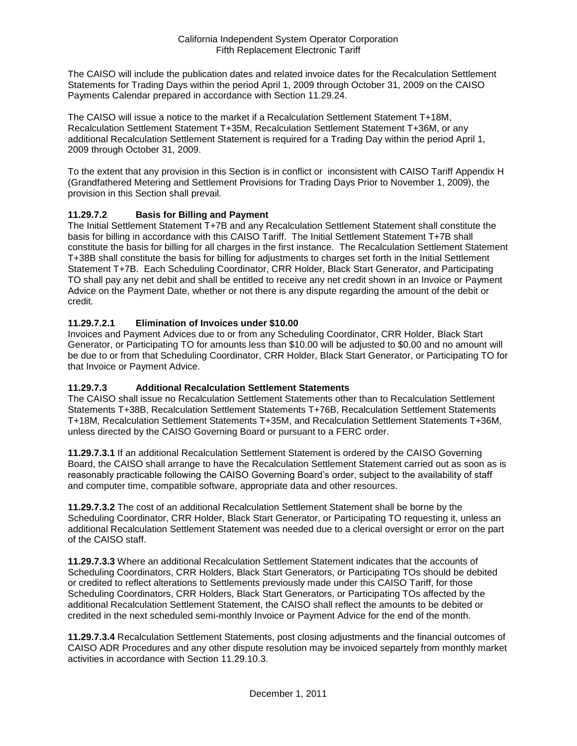The CAISO will include the publication dates and related invoice dates for the Recalculation Settlement Statements for Trading Days within the period April 1, 2009 through October 31, 2009 on the CAISO Payments Calendar prepared in accordance with Section 11.29.24.

The CAISO will issue a notice to the market if a Recalculation Settlement Statement T+18M, Recalculation Settlement Statement T+35M, Recalculation Settlement Statement T+36M, or any additional Recalculation Settlement Statement is required for a Trading Day within the period April 1, 2009 through October 31, 2009.

To the extent that any provision in this Section is in conflict or inconsistent with CAISO Tariff Appendix H (Grandfathered Metering and Settlement Provisions for Trading Days Prior to November 1, 2009), the provision in this Section shall prevail.

### 11.29.7.2 Basis for Billing and Payment

The Initial Settlement Statement T+7B and any Recalculation Settlement Statement shall constitute the basis for billing in accordance with this CAISO Tariff. The Initial Settlement Statement T+7B shall constitute the basis for billing for all charges in the first instance. The Recalculation Settlement Statement T+38B shall constitute the basis for billing for adjustments to charges set forth in the Initial Settlement Statement T+7B. Each Scheduling Coordinator, CRR Holder, Black Start Generator, and Participating TO shall pay any net debit and shall be entitled to receive any net credit shown in an Invoice or Payment Advice on the Payment Date, whether or not there is any dispute regarding the amount of the debit or credit.

### 11.29.7.2.1 Elimination of Invoices under $10.00

Invoices and Payment Advices due to or from any Scheduling Coordinator, CRR Holder, Black Start Generator, or Participating TO for amounts less than $10.00 will be adjusted to $0.00 and no amount will be due to or from that Scheduling Coordinator, CRR Holder, Black Start Generator, or Participating TO for that Invoice or Payment Advice.

### 11.29.7.3 Additional Recalculation Settlement Statements

The CAISO shall issue no Recalculation Settlement Statements other than to Recalculation Settlement Statements T+38B, Recalculation Settlement Statements T+76B, Recalculation Settlement Statements T+18M, Recalculation Settlement Statements T+35M, and Recalculation Settlement Statements T+36M, unless directed by the CAISO Governing Board or pursuant to a FERC order.

**11.29.7.3.1** If an additional Recalculation Settlement Statement is ordered by the CAISO Governing Board, the CAISO shall arrange to have the Recalculation Settlement Statement carried out as soon as is reasonably practicable following the CAISO Governing Board's order, subject to the availability of staff and computer time, compatible software, appropriate data and other resources.

**11.29.7.3.2** The cost of an additional Recalculation Settlement Statement shall be borne by the Scheduling Coordinator, CRR Holder, Black Start Generator, or Participating TO requesting it, unless an additional Recalculation Settlement Statement was needed due to a clerical oversight or error on the part of the CAISO staff.

**11.29.7.3.3** Where an additional Recalculation Settlement Statement indicates that the accounts of Scheduling Coordinators, CRR Holders, Black Start Generators, or Participating TOs should be debited or credited to reflect alterations to Settlements previously made under this CAISO Tariff, for those Scheduling Coordinators, CRR Holders, Black Start Generators, or Participating TOs affected by the additional Recalculation Settlement Statement, the CAISO shall reflect the amounts to be debited or credited in the next scheduled semi-monthly Invoice or Payment Advice for the end of the month.

**11.29.7.3.4** Recalculation Settlement Statements, post closing adjustments and the financial outcomes of CAISO ADR Procedures and any other dispute resolution may be invoiced separtely from monthly market activities in accordance with Section 11.29.10.3.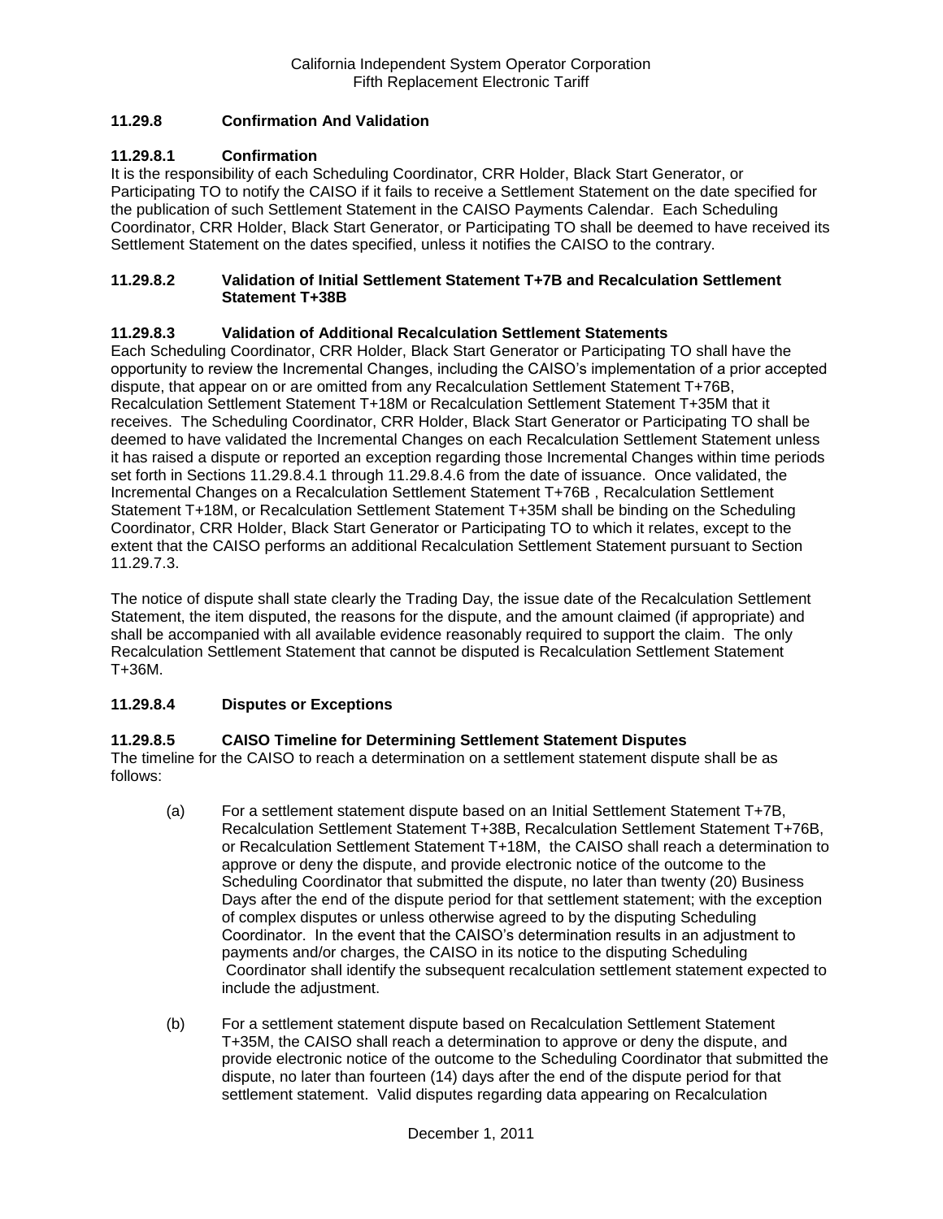### 11.29.8 Confirmation And Validation

### 11.29.8.1 Confirmation

It is the responsibility of each Scheduling Coordinator, CRR Holder, Black Start Generator, or Participating TO to notify the CAISO if it fails to receive a Settlement Statement on the date specified for the publication of such Settlement Statement in the CAISO Payments Calendar. Each Scheduling Coordinator, CRR Holder, Black Start Generator, or Participating TO shall be deemed to have received its Settlement Statement on the dates specified, unless it notifies the CAISO to the contrary.

### 11.29.8.2 Validation of Initial Settlement Statement T+7B and Recalculation Settlement Statement T+38B

### 11.29.8.3 Validation of Additional Recalculation Settlement Statements

Each Scheduling Coordinator, CRR Holder, Black Start Generator or Participating TO shall have the opportunity to review the Incremental Changes, including the CAISO's implementation of a prior accepted dispute, that appear on or are omitted from any Recalculation Settlement Statement T+76B, Recalculation Settlement Statement T+18M or Recalculation Settlement Statement T+35M that it receives. The Scheduling Coordinator, CRR Holder, Black Start Generator or Participating TO shall be deemed to have validated the Incremental Changes on each Recalculation Settlement Statement unless it has raised a dispute or reported an exception regarding those Incremental Changes within time periods set forth in Sections 11.29.8.4.1 through 11.29.8.4.6 from the date of issuance. Once validated, the Incremental Changes on a Recalculation Settlement Statement T+76B , Recalculation Settlement Statement T+18M, or Recalculation Settlement Statement T+35M shall be binding on the Scheduling Coordinator, CRR Holder, Black Start Generator or Participating TO to which it relates, except to the extent that the CAISO performs an additional Recalculation Settlement Statement pursuant to Section 11.29.7.3.

The notice of dispute shall state clearly the Trading Day, the issue date of the Recalculation Settlement Statement, the item disputed, the reasons for the dispute, and the amount claimed (if appropriate) and shall be accompanied with all available evidence reasonably required to support the claim. The only Recalculation Settlement Statement that cannot be disputed is Recalculation Settlement Statement T+36M.

### 11.29.8.4 Disputes or Exceptions

### 11.29.8.5 CAISO Timeline for Determining Settlement Statement Disputes

The timeline for the CAISO to reach a determination on a settlement statement dispute shall be as follows:

(a) For a settlement statement dispute based on an Initial Settlement Statement T+7B, Recalculation Settlement Statement T+38B, Recalculation Settlement Statement T+76B, or Recalculation Settlement Statement T+18M, the CAISO shall reach a determination to approve or deny the dispute, and provide electronic notice of the outcome to the Scheduling Coordinator that submitted the dispute, no later than twenty (20) Business Days after the end of the dispute period for that settlement statement; with the exception of complex disputes or unless otherwise agreed to by the disputing Scheduling Coordinator. In the event that the CAISO's determination results in an adjustment to payments and/or charges, the CAISO in its notice to the disputing Scheduling Coordinator shall identify the subsequent recalculation settlement statement expected to include the adjustment.

(b) For a settlement statement dispute based on Recalculation Settlement Statement T+35M, the CAISO shall reach a determination to approve or deny the dispute, and provide electronic notice of the outcome to the Scheduling Coordinator that submitted the dispute, no later than fourteen (14) days after the end of the dispute period for that settlement statement. Valid disputes regarding data appearing on Recalculation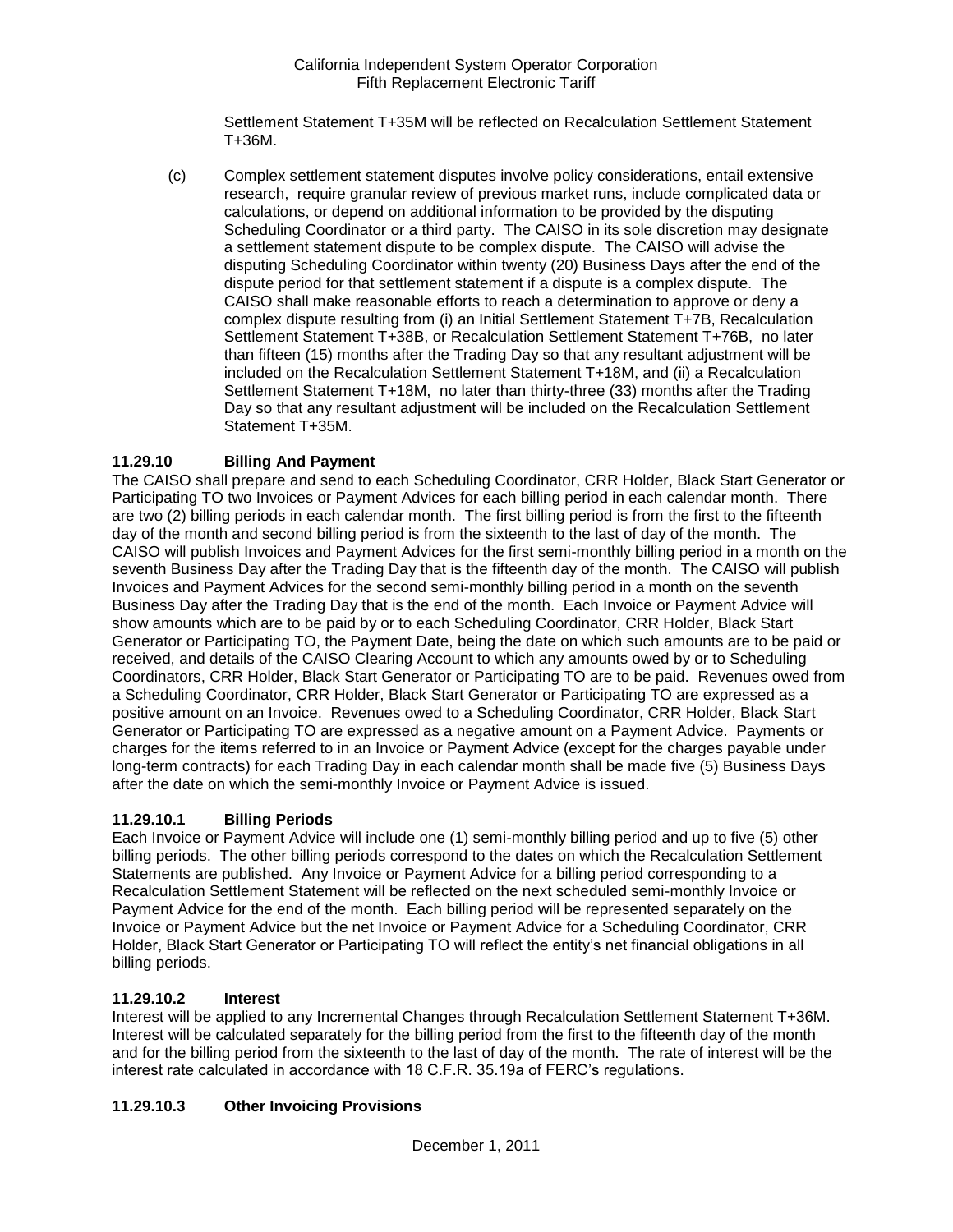Settlement Statement T+35M will be reflected on Recalculation Settlement Statement T+36M.

(c) Complex settlement statement disputes involve policy considerations, entail extensive research, require granular review of previous market runs, include complicated data or calculations, or depend on additional information to be provided by the disputing Scheduling Coordinator or a third party. The CAISO in its sole discretion may designate a settlement statement dispute to be complex dispute. The CAISO will advise the disputing Scheduling Coordinator within twenty (20) Business Days after the end of the dispute period for that settlement statement if a dispute is a complex dispute. The CAISO shall make reasonable efforts to reach a determination to approve or deny a complex dispute resulting from (i) an Initial Settlement Statement T+7B, Recalculation Settlement Statement T+38B, or Recalculation Settlement Statement T+76B, no later than fifteen (15) months after the Trading Day so that any resultant adjustment will be included on the Recalculation Settlement Statement T+18M, and (ii) a Recalculation Settlement Statement T+18M, no later than thirty-three (33) months after the Trading Day so that any resultant adjustment will be included on the Recalculation Settlement Statement T+35M.

### 11.29.10 Billing And Payment

The CAISO shall prepare and send to each Scheduling Coordinator, CRR Holder, Black Start Generator or Participating TO two Invoices or Payment Advices for each billing period in each calendar month. There are two (2) billing periods in each calendar month. The first billing period is from the first to the fifteenth day of the month and second billing period is from the sixteenth to the last of day of the month. The CAISO will publish Invoices and Payment Advices for the first semi-monthly billing period in a month on the seventh Business Day after the Trading Day that is the fifteenth day of the month. The CAISO will publish Invoices and Payment Advices for the second semi-monthly billing period in a month on the seventh Business Day after the Trading Day that is the end of the month. Each Invoice or Payment Advice will show amounts which are to be paid by or to each Scheduling Coordinator, CRR Holder, Black Start Generator or Participating TO, the Payment Date, being the date on which such amounts are to be paid or received, and details of the CAISO Clearing Account to which any amounts owed by or to Scheduling Coordinators, CRR Holder, Black Start Generator or Participating TO are to be paid. Revenues owed from a Scheduling Coordinator, CRR Holder, Black Start Generator or Participating TO are expressed as a positive amount on an Invoice. Revenues owed to a Scheduling Coordinator, CRR Holder, Black Start Generator or Participating TO are expressed as a negative amount on a Payment Advice. Payments or charges for the items referred to in an Invoice or Payment Advice (except for the charges payable under long-term contracts) for each Trading Day in each calendar month shall be made five (5) Business Days after the date on which the semi-monthly Invoice or Payment Advice is issued.

### 11.29.10.1 Billing Periods

Each Invoice or Payment Advice will include one (1) semi-monthly billing period and up to five (5) other billing periods. The other billing periods correspond to the dates on which the Recalculation Settlement Statements are published. Any Invoice or Payment Advice for a billing period corresponding to a Recalculation Settlement Statement will be reflected on the next scheduled semi-monthly Invoice or Payment Advice for the end of the month. Each billing period will be represented separately on the Invoice or Payment Advice but the net Invoice or Payment Advice for a Scheduling Coordinator, CRR Holder, Black Start Generator or Participating TO will reflect the entity's net financial obligations in all billing periods.

### 11.29.10.2 Interest

Interest will be applied to any Incremental Changes through Recalculation Settlement Statement T+36M. Interest will be calculated separately for the billing period from the first to the fifteenth day of the month and for the billing period from the sixteenth to the last of day of the month. The rate of interest will be the interest rate calculated in accordance with 18 C.F.R. 35.19a of FERC's regulations.

### 11.29.10.3 Other Invoicing Provisions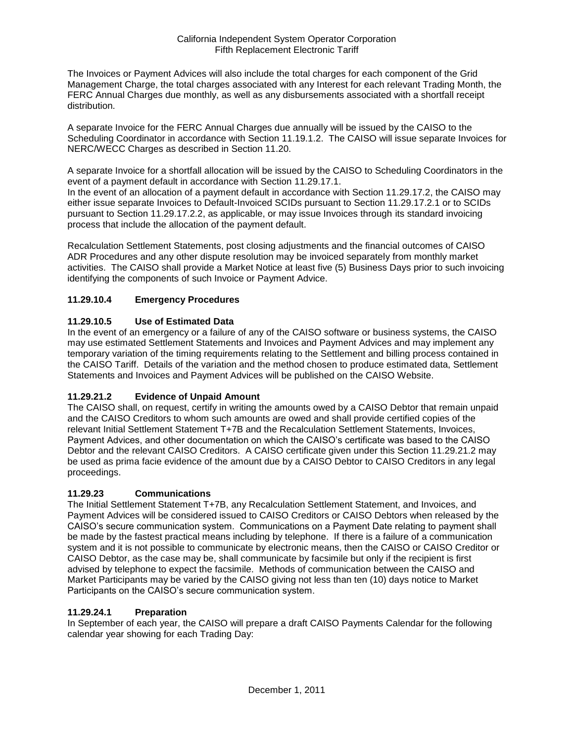The Invoices or Payment Advices will also include the total charges for each component of the Grid Management Charge, the total charges associated with any Interest for each relevant Trading Month, the FERC Annual Charges due monthly, as well as any disbursements associated with a shortfall receipt distribution.

A separate Invoice for the FERC Annual Charges due annually will be issued by the CAISO to the Scheduling Coordinator in accordance with Section 11.19.1.2. The CAISO will issue separate Invoices for NERC/WECC Charges as described in Section 11.20.

A separate Invoice for a shortfall allocation will be issued by the CAISO to Scheduling Coordinators in the event of a payment default in accordance with Section 11.29.17.1.
In the event of an allocation of a payment default in accordance with Section 11.29.17.2, the CAISO may either issue separate Invoices to Default-Invoiced SCIDs pursuant to Section 11.29.17.2.1 or to SCIDs pursuant to Section 11.29.17.2.2, as applicable, or may issue Invoices through its standard invoicing process that include the allocation of the payment default.

Recalculation Settlement Statements, post closing adjustments and the financial outcomes of CAISO ADR Procedures and any other dispute resolution may be invoiced separately from monthly market activities. The CAISO shall provide a Market Notice at least five (5) Business Days prior to such invoicing identifying the components of such Invoice or Payment Advice.

### 11.29.10.4 Emergency Procedures

### 11.29.10.5 Use of Estimated Data

In the event of an emergency or a failure of any of the CAISO software or business systems, the CAISO may use estimated Settlement Statements and Invoices and Payment Advices and may implement any temporary variation of the timing requirements relating to the Settlement and billing process contained in the CAISO Tariff. Details of the variation and the method chosen to produce estimated data, Settlement Statements and Invoices and Payment Advices will be published on the CAISO Website.

### 11.29.21.2 Evidence of Unpaid Amount

The CAISO shall, on request, certify in writing the amounts owed by a CAISO Debtor that remain unpaid and the CAISO Creditors to whom such amounts are owed and shall provide certified copies of the relevant Initial Settlement Statement T+7B and the Recalculation Settlement Statements, Invoices, Payment Advices, and other documentation on which the CAISO's certificate was based to the CAISO Debtor and the relevant CAISO Creditors. A CAISO certificate given under this Section 11.29.21.2 may be used as prima facie evidence of the amount due by a CAISO Debtor to CAISO Creditors in any legal proceedings.

### 11.29.23 Communications

The Initial Settlement Statement T+7B, any Recalculation Settlement Statement, and Invoices, and Payment Advices will be considered issued to CAISO Creditors or CAISO Debtors when released by the CAISO's secure communication system. Communications on a Payment Date relating to payment shall be made by the fastest practical means including by telephone. If there is a failure of a communication system and it is not possible to communicate by electronic means, then the CAISO or CAISO Creditor or CAISO Debtor, as the case may be, shall communicate by facsimile but only if the recipient is first advised by telephone to expect the facsimile. Methods of communication between the CAISO and Market Participants may be varied by the CAISO giving not less than ten (10) days notice to Market Participants on the CAISO's secure communication system.

### 11.29.24.1 Preparation

In September of each year, the CAISO will prepare a draft CAISO Payments Calendar for the following calendar year showing for each Trading Day: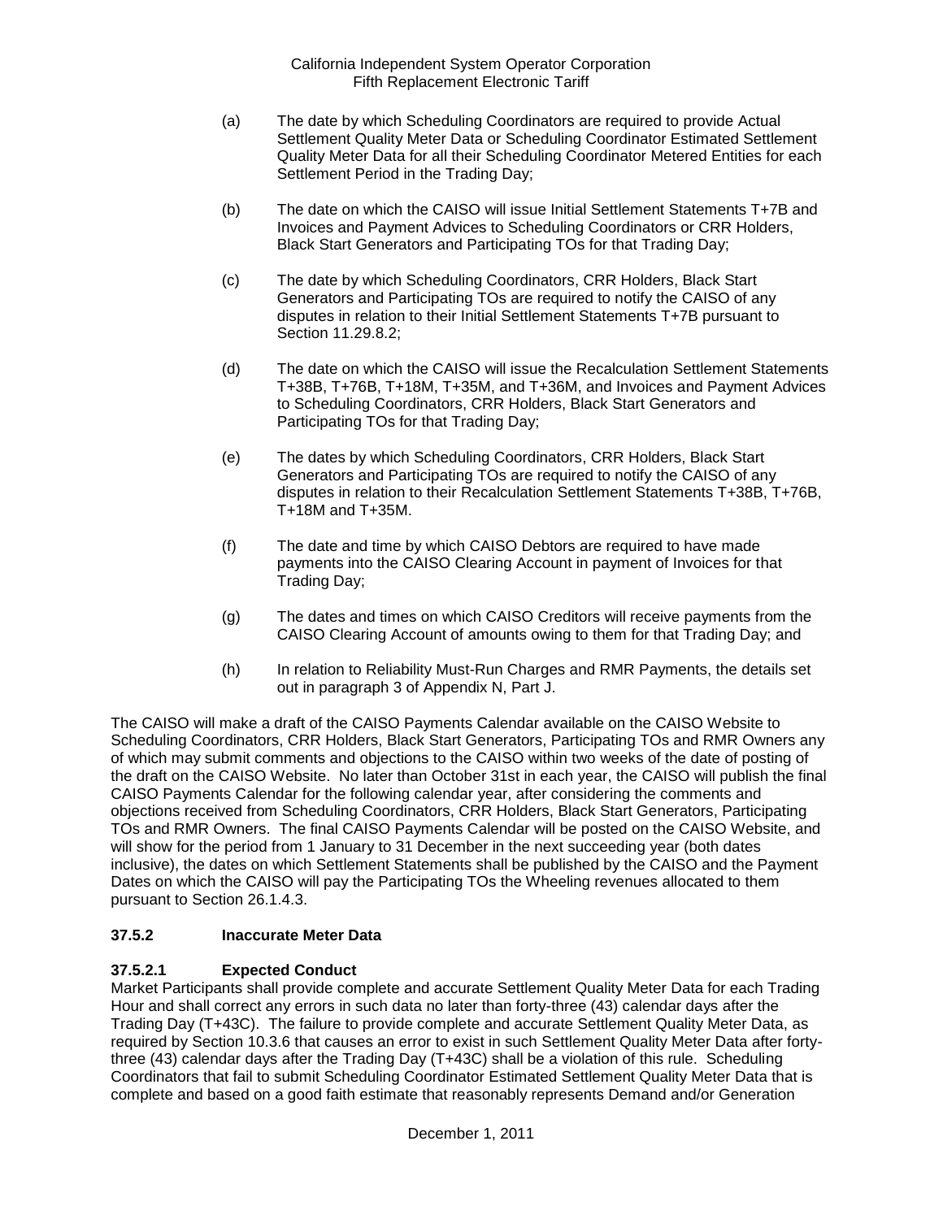(a) The date by which Scheduling Coordinators are required to provide Actual Settlement Quality Meter Data or Scheduling Coordinator Estimated Settlement Quality Meter Data for all their Scheduling Coordinator Metered Entities for each Settlement Period in the Trading Day;

(b) The date on which the CAISO will issue Initial Settlement Statements T+7B and Invoices and Payment Advices to Scheduling Coordinators or CRR Holders, Black Start Generators and Participating TOs for that Trading Day;

(c) The date by which Scheduling Coordinators, CRR Holders, Black Start Generators and Participating TOs are required to notify the CAISO of any disputes in relation to their Initial Settlement Statements T+7B pursuant to Section 11.29.8.2;

(d) The date on which the CAISO will issue the Recalculation Settlement Statements T+38B, T+76B, T+18M, T+35M, and T+36M, and Invoices and Payment Advices to Scheduling Coordinators, CRR Holders, Black Start Generators and Participating TOs for that Trading Day;

(e) The dates by which Scheduling Coordinators, CRR Holders, Black Start Generators and Participating TOs are required to notify the CAISO of any disputes in relation to their Recalculation Settlement Statements T+38B, T+76B, T+18M and T+35M.

(f) The date and time by which CAISO Debtors are required to have made payments into the CAISO Clearing Account in payment of Invoices for that Trading Day;

(g) The dates and times on which CAISO Creditors will receive payments from the CAISO Clearing Account of amounts owing to them for that Trading Day; and

(h) In relation to Reliability Must-Run Charges and RMR Payments, the details set out in paragraph 3 of Appendix N, Part J.

The CAISO will make a draft of the CAISO Payments Calendar available on the CAISO Website to Scheduling Coordinators, CRR Holders, Black Start Generators, Participating TOs and RMR Owners any of which may submit comments and objections to the CAISO within two weeks of the date of posting of the draft on the CAISO Website. No later than October 31st in each year, the CAISO will publish the final CAISO Payments Calendar for the following calendar year, after considering the comments and objections received from Scheduling Coordinators, CRR Holders, Black Start Generators, Participating TOs and RMR Owners. The final CAISO Payments Calendar will be posted on the CAISO Website, and will show for the period from 1 January to 31 December in the next succeeding year (both dates inclusive), the dates on which Settlement Statements shall be published by the CAISO and the Payment Dates on which the CAISO will pay the Participating TOs the Wheeling revenues allocated to them pursuant to Section 26.1.4.3.

### 37.5.2 Inaccurate Meter Data

#### 37.5.2.1 Expected Conduct

Market Participants shall provide complete and accurate Settlement Quality Meter Data for each Trading Hour and shall correct any errors in such data no later than forty-three (43) calendar days after the Trading Day (T+43C). The failure to provide complete and accurate Settlement Quality Meter Data, as required by Section 10.3.6 that causes an error to exist in such Settlement Quality Meter Data after forty-three (43) calendar days after the Trading Day (T+43C) shall be a violation of this rule. Scheduling Coordinators that fail to submit Scheduling Coordinator Estimated Settlement Quality Meter Data that is complete and based on a good faith estimate that reasonably represents Demand and/or Generation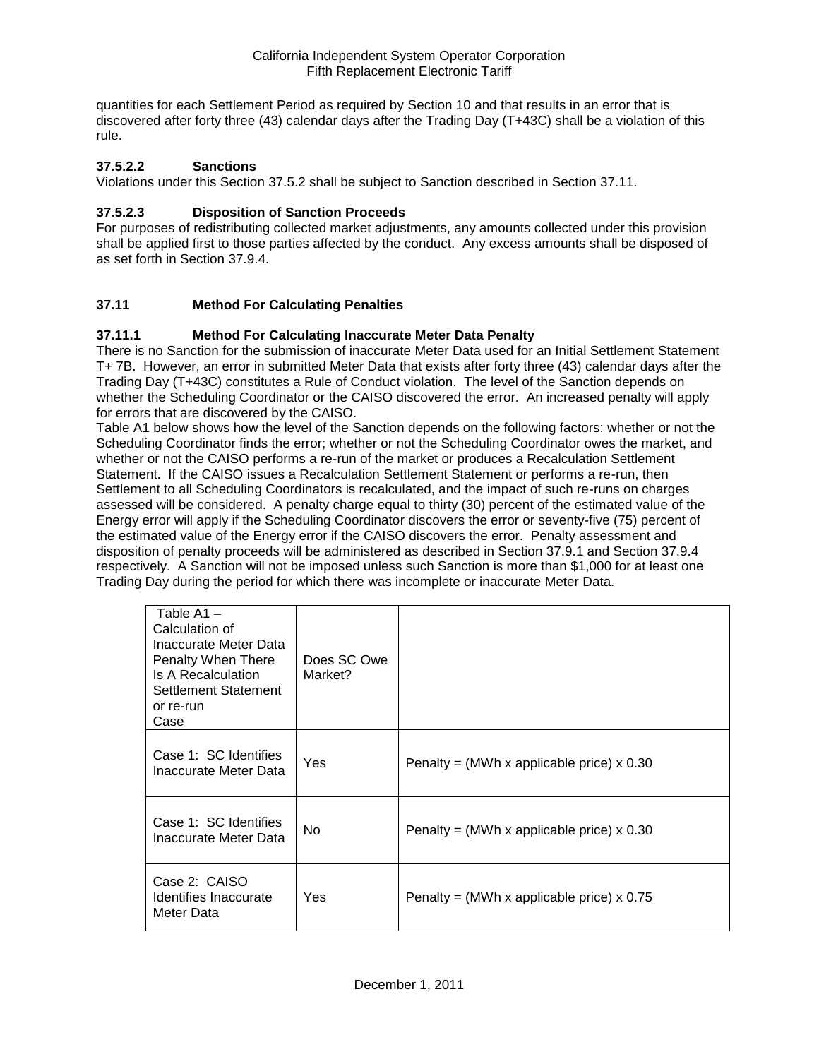quantities for each Settlement Period as required by Section 10 and that results in an error that is discovered after forty three (43) calendar days after the Trading Day (T+43C) shall be a violation of this rule.

#### 37.5.2.2 Sanctions

Violations under this Section 37.5.2 shall be subject to Sanction described in Section 37.11.

#### 37.5.2.3 Disposition of Sanction Proceeds

For purposes of redistributing collected market adjustments, any amounts collected under this provision shall be applied first to those parties affected by the conduct. Any excess amounts shall be disposed of as set forth in Section 37.9.4.

## 37.11 Method For Calculating Penalties

### 37.11.1 Method For Calculating Inaccurate Meter Data Penalty

There is no Sanction for the submission of inaccurate Meter Data used for an Initial Settlement Statement T+ 7B. However, an error in submitted Meter Data that exists after forty three (43) calendar days after the Trading Day (T+43C) constitutes a Rule of Conduct violation. The level of the Sanction depends on whether the Scheduling Coordinator or the CAISO discovered the error. An increased penalty will apply for errors that are discovered by the CAISO.

Table A1 below shows how the level of the Sanction depends on the following factors: whether or not the Scheduling Coordinator finds the error; whether or not the Scheduling Coordinator owes the market, and whether or not the CAISO performs a re-run of the market or produces a Recalculation Settlement Statement. If the CAISO issues a Recalculation Settlement Statement or performs a re-run, then Settlement to all Scheduling Coordinators is recalculated, and the impact of such re-runs on charges assessed will be considered. A penalty charge equal to thirty (30) percent of the estimated value of the Energy error will apply if the Scheduling Coordinator discovers the error or seventy-five (75) percent of the estimated value of the Energy error if the CAISO discovers the error. Penalty assessment and disposition of penalty proceeds will be administered as described in Section 37.9.1 and Section 37.9.4 respectively. A Sanction will not be imposed unless such Sanction is more than $1,000 for at least one Trading Day during the period for which there was incomplete or inaccurate Meter Data.

| Table A1 – Calculation of Inaccurate Meter Data Penalty When There Is A Recalculation Settlement Statement or re-run Case | Does SC Owe Market? | |
|---|---|---|
| Case 1: SC Identifies Inaccurate Meter Data | Yes | Penalty = (MWh x applicable price) x 0.30 |
| Case 1: SC Identifies Inaccurate Meter Data | No | Penalty = (MWh x applicable price) x 0.30 |
| Case 2: CAISO Identifies Inaccurate Meter Data | Yes | Penalty = (MWh x applicable price) x 0.75 |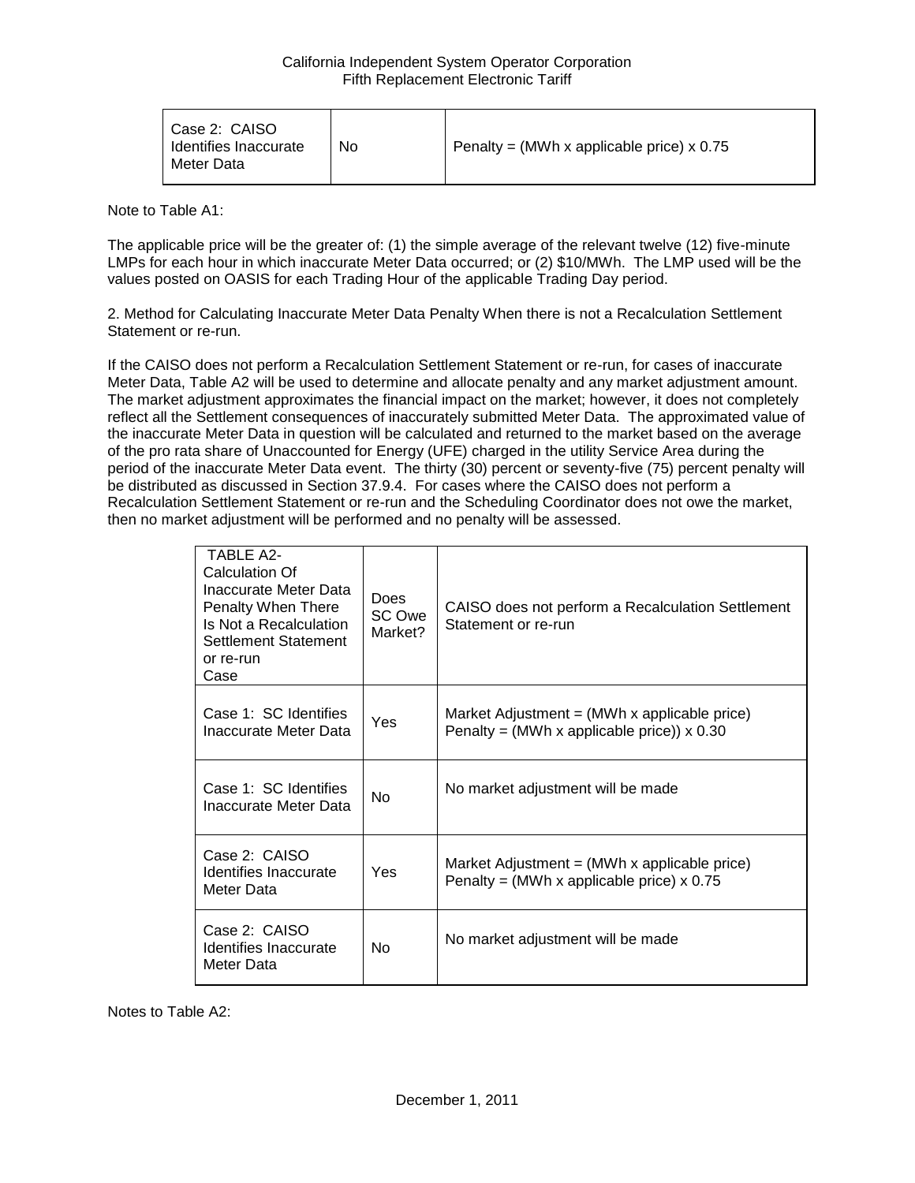| Case 2: CAISO Identifies Inaccurate Meter Data | No | Penalty = (MWh x applicable price) x 0.75 |
|---|---|---|

Note to Table A1:

The applicable price will be the greater of: (1) the simple average of the relevant twelve (12) five-minute LMPs for each hour in which inaccurate Meter Data occurred; or (2) $10/MWh. The LMP used will be the values posted on OASIS for each Trading Hour of the applicable Trading Day period.

2. Method for Calculating Inaccurate Meter Data Penalty When there is not a Recalculation Settlement Statement or re-run.

If the CAISO does not perform a Recalculation Settlement Statement or re-run, for cases of inaccurate Meter Data, Table A2 will be used to determine and allocate penalty and any market adjustment amount. The market adjustment approximates the financial impact on the market; however, it does not completely reflect all the Settlement consequences of inaccurately submitted Meter Data. The approximated value of the inaccurate Meter Data in question will be calculated and returned to the market based on the average of the pro rata share of Unaccounted for Energy (UFE) charged in the utility Service Area during the period of the inaccurate Meter Data event. The thirty (30) percent or seventy-five (75) percent penalty will be distributed as discussed in Section 37.9.4. For cases where the CAISO does not perform a Recalculation Settlement Statement or re-run and the Scheduling Coordinator does not owe the market, then no market adjustment will be performed and no penalty will be assessed.

| TABLE A2- Calculation Of Inaccurate Meter Data Penalty When There Is Not a Recalculation Settlement Statement or re-run Case | Does SC Owe Market? | CAISO does not perform a Recalculation Settlement Statement or re-run |
|---|---|---|
| Case 1: SC Identifies Inaccurate Meter Data | Yes | Market Adjustment = (MWh x applicable price)<br>Penalty = (MWh x applicable price)) x 0.30 |
| Case 1: SC Identifies Inaccurate Meter Data | No | No market adjustment will be made |
| Case 2: CAISO Identifies Inaccurate Meter Data | Yes | Market Adjustment = (MWh x applicable price)<br>Penalty = (MWh x applicable price) x 0.75 |
| Case 2: CAISO Identifies Inaccurate Meter Data | No | No market adjustment will be made |

Notes to Table A2: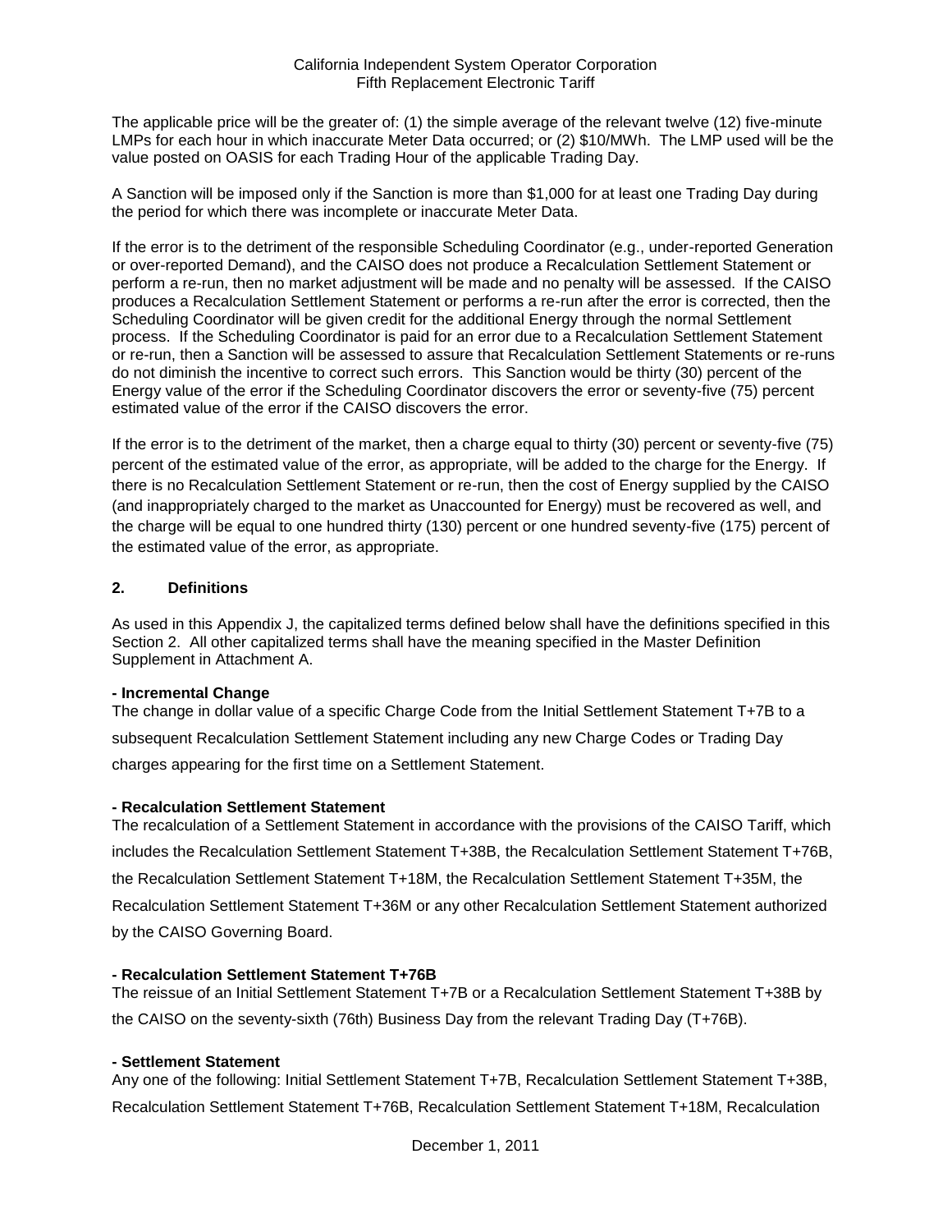The applicable price will be the greater of: (1) the simple average of the relevant twelve (12) five-minute LMPs for each hour in which inaccurate Meter Data occurred; or (2) $10/MWh. The LMP used will be the value posted on OASIS for each Trading Hour of the applicable Trading Day.

A Sanction will be imposed only if the Sanction is more than $1,000 for at least one Trading Day during the period for which there was incomplete or inaccurate Meter Data.

If the error is to the detriment of the responsible Scheduling Coordinator (e.g., under-reported Generation or over-reported Demand), and the CAISO does not produce a Recalculation Settlement Statement or perform a re-run, then no market adjustment will be made and no penalty will be assessed. If the CAISO produces a Recalculation Settlement Statement or performs a re-run after the error is corrected, then the Scheduling Coordinator will be given credit for the additional Energy through the normal Settlement process. If the Scheduling Coordinator is paid for an error due to a Recalculation Settlement Statement or re-run, then a Sanction will be assessed to assure that Recalculation Settlement Statements or re-runs do not diminish the incentive to correct such errors. This Sanction would be thirty (30) percent of the Energy value of the error if the Scheduling Coordinator discovers the error or seventy-five (75) percent estimated value of the error if the CAISO discovers the error.

If the error is to the detriment of the market, then a charge equal to thirty (30) percent or seventy-five (75) percent of the estimated value of the error, as appropriate, will be added to the charge for the Energy. If there is no Recalculation Settlement Statement or re-run, then the cost of Energy supplied by the CAISO (and inappropriately charged to the market as Unaccounted for Energy) must be recovered as well, and the charge will be equal to one hundred thirty (130) percent or one hundred seventy-five (175) percent of the estimated value of the error, as appropriate.

## 2. Definitions

As used in this Appendix J, the capitalized terms defined below shall have the definitions specified in this Section 2. All other capitalized terms shall have the meaning specified in the Master Definition Supplement in Attachment A.

**- Incremental Change**
The change in dollar value of a specific Charge Code from the Initial Settlement Statement T+7B to a subsequent Recalculation Settlement Statement including any new Charge Codes or Trading Day charges appearing for the first time on a Settlement Statement.

**- Recalculation Settlement Statement**
The recalculation of a Settlement Statement in accordance with the provisions of the CAISO Tariff, which includes the Recalculation Settlement Statement T+38B, the Recalculation Settlement Statement T+76B, the Recalculation Settlement Statement T+18M, the Recalculation Settlement Statement T+35M, the Recalculation Settlement Statement T+36M or any other Recalculation Settlement Statement authorized by the CAISO Governing Board.

**- Recalculation Settlement Statement T+76B**
The reissue of an Initial Settlement Statement T+7B or a Recalculation Settlement Statement T+38B by the CAISO on the seventy-sixth (76th) Business Day from the relevant Trading Day (T+76B).

**- Settlement Statement**
Any one of the following: Initial Settlement Statement T+7B, Recalculation Settlement Statement T+38B, Recalculation Settlement Statement T+76B, Recalculation Settlement Statement T+18M, Recalculation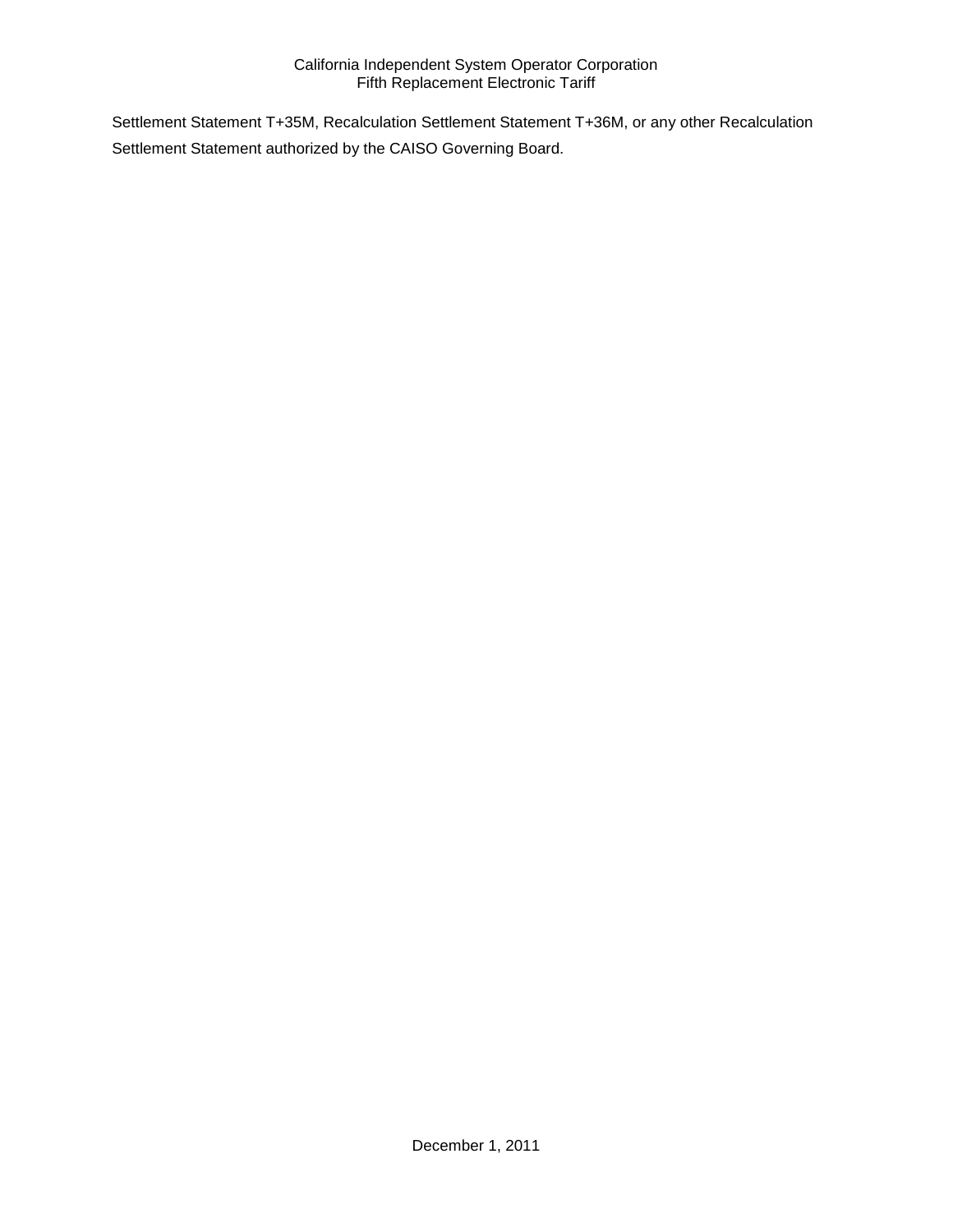Settlement Statement T+35M, Recalculation Settlement Statement T+36M, or any other Recalculation Settlement Statement authorized by the CAISO Governing Board.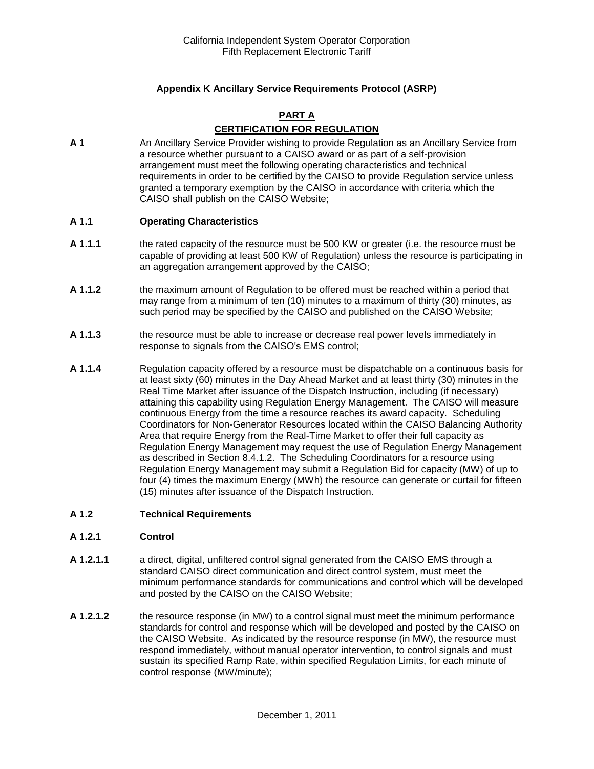## Appendix K Ancillary Service Requirements Protocol (ASRP)

### PART A
### CERTIFICATION FOR REGULATION

**A 1** An Ancillary Service Provider wishing to provide Regulation as an Ancillary Service from a resource whether pursuant to a CAISO award or as part of a self-provision arrangement must meet the following operating characteristics and technical requirements in order to be certified by the CAISO to provide Regulation service unless granted a temporary exemption by the CAISO in accordance with criteria which the CAISO shall publish on the CAISO Website;

**A 1.1 Operating Characteristics**

**A 1.1.1** the rated capacity of the resource must be 500 KW or greater (i.e. the resource must be capable of providing at least 500 KW of Regulation) unless the resource is participating in an aggregation arrangement approved by the CAISO;

**A 1.1.2** the maximum amount of Regulation to be offered must be reached within a period that may range from a minimum of ten (10) minutes to a maximum of thirty (30) minutes, as such period may be specified by the CAISO and published on the CAISO Website;

**A 1.1.3** the resource must be able to increase or decrease real power levels immediately in response to signals from the CAISO's EMS control;

**A 1.1.4** Regulation capacity offered by a resource must be dispatchable on a continuous basis for at least sixty (60) minutes in the Day Ahead Market and at least thirty (30) minutes in the Real Time Market after issuance of the Dispatch Instruction, including (if necessary) attaining this capability using Regulation Energy Management. The CAISO will measure continuous Energy from the time a resource reaches its award capacity. Scheduling Coordinators for Non-Generator Resources located within the CAISO Balancing Authority Area that require Energy from the Real-Time Market to offer their full capacity as Regulation Energy Management may request the use of Regulation Energy Management as described in Section 8.4.1.2. The Scheduling Coordinators for a resource using Regulation Energy Management may submit a Regulation Bid for capacity (MW) of up to four (4) times the maximum Energy (MWh) the resource can generate or curtail for fifteen (15) minutes after issuance of the Dispatch Instruction.

**A 1.2 Technical Requirements**

**A 1.2.1 Control**

**A 1.2.1.1** a direct, digital, unfiltered control signal generated from the CAISO EMS through a standard CAISO direct communication and direct control system, must meet the minimum performance standards for communications and control which will be developed and posted by the CAISO on the CAISO Website;

**A 1.2.1.2** the resource response (in MW) to a control signal must meet the minimum performance standards for control and response which will be developed and posted by the CAISO on the CAISO Website. As indicated by the resource response (in MW), the resource must respond immediately, without manual operator intervention, to control signals and must sustain its specified Ramp Rate, within specified Regulation Limits, for each minute of control response (MW/minute);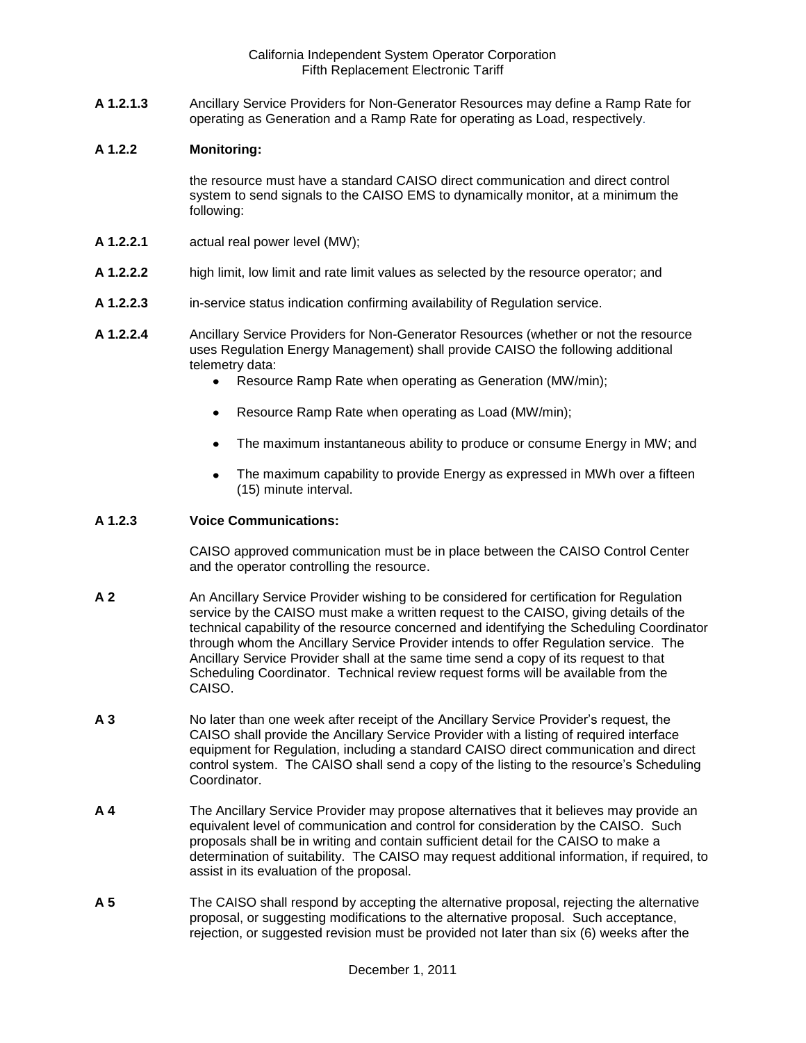**A 1.2.1.3** Ancillary Service Providers for Non-Generator Resources may define a Ramp Rate for operating as Generation and a Ramp Rate for operating as Load, respectively.

**A 1.2.2 Monitoring:**

the resource must have a standard CAISO direct communication and direct control system to send signals to the CAISO EMS to dynamically monitor, at a minimum the following:

**A 1.2.2.1** actual real power level (MW);

**A 1.2.2.2** high limit, low limit and rate limit values as selected by the resource operator; and

**A 1.2.2.3** in-service status indication confirming availability of Regulation service.

**A 1.2.2.4** Ancillary Service Providers for Non-Generator Resources (whether or not the resource uses Regulation Energy Management) shall provide CAISO the following additional telemetry data:

- Resource Ramp Rate when operating as Generation (MW/min);
- Resource Ramp Rate when operating as Load (MW/min);
- The maximum instantaneous ability to produce or consume Energy in MW; and
- The maximum capability to provide Energy as expressed in MWh over a fifteen (15) minute interval.

**A 1.2.3 Voice Communications:**

CAISO approved communication must be in place between the CAISO Control Center and the operator controlling the resource.

**A 2** An Ancillary Service Provider wishing to be considered for certification for Regulation service by the CAISO must make a written request to the CAISO, giving details of the technical capability of the resource concerned and identifying the Scheduling Coordinator through whom the Ancillary Service Provider intends to offer Regulation service. The Ancillary Service Provider shall at the same time send a copy of its request to that Scheduling Coordinator. Technical review request forms will be available from the CAISO.

**A 3** No later than one week after receipt of the Ancillary Service Provider's request, the CAISO shall provide the Ancillary Service Provider with a listing of required interface equipment for Regulation, including a standard CAISO direct communication and direct control system. The CAISO shall send a copy of the listing to the resource's Scheduling Coordinator.

**A 4** The Ancillary Service Provider may propose alternatives that it believes may provide an equivalent level of communication and control for consideration by the CAISO. Such proposals shall be in writing and contain sufficient detail for the CAISO to make a determination of suitability. The CAISO may request additional information, if required, to assist in its evaluation of the proposal.

**A 5** The CAISO shall respond by accepting the alternative proposal, rejecting the alternative proposal, or suggesting modifications to the alternative proposal. Such acceptance, rejection, or suggested revision must be provided not later than six (6) weeks after the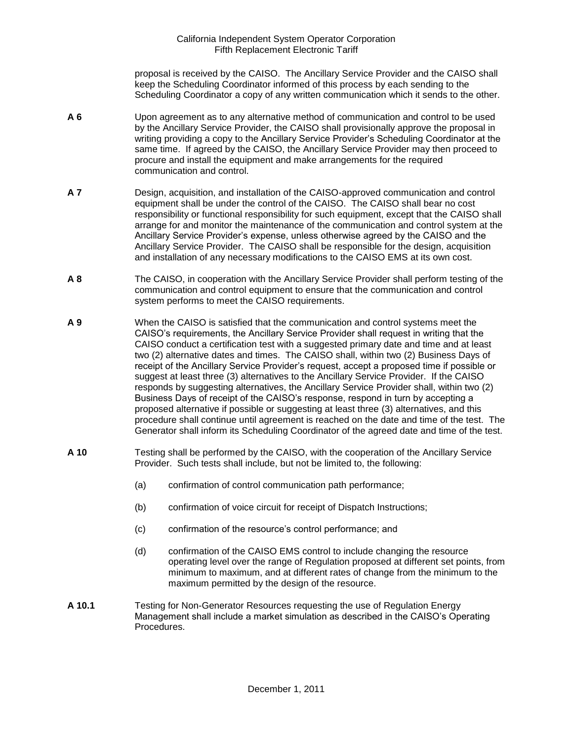proposal is received by the CAISO. The Ancillary Service Provider and the CAISO shall keep the Scheduling Coordinator informed of this process by each sending to the Scheduling Coordinator a copy of any written communication which it sends to the other.

**A 6** Upon agreement as to any alternative method of communication and control to be used by the Ancillary Service Provider, the CAISO shall provisionally approve the proposal in writing providing a copy to the Ancillary Service Provider's Scheduling Coordinator at the same time. If agreed by the CAISO, the Ancillary Service Provider may then proceed to procure and install the equipment and make arrangements for the required communication and control.

**A 7** Design, acquisition, and installation of the CAISO-approved communication and control equipment shall be under the control of the CAISO. The CAISO shall bear no cost responsibility or functional responsibility for such equipment, except that the CAISO shall arrange for and monitor the maintenance of the communication and control system at the Ancillary Service Provider's expense, unless otherwise agreed by the CAISO and the Ancillary Service Provider. The CAISO shall be responsible for the design, acquisition and installation of any necessary modifications to the CAISO EMS at its own cost.

**A 8** The CAISO, in cooperation with the Ancillary Service Provider shall perform testing of the communication and control equipment to ensure that the communication and control system performs to meet the CAISO requirements.

**A 9** When the CAISO is satisfied that the communication and control systems meet the CAISO's requirements, the Ancillary Service Provider shall request in writing that the CAISO conduct a certification test with a suggested primary date and time and at least two (2) alternative dates and times. The CAISO shall, within two (2) Business Days of receipt of the Ancillary Service Provider's request, accept a proposed time if possible or suggest at least three (3) alternatives to the Ancillary Service Provider. If the CAISO responds by suggesting alternatives, the Ancillary Service Provider shall, within two (2) Business Days of receipt of the CAISO's response, respond in turn by accepting a proposed alternative if possible or suggesting at least three (3) alternatives, and this procedure shall continue until agreement is reached on the date and time of the test. The Generator shall inform its Scheduling Coordinator of the agreed date and time of the test.

**A 10** Testing shall be performed by the CAISO, with the cooperation of the Ancillary Service Provider. Such tests shall include, but not be limited to, the following:

(a) confirmation of control communication path performance;

(b) confirmation of voice circuit for receipt of Dispatch Instructions;

(c) confirmation of the resource's control performance; and

(d) confirmation of the CAISO EMS control to include changing the resource operating level over the range of Regulation proposed at different set points, from minimum to maximum, and at different rates of change from the minimum to the maximum permitted by the design of the resource.

**A 10.1** Testing for Non-Generator Resources requesting the use of Regulation Energy Management shall include a market simulation as described in the CAISO's Operating Procedures.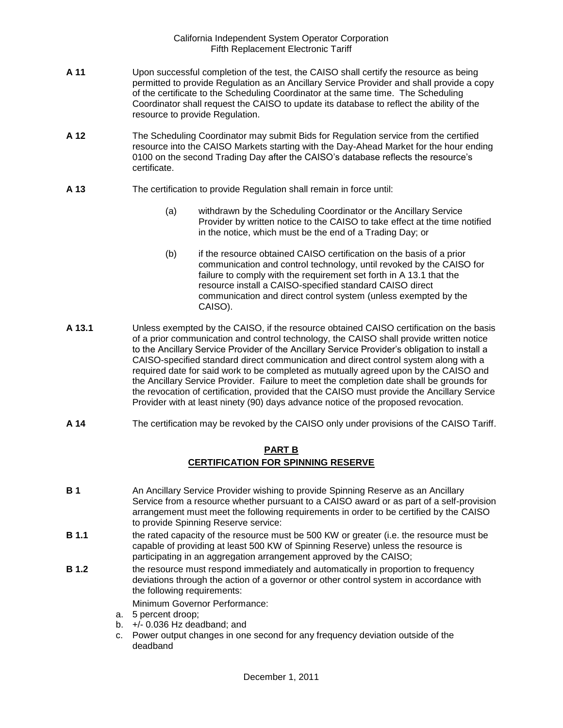**A 11** Upon successful completion of the test, the CAISO shall certify the resource as being permitted to provide Regulation as an Ancillary Service Provider and shall provide a copy of the certificate to the Scheduling Coordinator at the same time. The Scheduling Coordinator shall request the CAISO to update its database to reflect the ability of the resource to provide Regulation.

**A 12** The Scheduling Coordinator may submit Bids for Regulation service from the certified resource into the CAISO Markets starting with the Day-Ahead Market for the hour ending 0100 on the second Trading Day after the CAISO's database reflects the resource's certificate.

**A 13** The certification to provide Regulation shall remain in force until:

(a) withdrawn by the Scheduling Coordinator or the Ancillary Service Provider by written notice to the CAISO to take effect at the time notified in the notice, which must be the end of a Trading Day; or

(b) if the resource obtained CAISO certification on the basis of a prior communication and control technology, until revoked by the CAISO for failure to comply with the requirement set forth in A 13.1 that the resource install a CAISO-specified standard CAISO direct communication and direct control system (unless exempted by the CAISO).

**A 13.1** Unless exempted by the CAISO, if the resource obtained CAISO certification on the basis of a prior communication and control technology, the CAISO shall provide written notice to the Ancillary Service Provider of the Ancillary Service Provider's obligation to install a CAISO-specified standard direct communication and direct control system along with a required date for said work to be completed as mutually agreed upon by the CAISO and the Ancillary Service Provider. Failure to meet the completion date shall be grounds for the revocation of certification, provided that the CAISO must provide the Ancillary Service Provider with at least ninety (90) days advance notice of the proposed revocation.

**A 14** The certification may be revoked by the CAISO only under provisions of the CAISO Tariff.

## PART B
## CERTIFICATION FOR SPINNING RESERVE

**B 1** An Ancillary Service Provider wishing to provide Spinning Reserve as an Ancillary Service from a resource whether pursuant to a CAISO award or as part of a self-provision arrangement must meet the following requirements in order to be certified by the CAISO to provide Spinning Reserve service:

**B 1.1** the rated capacity of the resource must be 500 KW or greater (i.e. the resource must be capable of providing at least 500 KW of Spinning Reserve) unless the resource is participating in an aggregation arrangement approved by the CAISO;

**B 1.2** the resource must respond immediately and automatically in proportion to frequency deviations through the action of a governor or other control system in accordance with the following requirements:

Minimum Governor Performance:

a. 5 percent droop;
b. +/- 0.036 Hz deadband; and
c. Power output changes in one second for any frequency deviation outside of the deadband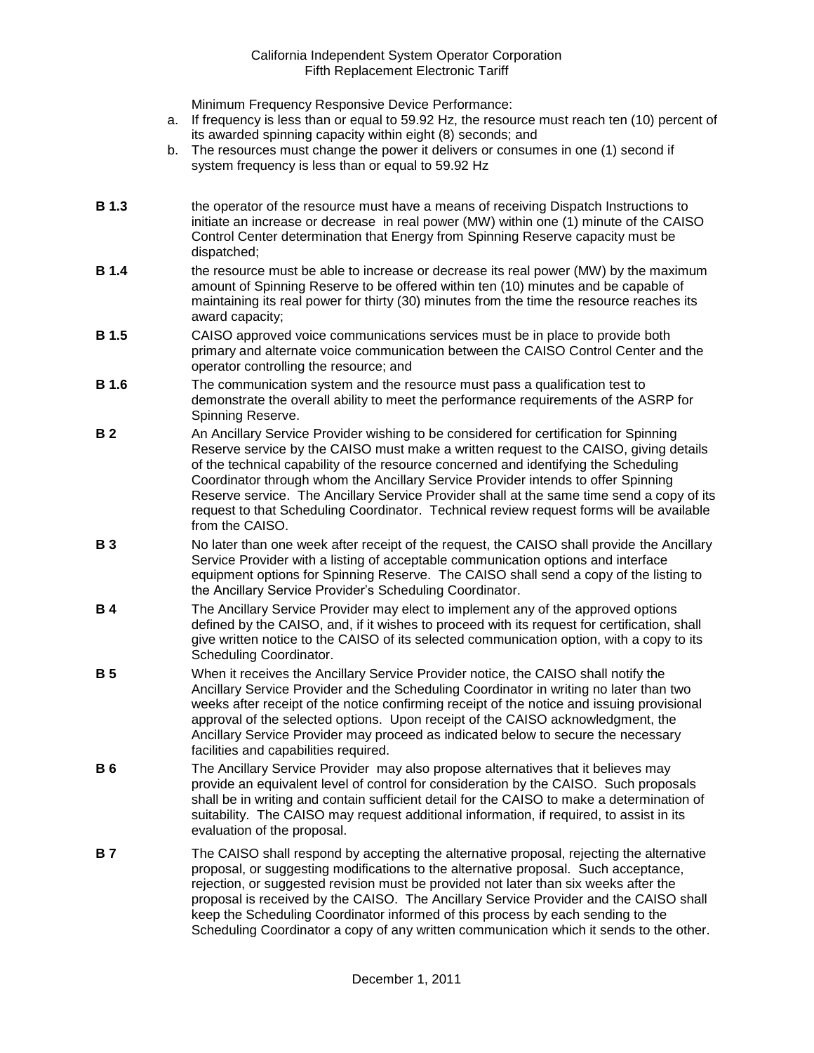Minimum Frequency Responsive Device Performance:

a. If frequency is less than or equal to 59.92 Hz, the resource must reach ten (10) percent of its awarded spinning capacity within eight (8) seconds; and
b. The resources must change the power it delivers or consumes in one (1) second if system frequency is less than or equal to 59.92 Hz

**B 1.3** the operator of the resource must have a means of receiving Dispatch Instructions to initiate an increase or decrease in real power (MW) within one (1) minute of the CAISO Control Center determination that Energy from Spinning Reserve capacity must be dispatched;

**B 1.4** the resource must be able to increase or decrease its real power (MW) by the maximum amount of Spinning Reserve to be offered within ten (10) minutes and be capable of maintaining its real power for thirty (30) minutes from the time the resource reaches its award capacity;

**B 1.5** CAISO approved voice communications services must be in place to provide both primary and alternate voice communication between the CAISO Control Center and the operator controlling the resource; and

**B 1.6** The communication system and the resource must pass a qualification test to demonstrate the overall ability to meet the performance requirements of the ASRP for Spinning Reserve.

**B 2** An Ancillary Service Provider wishing to be considered for certification for Spinning Reserve service by the CAISO must make a written request to the CAISO, giving details of the technical capability of the resource concerned and identifying the Scheduling Coordinator through whom the Ancillary Service Provider intends to offer Spinning Reserve service. The Ancillary Service Provider shall at the same time send a copy of its request to that Scheduling Coordinator. Technical review request forms will be available from the CAISO.

**B 3** No later than one week after receipt of the request, the CAISO shall provide the Ancillary Service Provider with a listing of acceptable communication options and interface equipment options for Spinning Reserve. The CAISO shall send a copy of the listing to the Ancillary Service Provider's Scheduling Coordinator.

**B 4** The Ancillary Service Provider may elect to implement any of the approved options defined by the CAISO, and, if it wishes to proceed with its request for certification, shall give written notice to the CAISO of its selected communication option, with a copy to its Scheduling Coordinator.

**B 5** When it receives the Ancillary Service Provider notice, the CAISO shall notify the Ancillary Service Provider and the Scheduling Coordinator in writing no later than two weeks after receipt of the notice confirming receipt of the notice and issuing provisional approval of the selected options. Upon receipt of the CAISO acknowledgment, the Ancillary Service Provider may proceed as indicated below to secure the necessary facilities and capabilities required.

**B 6** The Ancillary Service Provider may also propose alternatives that it believes may provide an equivalent level of control for consideration by the CAISO. Such proposals shall be in writing and contain sufficient detail for the CAISO to make a determination of suitability. The CAISO may request additional information, if required, to assist in its evaluation of the proposal.

**B 7** The CAISO shall respond by accepting the alternative proposal, rejecting the alternative proposal, or suggesting modifications to the alternative proposal. Such acceptance, rejection, or suggested revision must be provided not later than six weeks after the proposal is received by the CAISO. The Ancillary Service Provider and the CAISO shall keep the Scheduling Coordinator informed of this process by each sending to the Scheduling Coordinator a copy of any written communication which it sends to the other.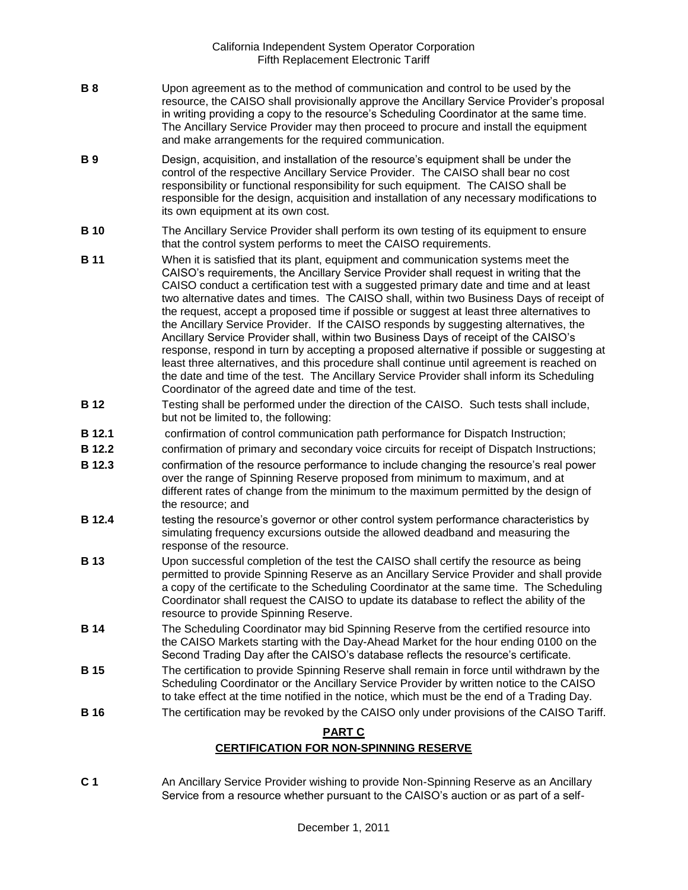**B 8** Upon agreement as to the method of communication and control to be used by the resource, the CAISO shall provisionally approve the Ancillary Service Provider's proposal in writing providing a copy to the resource's Scheduling Coordinator at the same time. The Ancillary Service Provider may then proceed to procure and install the equipment and make arrangements for the required communication.

**B 9** Design, acquisition, and installation of the resource's equipment shall be under the control of the respective Ancillary Service Provider. The CAISO shall bear no cost responsibility or functional responsibility for such equipment. The CAISO shall be responsible for the design, acquisition and installation of any necessary modifications to its own equipment at its own cost.

**B 10** The Ancillary Service Provider shall perform its own testing of its equipment to ensure that the control system performs to meet the CAISO requirements.

**B 11** When it is satisfied that its plant, equipment and communication systems meet the CAISO's requirements, the Ancillary Service Provider shall request in writing that the CAISO conduct a certification test with a suggested primary date and time and at least two alternative dates and times. The CAISO shall, within two Business Days of receipt of the request, accept a proposed time if possible or suggest at least three alternatives to the Ancillary Service Provider. If the CAISO responds by suggesting alternatives, the Ancillary Service Provider shall, within two Business Days of receipt of the CAISO's response, respond in turn by accepting a proposed alternative if possible or suggesting at least three alternatives, and this procedure shall continue until agreement is reached on the date and time of the test. The Ancillary Service Provider shall inform its Scheduling Coordinator of the agreed date and time of the test.

**B 12** Testing shall be performed under the direction of the CAISO. Such tests shall include, but not be limited to, the following:

**B 12.1** confirmation of control communication path performance for Dispatch Instruction;

**B 12.2** confirmation of primary and secondary voice circuits for receipt of Dispatch Instructions;

**B 12.3** confirmation of the resource performance to include changing the resource's real power over the range of Spinning Reserve proposed from minimum to maximum, and at different rates of change from the minimum to the maximum permitted by the design of the resource; and

**B 12.4** testing the resource's governor or other control system performance characteristics by simulating frequency excursions outside the allowed deadband and measuring the response of the resource.

**B 13** Upon successful completion of the test the CAISO shall certify the resource as being permitted to provide Spinning Reserve as an Ancillary Service Provider and shall provide a copy of the certificate to the Scheduling Coordinator at the same time. The Scheduling Coordinator shall request the CAISO to update its database to reflect the ability of the resource to provide Spinning Reserve.

**B 14** The Scheduling Coordinator may bid Spinning Reserve from the certified resource into the CAISO Markets starting with the Day-Ahead Market for the hour ending 0100 on the Second Trading Day after the CAISO's database reflects the resource's certificate.

**B 15** The certification to provide Spinning Reserve shall remain in force until withdrawn by the Scheduling Coordinator or the Ancillary Service Provider by written notice to the CAISO to take effect at the time notified in the notice, which must be the end of a Trading Day.

**B 16** The certification may be revoked by the CAISO only under provisions of the CAISO Tariff.

## PART C
## CERTIFICATION FOR NON-SPINNING RESERVE

**C 1** An Ancillary Service Provider wishing to provide Non-Spinning Reserve as an Ancillary Service from a resource whether pursuant to the CAISO's auction or as part of a self-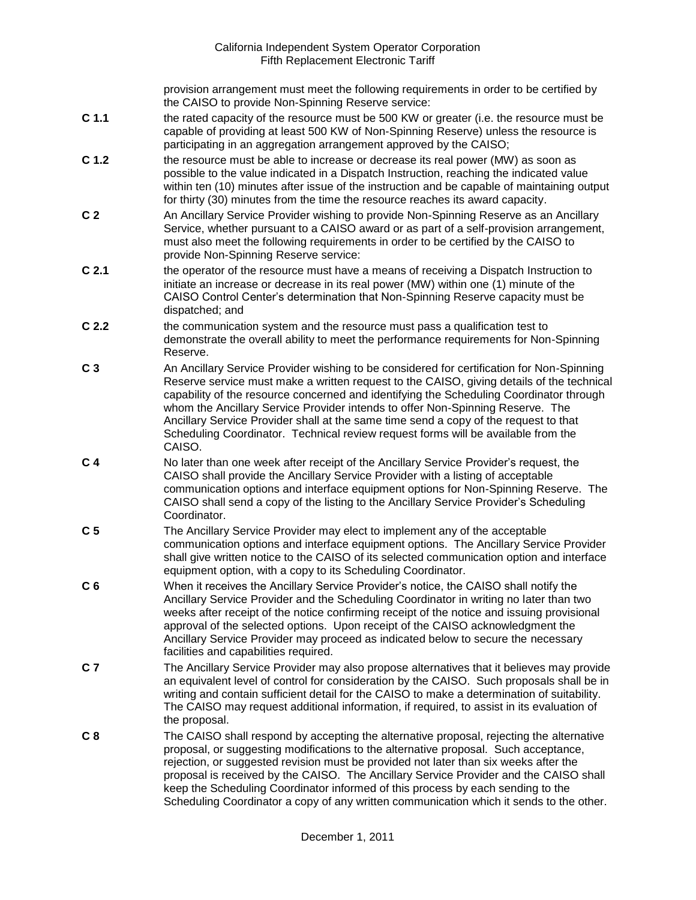provision arrangement must meet the following requirements in order to be certified by the CAISO to provide Non-Spinning Reserve service:

**C 1.1** the rated capacity of the resource must be 500 KW or greater (i.e. the resource must be capable of providing at least 500 KW of Non-Spinning Reserve) unless the resource is participating in an aggregation arrangement approved by the CAISO;

**C 1.2** the resource must be able to increase or decrease its real power (MW) as soon as possible to the value indicated in a Dispatch Instruction, reaching the indicated value within ten (10) minutes after issue of the instruction and be capable of maintaining output for thirty (30) minutes from the time the resource reaches its award capacity.

**C 2** An Ancillary Service Provider wishing to provide Non-Spinning Reserve as an Ancillary Service, whether pursuant to a CAISO award or as part of a self-provision arrangement, must also meet the following requirements in order to be certified by the CAISO to provide Non-Spinning Reserve service:

**C 2.1** the operator of the resource must have a means of receiving a Dispatch Instruction to initiate an increase or decrease in its real power (MW) within one (1) minute of the CAISO Control Center's determination that Non-Spinning Reserve capacity must be dispatched; and

**C 2.2** the communication system and the resource must pass a qualification test to demonstrate the overall ability to meet the performance requirements for Non-Spinning Reserve.

**C 3** An Ancillary Service Provider wishing to be considered for certification for Non-Spinning Reserve service must make a written request to the CAISO, giving details of the technical capability of the resource concerned and identifying the Scheduling Coordinator through whom the Ancillary Service Provider intends to offer Non-Spinning Reserve. The Ancillary Service Provider shall at the same time send a copy of the request to that Scheduling Coordinator. Technical review request forms will be available from the CAISO.

**C 4** No later than one week after receipt of the Ancillary Service Provider's request, the CAISO shall provide the Ancillary Service Provider with a listing of acceptable communication options and interface equipment options for Non-Spinning Reserve. The CAISO shall send a copy of the listing to the Ancillary Service Provider's Scheduling Coordinator.

**C 5** The Ancillary Service Provider may elect to implement any of the acceptable communication options and interface equipment options. The Ancillary Service Provider shall give written notice to the CAISO of its selected communication option and interface equipment option, with a copy to its Scheduling Coordinator.

**C 6** When it receives the Ancillary Service Provider's notice, the CAISO shall notify the Ancillary Service Provider and the Scheduling Coordinator in writing no later than two weeks after receipt of the notice confirming receipt of the notice and issuing provisional approval of the selected options. Upon receipt of the CAISO acknowledgment the Ancillary Service Provider may proceed as indicated below to secure the necessary facilities and capabilities required.

**C 7** The Ancillary Service Provider may also propose alternatives that it believes may provide an equivalent level of control for consideration by the CAISO. Such proposals shall be in writing and contain sufficient detail for the CAISO to make a determination of suitability. The CAISO may request additional information, if required, to assist in its evaluation of the proposal.

**C 8** The CAISO shall respond by accepting the alternative proposal, rejecting the alternative proposal, or suggesting modifications to the alternative proposal. Such acceptance, rejection, or suggested revision must be provided not later than six weeks after the proposal is received by the CAISO. The Ancillary Service Provider and the CAISO shall keep the Scheduling Coordinator informed of this process by each sending to the Scheduling Coordinator a copy of any written communication which it sends to the other.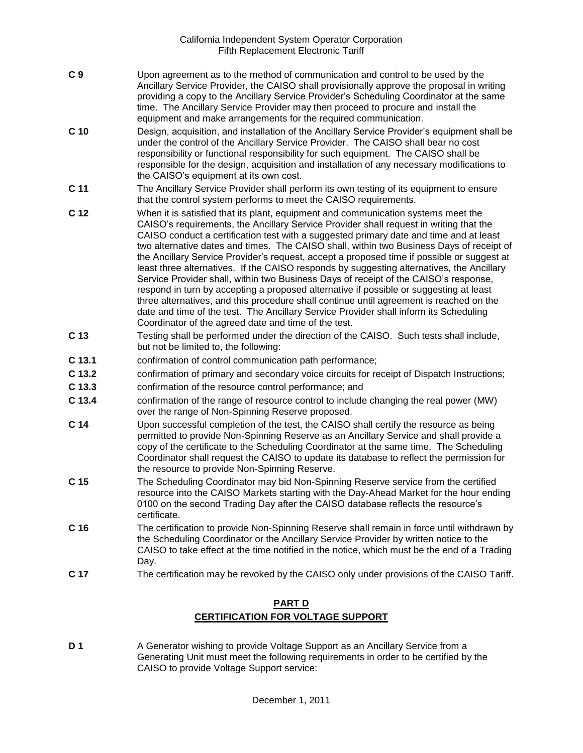**C 9** Upon agreement as to the method of communication and control to be used by the Ancillary Service Provider, the CAISO shall provisionally approve the proposal in writing providing a copy to the Ancillary Service Provider's Scheduling Coordinator at the same time. The Ancillary Service Provider may then proceed to procure and install the equipment and make arrangements for the required communication.

**C 10** Design, acquisition, and installation of the Ancillary Service Provider's equipment shall be under the control of the Ancillary Service Provider. The CAISO shall bear no cost responsibility or functional responsibility for such equipment. The CAISO shall be responsible for the design, acquisition and installation of any necessary modifications to the CAISO's equipment at its own cost.

**C 11** The Ancillary Service Provider shall perform its own testing of its equipment to ensure that the control system performs to meet the CAISO requirements.

**C 12** When it is satisfied that its plant, equipment and communication systems meet the CAISO's requirements, the Ancillary Service Provider shall request in writing that the CAISO conduct a certification test with a suggested primary date and time and at least two alternative dates and times. The CAISO shall, within two Business Days of receipt of the Ancillary Service Provider's request, accept a proposed time if possible or suggest at least three alternatives. If the CAISO responds by suggesting alternatives, the Ancillary Service Provider shall, within two Business Days of receipt of the CAISO's response, respond in turn by accepting a proposed alternative if possible or suggesting at least three alternatives, and this procedure shall continue until agreement is reached on the date and time of the test. The Ancillary Service Provider shall inform its Scheduling Coordinator of the agreed date and time of the test.

**C 13** Testing shall be performed under the direction of the CAISO. Such tests shall include, but not be limited to, the following:

**C 13.1** confirmation of control communication path performance;

**C 13.2** confirmation of primary and secondary voice circuits for receipt of Dispatch Instructions;

**C 13.3** confirmation of the resource control performance; and

**C 13.4** confirmation of the range of resource control to include changing the real power (MW) over the range of Non-Spinning Reserve proposed.

**C 14** Upon successful completion of the test, the CAISO shall certify the resource as being permitted to provide Non-Spinning Reserve as an Ancillary Service and shall provide a copy of the certificate to the Scheduling Coordinator at the same time. The Scheduling Coordinator shall request the CAISO to update its database to reflect the permission for the resource to provide Non-Spinning Reserve.

**C 15** The Scheduling Coordinator may bid Non-Spinning Reserve service from the certified resource into the CAISO Markets starting with the Day-Ahead Market for the hour ending 0100 on the second Trading Day after the CAISO database reflects the resource's certificate.

**C 16** The certification to provide Non-Spinning Reserve shall remain in force until withdrawn by the Scheduling Coordinator or the Ancillary Service Provider by written notice to the CAISO to take effect at the time notified in the notice, which must be the end of a Trading Day.

**C 17** The certification may be revoked by the CAISO only under provisions of the CAISO Tariff.

## PART D
## CERTIFICATION FOR VOLTAGE SUPPORT

**D 1** A Generator wishing to provide Voltage Support as an Ancillary Service from a Generating Unit must meet the following requirements in order to be certified by the CAISO to provide Voltage Support service: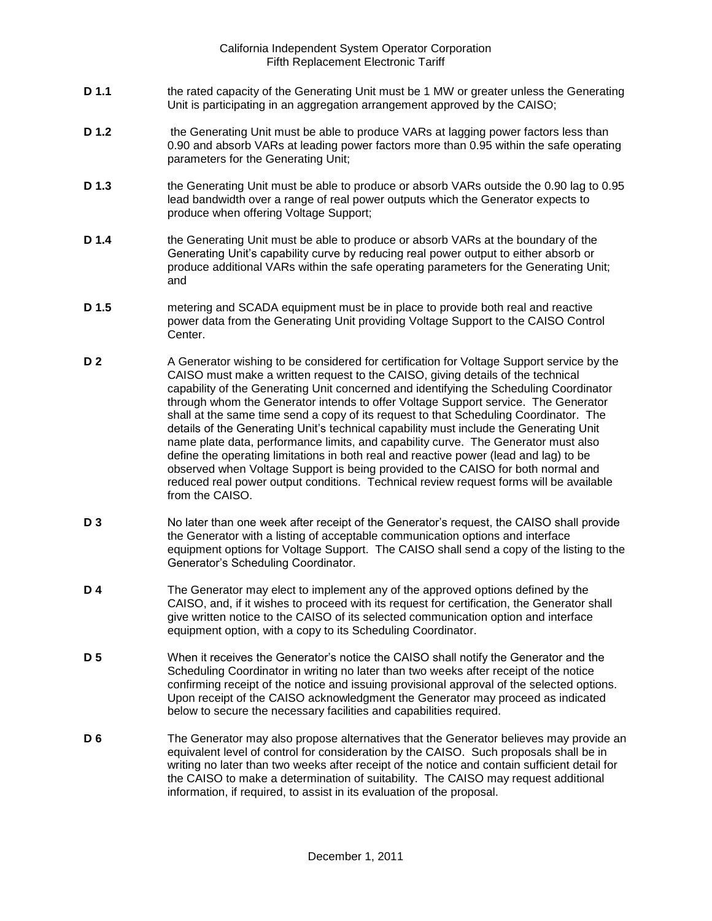**D 1.1** the rated capacity of the Generating Unit must be 1 MW or greater unless the Generating Unit is participating in an aggregation arrangement approved by the CAISO;

**D 1.2** the Generating Unit must be able to produce VARs at lagging power factors less than 0.90 and absorb VARs at leading power factors more than 0.95 within the safe operating parameters for the Generating Unit;

**D 1.3** the Generating Unit must be able to produce or absorb VARs outside the 0.90 lag to 0.95 lead bandwidth over a range of real power outputs which the Generator expects to produce when offering Voltage Support;

**D 1.4** the Generating Unit must be able to produce or absorb VARs at the boundary of the Generating Unit's capability curve by reducing real power output to either absorb or produce additional VARs within the safe operating parameters for the Generating Unit; and

**D 1.5** metering and SCADA equipment must be in place to provide both real and reactive power data from the Generating Unit providing Voltage Support to the CAISO Control Center.

**D 2** A Generator wishing to be considered for certification for Voltage Support service by the CAISO must make a written request to the CAISO, giving details of the technical capability of the Generating Unit concerned and identifying the Scheduling Coordinator through whom the Generator intends to offer Voltage Support service. The Generator shall at the same time send a copy of its request to that Scheduling Coordinator. The details of the Generating Unit's technical capability must include the Generating Unit name plate data, performance limits, and capability curve. The Generator must also define the operating limitations in both real and reactive power (lead and lag) to be observed when Voltage Support is being provided to the CAISO for both normal and reduced real power output conditions. Technical review request forms will be available from the CAISO.

**D 3** No later than one week after receipt of the Generator's request, the CAISO shall provide the Generator with a listing of acceptable communication options and interface equipment options for Voltage Support. The CAISO shall send a copy of the listing to the Generator's Scheduling Coordinator.

**D 4** The Generator may elect to implement any of the approved options defined by the CAISO, and, if it wishes to proceed with its request for certification, the Generator shall give written notice to the CAISO of its selected communication option and interface equipment option, with a copy to its Scheduling Coordinator.

**D 5** When it receives the Generator's notice the CAISO shall notify the Generator and the Scheduling Coordinator in writing no later than two weeks after receipt of the notice confirming receipt of the notice and issuing provisional approval of the selected options. Upon receipt of the CAISO acknowledgment the Generator may proceed as indicated below to secure the necessary facilities and capabilities required.

**D 6** The Generator may also propose alternatives that the Generator believes may provide an equivalent level of control for consideration by the CAISO. Such proposals shall be in writing no later than two weeks after receipt of the notice and contain sufficient detail for the CAISO to make a determination of suitability. The CAISO may request additional information, if required, to assist in its evaluation of the proposal.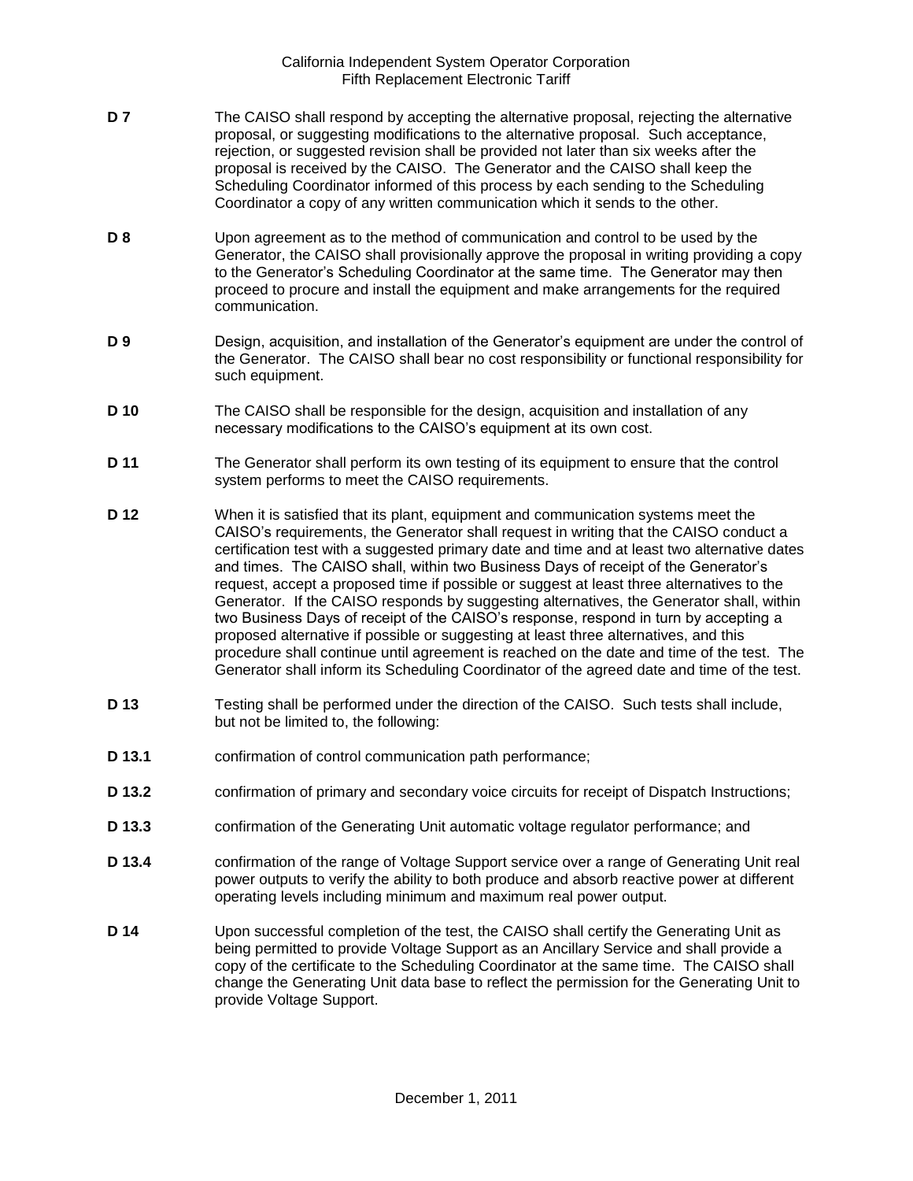**D 7** The CAISO shall respond by accepting the alternative proposal, rejecting the alternative proposal, or suggesting modifications to the alternative proposal. Such acceptance, rejection, or suggested revision shall be provided not later than six weeks after the proposal is received by the CAISO. The Generator and the CAISO shall keep the Scheduling Coordinator informed of this process by each sending to the Scheduling Coordinator a copy of any written communication which it sends to the other.

**D 8** Upon agreement as to the method of communication and control to be used by the Generator, the CAISO shall provisionally approve the proposal in writing providing a copy to the Generator's Scheduling Coordinator at the same time. The Generator may then proceed to procure and install the equipment and make arrangements for the required communication.

**D 9** Design, acquisition, and installation of the Generator's equipment are under the control of the Generator. The CAISO shall bear no cost responsibility or functional responsibility for such equipment.

**D 10** The CAISO shall be responsible for the design, acquisition and installation of any necessary modifications to the CAISO's equipment at its own cost.

**D 11** The Generator shall perform its own testing of its equipment to ensure that the control system performs to meet the CAISO requirements.

**D 12** When it is satisfied that its plant, equipment and communication systems meet the CAISO's requirements, the Generator shall request in writing that the CAISO conduct a certification test with a suggested primary date and time and at least two alternative dates and times. The CAISO shall, within two Business Days of receipt of the Generator's request, accept a proposed time if possible or suggest at least three alternatives to the Generator. If the CAISO responds by suggesting alternatives, the Generator shall, within two Business Days of receipt of the CAISO's response, respond in turn by accepting a proposed alternative if possible or suggesting at least three alternatives, and this procedure shall continue until agreement is reached on the date and time of the test. The Generator shall inform its Scheduling Coordinator of the agreed date and time of the test.

**D 13** Testing shall be performed under the direction of the CAISO. Such tests shall include, but not be limited to, the following:

**D 13.1** confirmation of control communication path performance;

**D 13.2** confirmation of primary and secondary voice circuits for receipt of Dispatch Instructions;

**D 13.3** confirmation of the Generating Unit automatic voltage regulator performance; and

**D 13.4** confirmation of the range of Voltage Support service over a range of Generating Unit real power outputs to verify the ability to both produce and absorb reactive power at different operating levels including minimum and maximum real power output.

**D 14** Upon successful completion of the test, the CAISO shall certify the Generating Unit as being permitted to provide Voltage Support as an Ancillary Service and shall provide a copy of the certificate to the Scheduling Coordinator at the same time. The CAISO shall change the Generating Unit data base to reflect the permission for the Generating Unit to provide Voltage Support.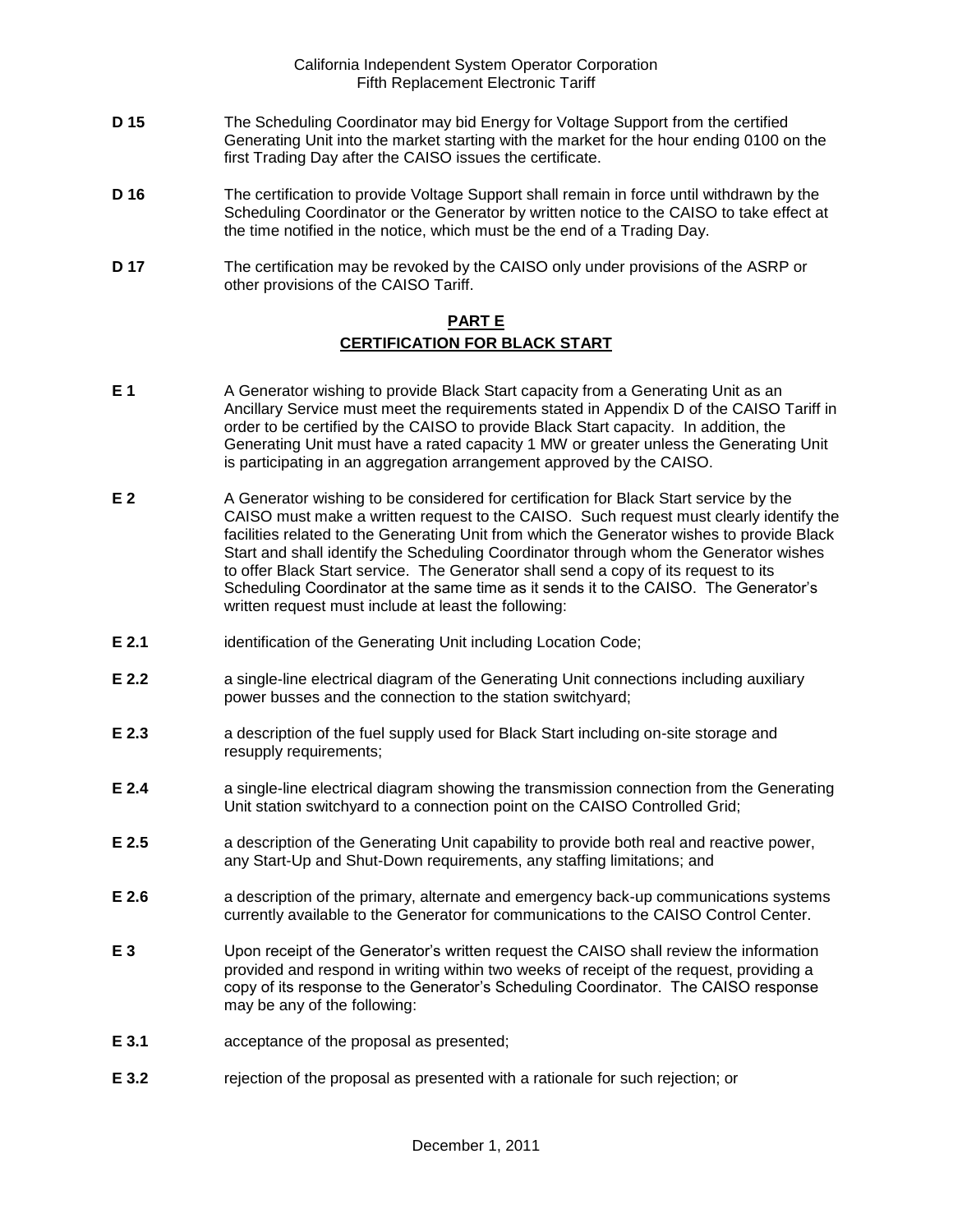**D 15** The Scheduling Coordinator may bid Energy for Voltage Support from the certified Generating Unit into the market starting with the market for the hour ending 0100 on the first Trading Day after the CAISO issues the certificate.

**D 16** The certification to provide Voltage Support shall remain in force until withdrawn by the Scheduling Coordinator or the Generator by written notice to the CAISO to take effect at the time notified in the notice, which must be the end of a Trading Day.

**D 17** The certification may be revoked by the CAISO only under provisions of the ASRP or other provisions of the CAISO Tariff.

## PART E
## CERTIFICATION FOR BLACK START

**E 1** A Generator wishing to provide Black Start capacity from a Generating Unit as an Ancillary Service must meet the requirements stated in Appendix D of the CAISO Tariff in order to be certified by the CAISO to provide Black Start capacity. In addition, the Generating Unit must have a rated capacity 1 MW or greater unless the Generating Unit is participating in an aggregation arrangement approved by the CAISO.

**E 2** A Generator wishing to be considered for certification for Black Start service by the CAISO must make a written request to the CAISO. Such request must clearly identify the facilities related to the Generating Unit from which the Generator wishes to provide Black Start and shall identify the Scheduling Coordinator through whom the Generator wishes to offer Black Start service. The Generator shall send a copy of its request to its Scheduling Coordinator at the same time as it sends it to the CAISO. The Generator's written request must include at least the following:

**E 2.1** identification of the Generating Unit including Location Code;

**E 2.2** a single-line electrical diagram of the Generating Unit connections including auxiliary power busses and the connection to the station switchyard;

**E 2.3** a description of the fuel supply used for Black Start including on-site storage and resupply requirements;

**E 2.4** a single-line electrical diagram showing the transmission connection from the Generating Unit station switchyard to a connection point on the CAISO Controlled Grid;

**E 2.5** a description of the Generating Unit capability to provide both real and reactive power, any Start-Up and Shut-Down requirements, any staffing limitations; and

**E 2.6** a description of the primary, alternate and emergency back-up communications systems currently available to the Generator for communications to the CAISO Control Center.

**E 3** Upon receipt of the Generator's written request the CAISO shall review the information provided and respond in writing within two weeks of receipt of the request, providing a copy of its response to the Generator's Scheduling Coordinator. The CAISO response may be any of the following:

**E 3.1** acceptance of the proposal as presented;

**E 3.2** rejection of the proposal as presented with a rationale for such rejection; or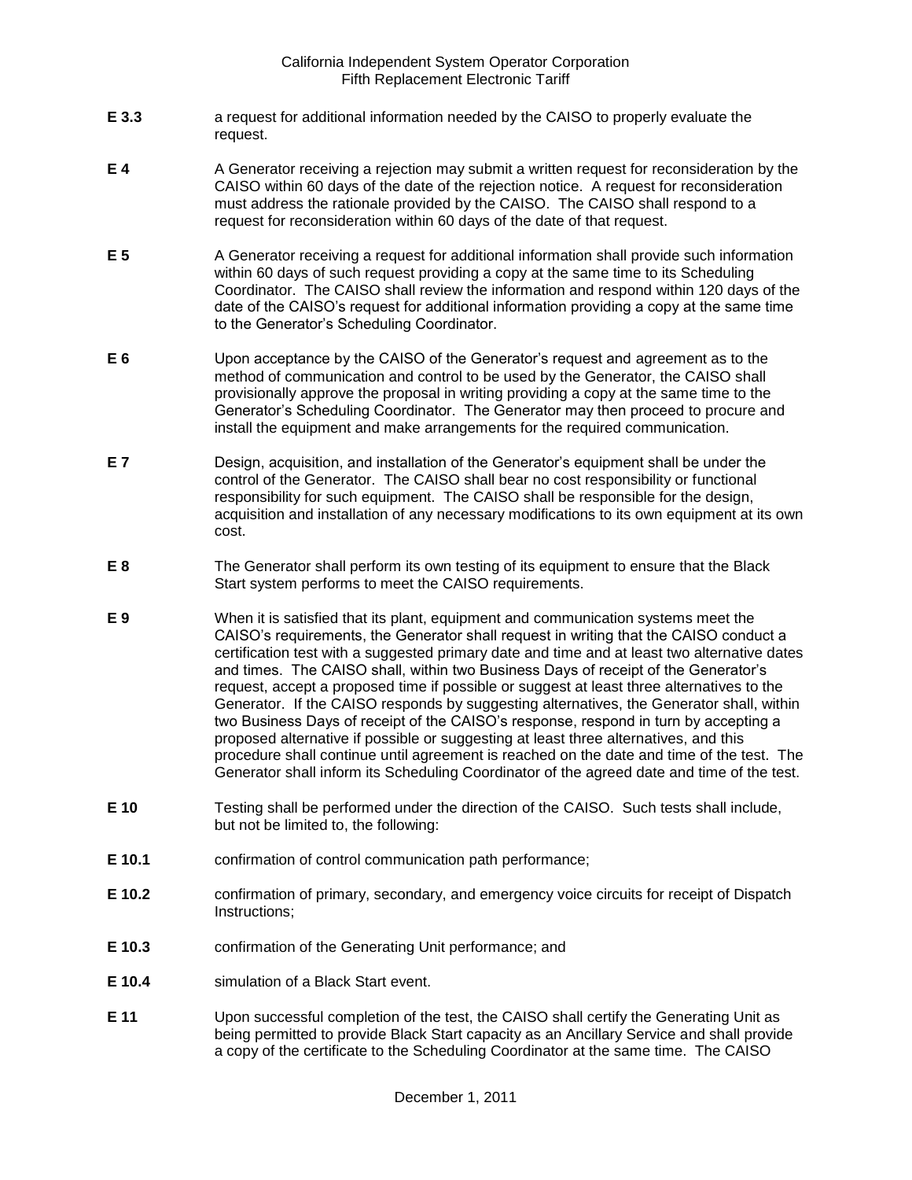**E 3.3** a request for additional information needed by the CAISO to properly evaluate the request.

**E 4** A Generator receiving a rejection may submit a written request for reconsideration by the CAISO within 60 days of the date of the rejection notice. A request for reconsideration must address the rationale provided by the CAISO. The CAISO shall respond to a request for reconsideration within 60 days of the date of that request.

**E 5** A Generator receiving a request for additional information shall provide such information within 60 days of such request providing a copy at the same time to its Scheduling Coordinator. The CAISO shall review the information and respond within 120 days of the date of the CAISO's request for additional information providing a copy at the same time to the Generator's Scheduling Coordinator.

**E 6** Upon acceptance by the CAISO of the Generator's request and agreement as to the method of communication and control to be used by the Generator, the CAISO shall provisionally approve the proposal in writing providing a copy at the same time to the Generator's Scheduling Coordinator. The Generator may then proceed to procure and install the equipment and make arrangements for the required communication.

**E 7** Design, acquisition, and installation of the Generator's equipment shall be under the control of the Generator. The CAISO shall bear no cost responsibility or functional responsibility for such equipment. The CAISO shall be responsible for the design, acquisition and installation of any necessary modifications to its own equipment at its own cost.

**E 8** The Generator shall perform its own testing of its equipment to ensure that the Black Start system performs to meet the CAISO requirements.

**E 9** When it is satisfied that its plant, equipment and communication systems meet the CAISO's requirements, the Generator shall request in writing that the CAISO conduct a certification test with a suggested primary date and time and at least two alternative dates and times. The CAISO shall, within two Business Days of receipt of the Generator's request, accept a proposed time if possible or suggest at least three alternatives to the Generator. If the CAISO responds by suggesting alternatives, the Generator shall, within two Business Days of receipt of the CAISO's response, respond in turn by accepting a proposed alternative if possible or suggesting at least three alternatives, and this procedure shall continue until agreement is reached on the date and time of the test. The Generator shall inform its Scheduling Coordinator of the agreed date and time of the test.

**E 10** Testing shall be performed under the direction of the CAISO. Such tests shall include, but not be limited to, the following:

**E 10.1** confirmation of control communication path performance;

**E 10.2** confirmation of primary, secondary, and emergency voice circuits for receipt of Dispatch Instructions;

**E 10.3** confirmation of the Generating Unit performance; and

**E 10.4** simulation of a Black Start event.

**E 11** Upon successful completion of the test, the CAISO shall certify the Generating Unit as being permitted to provide Black Start capacity as an Ancillary Service and shall provide a copy of the certificate to the Scheduling Coordinator at the same time. The CAISO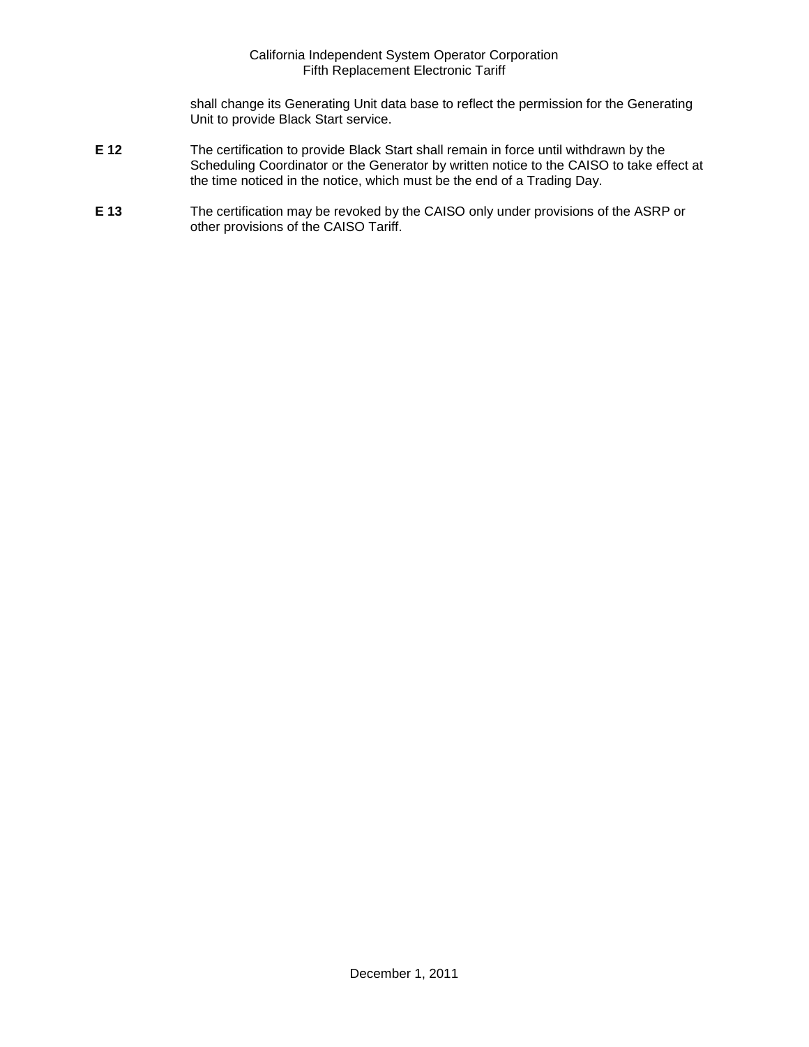shall change its Generating Unit data base to reflect the permission for the Generating Unit to provide Black Start service.

**E 12** The certification to provide Black Start shall remain in force until withdrawn by the Scheduling Coordinator or the Generator by written notice to the CAISO to take effect at the time noticed in the notice, which must be the end of a Trading Day.

**E 13** The certification may be revoked by the CAISO only under provisions of the ASRP or other provisions of the CAISO Tariff.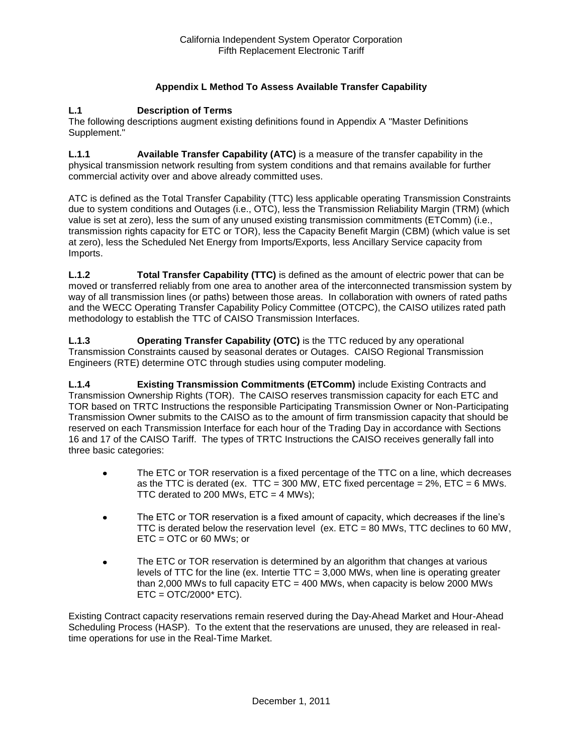## Appendix L Method To Assess Available Transfer Capability

### L.1 Description of Terms

The following descriptions augment existing definitions found in Appendix A "Master Definitions Supplement."

**L.1.1 Available Transfer Capability (ATC)** is a measure of the transfer capability in the physical transmission network resulting from system conditions and that remains available for further commercial activity over and above already committed uses.

ATC is defined as the Total Transfer Capability (TTC) less applicable operating Transmission Constraints due to system conditions and Outages (i.e., OTC), less the Transmission Reliability Margin (TRM) (which value is set at zero), less the sum of any unused existing transmission commitments (ETComm) (i.e., transmission rights capacity for ETC or TOR), less the Capacity Benefit Margin (CBM) (which value is set at zero), less the Scheduled Net Energy from Imports/Exports, less Ancillary Service capacity from Imports.

**L.1.2 Total Transfer Capability (TTC)** is defined as the amount of electric power that can be moved or transferred reliably from one area to another area of the interconnected transmission system by way of all transmission lines (or paths) between those areas. In collaboration with owners of rated paths and the WECC Operating Transfer Capability Policy Committee (OTCPC), the CAISO utilizes rated path methodology to establish the TTC of CAISO Transmission Interfaces.

**L.1.3 Operating Transfer Capability (OTC)** is the TTC reduced by any operational Transmission Constraints caused by seasonal derates or Outages. CAISO Regional Transmission Engineers (RTE) determine OTC through studies using computer modeling.

**L.1.4 Existing Transmission Commitments (ETComm)** include Existing Contracts and Transmission Ownership Rights (TOR). The CAISO reserves transmission capacity for each ETC and TOR based on TRTC Instructions the responsible Participating Transmission Owner or Non-Participating Transmission Owner submits to the CAISO as to the amount of firm transmission capacity that should be reserved on each Transmission Interface for each hour of the Trading Day in accordance with Sections 16 and 17 of the CAISO Tariff. The types of TRTC Instructions the CAISO receives generally fall into three basic categories:

- The ETC or TOR reservation is a fixed percentage of the TTC on a line, which decreases as the TTC is derated (ex. TTC = 300 MW, ETC fixed percentage = 2%, ETC = 6 MWs. TTC derated to 200 MWs, ETC = 4 MWs);

- The ETC or TOR reservation is a fixed amount of capacity, which decreases if the line's TTC is derated below the reservation level (ex. ETC = 80 MWs, TTC declines to 60 MW, ETC = OTC or 60 MWs; or

- The ETC or TOR reservation is determined by an algorithm that changes at various levels of TTC for the line (ex. Intertie TTC = 3,000 MWs, when line is operating greater than 2,000 MWs to full capacity ETC = 400 MWs, when capacity is below 2000 MWs ETC = OTC/2000* ETC).

Existing Contract capacity reservations remain reserved during the Day-Ahead Market and Hour-Ahead Scheduling Process (HASP). To the extent that the reservations are unused, they are released in real-time operations for use in the Real-Time Market.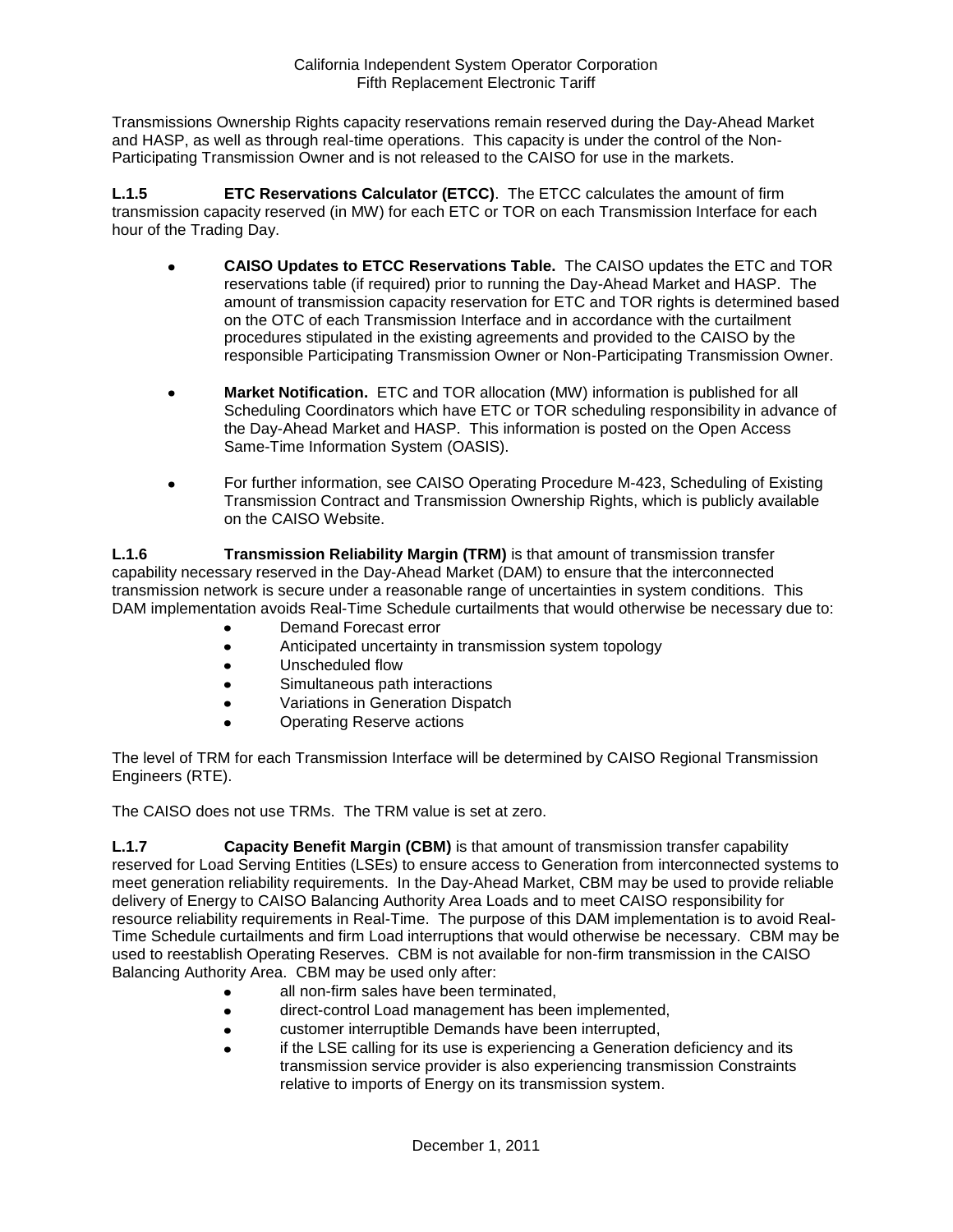Transmissions Ownership Rights capacity reservations remain reserved during the Day-Ahead Market and HASP, as well as through real-time operations. This capacity is under the control of the Non-Participating Transmission Owner and is not released to the CAISO for use in the markets.

**L.1.5 ETC Reservations Calculator (ETCC)**. The ETCC calculates the amount of firm transmission capacity reserved (in MW) for each ETC or TOR on each Transmission Interface for each hour of the Trading Day.

- **CAISO Updates to ETCC Reservations Table.** The CAISO updates the ETC and TOR reservations table (if required) prior to running the Day-Ahead Market and HASP. The amount of transmission capacity reservation for ETC and TOR rights is determined based on the OTC of each Transmission Interface and in accordance with the curtailment procedures stipulated in the existing agreements and provided to the CAISO by the responsible Participating Transmission Owner or Non-Participating Transmission Owner.

- **Market Notification.** ETC and TOR allocation (MW) information is published for all Scheduling Coordinators which have ETC or TOR scheduling responsibility in advance of the Day-Ahead Market and HASP. This information is posted on the Open Access Same-Time Information System (OASIS).

- For further information, see CAISO Operating Procedure M-423, Scheduling of Existing Transmission Contract and Transmission Ownership Rights, which is publicly available on the CAISO Website.

**L.1.6 Transmission Reliability Margin (TRM)** is that amount of transmission transfer capability necessary reserved in the Day-Ahead Market (DAM) to ensure that the interconnected transmission network is secure under a reasonable range of uncertainties in system conditions. This DAM implementation avoids Real-Time Schedule curtailments that would otherwise be necessary due to:

- Demand Forecast error
- Anticipated uncertainty in transmission system topology
- Unscheduled flow
- Simultaneous path interactions
- Variations in Generation Dispatch
- Operating Reserve actions

The level of TRM for each Transmission Interface will be determined by CAISO Regional Transmission Engineers (RTE).

The CAISO does not use TRMs. The TRM value is set at zero.

**L.1.7 Capacity Benefit Margin (CBM)** is that amount of transmission transfer capability reserved for Load Serving Entities (LSEs) to ensure access to Generation from interconnected systems to meet generation reliability requirements. In the Day-Ahead Market, CBM may be used to provide reliable delivery of Energy to CAISO Balancing Authority Area Loads and to meet CAISO responsibility for resource reliability requirements in Real-Time. The purpose of this DAM implementation is to avoid Real-Time Schedule curtailments and firm Load interruptions that would otherwise be necessary. CBM may be used to reestablish Operating Reserves. CBM is not available for non-firm transmission in the CAISO Balancing Authority Area. CBM may be used only after:

- all non-firm sales have been terminated,
- direct-control Load management has been implemented,
- customer interruptible Demands have been interrupted,
- if the LSE calling for its use is experiencing a Generation deficiency and its transmission service provider is also experiencing transmission Constraints relative to imports of Energy on its transmission system.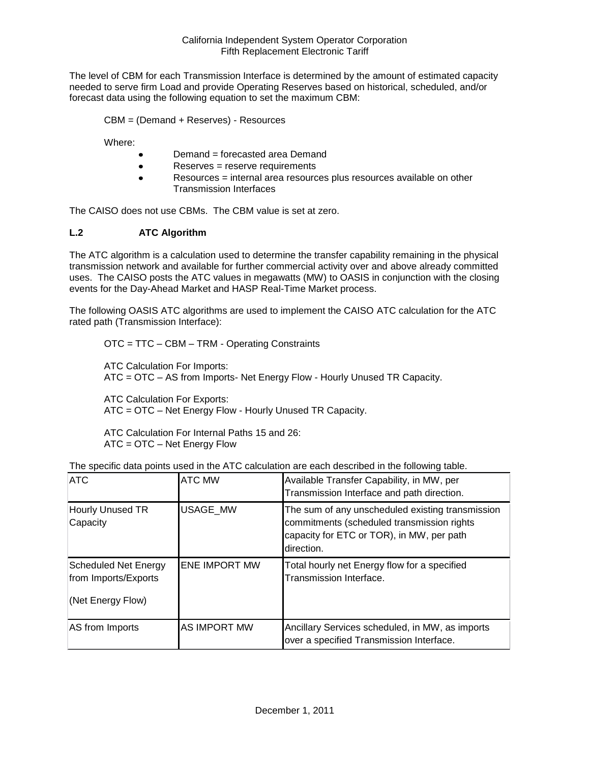The level of CBM for each Transmission Interface is determined by the amount of estimated capacity needed to serve firm Load and provide Operating Reserves based on historical, scheduled, and/or forecast data using the following equation to set the maximum CBM:

CBM = (Demand + Reserves) - Resources

Where:

- Demand = forecasted area Demand
- Reserves = reserve requirements
- Resources = internal area resources plus resources available on other Transmission Interfaces

The CAISO does not use CBMs. The CBM value is set at zero.

### L.2 ATC Algorithm

The ATC algorithm is a calculation used to determine the transfer capability remaining in the physical transmission network and available for further commercial activity over and above already committed uses. The CAISO posts the ATC values in megawatts (MW) to OASIS in conjunction with the closing events for the Day-Ahead Market and HASP Real-Time Market process.

The following OASIS ATC algorithms are used to implement the CAISO ATC calculation for the ATC rated path (Transmission Interface):

OTC = TTC – CBM – TRM - Operating Constraints

ATC Calculation For Imports:
ATC = OTC – AS from Imports- Net Energy Flow - Hourly Unused TR Capacity.

ATC Calculation For Exports:
ATC = OTC – Net Energy Flow - Hourly Unused TR Capacity.

ATC Calculation For Internal Paths 15 and 26:
ATC = OTC – Net Energy Flow

The specific data points used in the ATC calculation are each described in the following table.

| ATC | ATC MW | Available Transfer Capability, in MW, per Transmission Interface and path direction. |
|---|---|---|
| Hourly Unused TR Capacity | USAGE_MW | The sum of any unscheduled existing transmission commitments (scheduled transmission rights capacity for ETC or TOR), in MW, per path direction. |
| Scheduled Net Energy from Imports/Exports (Net Energy Flow) | ENE IMPORT MW | Total hourly net Energy flow for a specified Transmission Interface. |
| AS from Imports | AS IMPORT MW | Ancillary Services scheduled, in MW, as imports over a specified Transmission Interface. |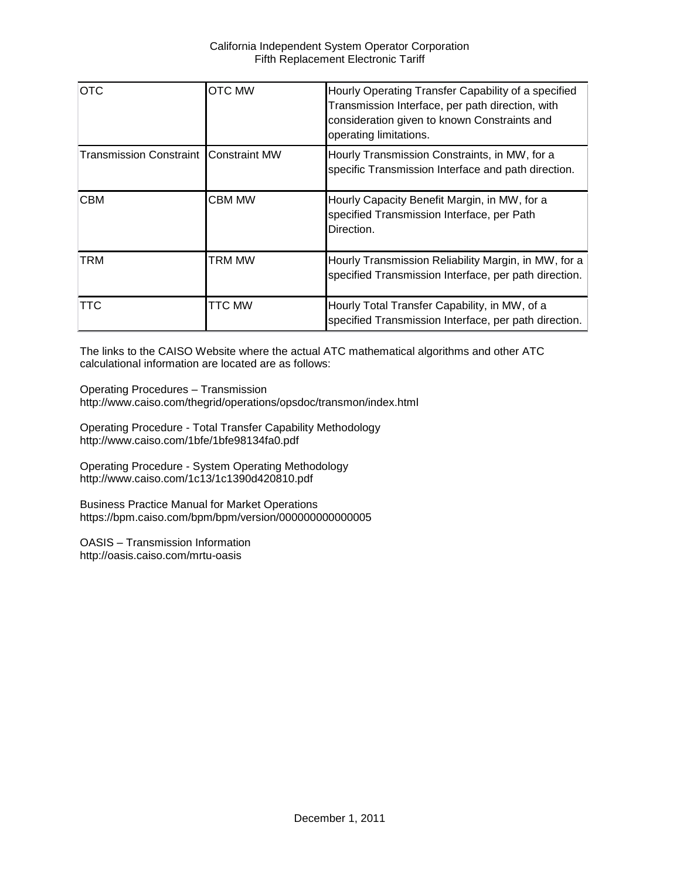| OTC | OTC MW | Hourly Operating Transfer Capability of a specified Transmission Interface, per path direction, with consideration given to known Constraints and operating limitations. |
|---|---|---|
| Transmission Constraint | Constraint MW | Hourly Transmission Constraints, in MW, for a specific Transmission Interface and path direction. |
| CBM | CBM MW | Hourly Capacity Benefit Margin, in MW, for a specified Transmission Interface, per Path Direction. |
| TRM | TRM MW | Hourly Transmission Reliability Margin, in MW, for a specified Transmission Interface, per path direction. |
| TTC | TTC MW | Hourly Total Transfer Capability, in MW, of a specified Transmission Interface, per path direction. |

The links to the CAISO Website where the actual ATC mathematical algorithms and other ATC calculational information are located are as follows:

Operating Procedures – Transmission
http://www.caiso.com/thegrid/operations/opsdoc/transmon/index.html

Operating Procedure - Total Transfer Capability Methodology
http://www.caiso.com/1bfe/1bfe98134fa0.pdf

Operating Procedure - System Operating Methodology
http://www.caiso.com/1c13/1c1390d420810.pdf

Business Practice Manual for Market Operations
https://bpm.caiso.com/bpm/bpm/version/000000000000005

OASIS – Transmission Information
http://oasis.caiso.com/mrtu-oasis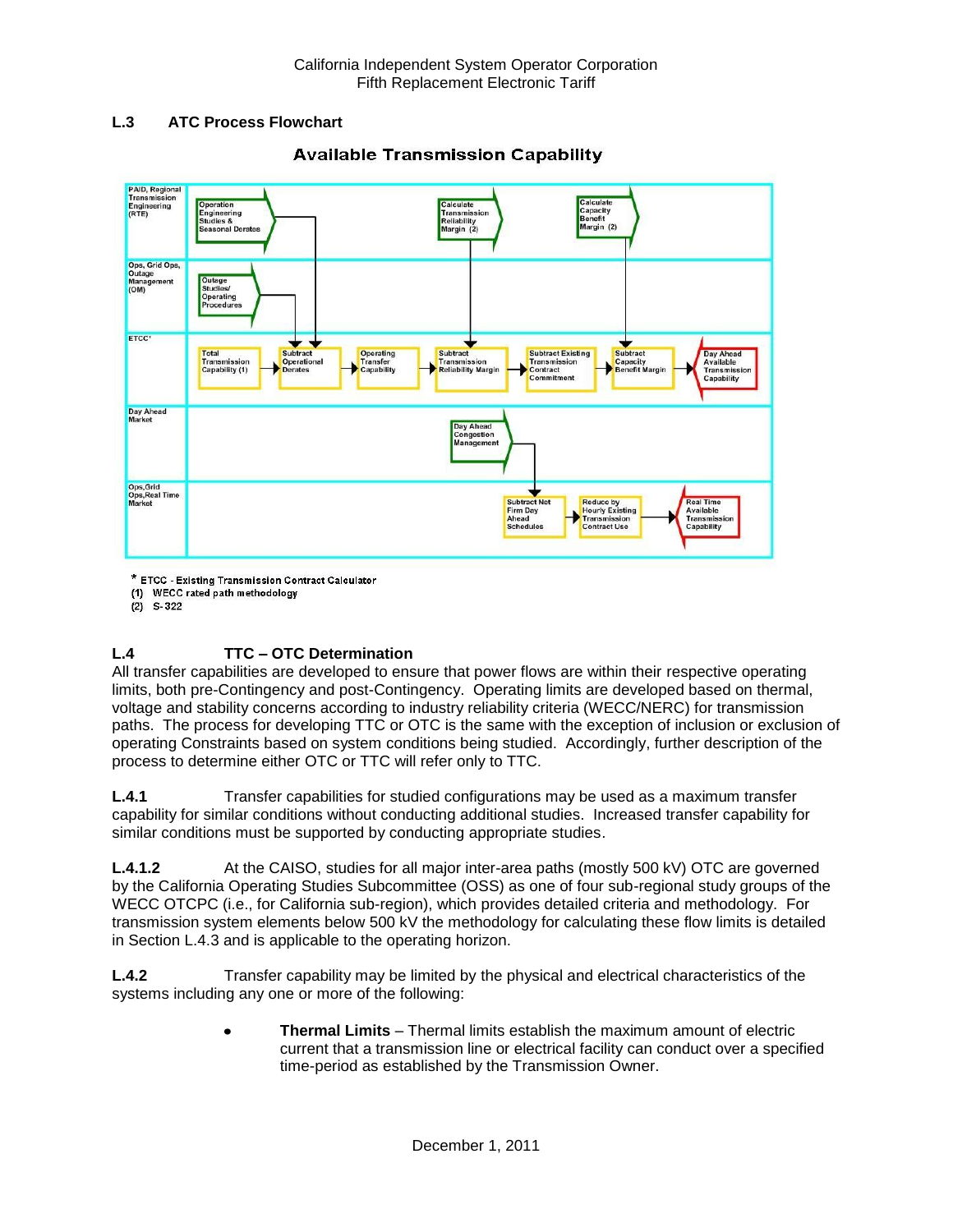### L.3 ATC Process Flowchart

**Available Transmission Capability**

| Swim lane | Steps |
|---|---|
| PAID, Regional Transmission Engineering (RTE) | Operation Engineering Studies & Seasonal Derates; Calculate Transmission Reliability Margin (2); Calculate Capacity Benefit Margin (2) |
| Ops, Grid Ops, Outage Management (OM) | Outage Studies/ Operating Procedures |
| ETCC* | Total Transmission Capability (1) → Subtract Operational Derates → Operating Transfer Capability → Subtract Transmission Reliability Margin → Subtract Existing Transmission Contract Commitment → Subtract Capacity Benefit Margin → Day Ahead Available Transmission Capability |
| Day Ahead Market | Day Ahead Congestion Management |
| Ops, Grid Ops, Real Time Market | Subtract Net Firm Day Ahead Schedules → Reduce by Hourly Existing Transmission Contract Use → Real Time Available Transmission Capability |

\* ETCC - Existing Transmission Contract Calculator

(1) WECC rated path methodology

(2) S-322

### L.4 TTC – OTC Determination

All transfer capabilities are developed to ensure that power flows are within their respective operating limits, both pre-Contingency and post-Contingency. Operating limits are developed based on thermal, voltage and stability concerns according to industry reliability criteria (WECC/NERC) for transmission paths. The process for developing TTC or OTC is the same with the exception of inclusion or exclusion of operating Constraints based on system conditions being studied. Accordingly, further description of the process to determine either OTC or TTC will refer only to TTC.

**L.4.1** Transfer capabilities for studied configurations may be used as a maximum transfer capability for similar conditions without conducting additional studies. Increased transfer capability for similar conditions must be supported by conducting appropriate studies.

**L.4.1.2** At the CAISO, studies for all major inter-area paths (mostly 500 kV) OTC are governed by the California Operating Studies Subcommittee (OSS) as one of four sub-regional study groups of the WECC OTCPC (i.e., for California sub-region), which provides detailed criteria and methodology. For transmission system elements below 500 kV the methodology for calculating these flow limits is detailed in Section L.4.3 and is applicable to the operating horizon.

**L.4.2** Transfer capability may be limited by the physical and electrical characteristics of the systems including any one or more of the following:

- **Thermal Limits** – Thermal limits establish the maximum amount of electric current that a transmission line or electrical facility can conduct over a specified time-period as established by the Transmission Owner.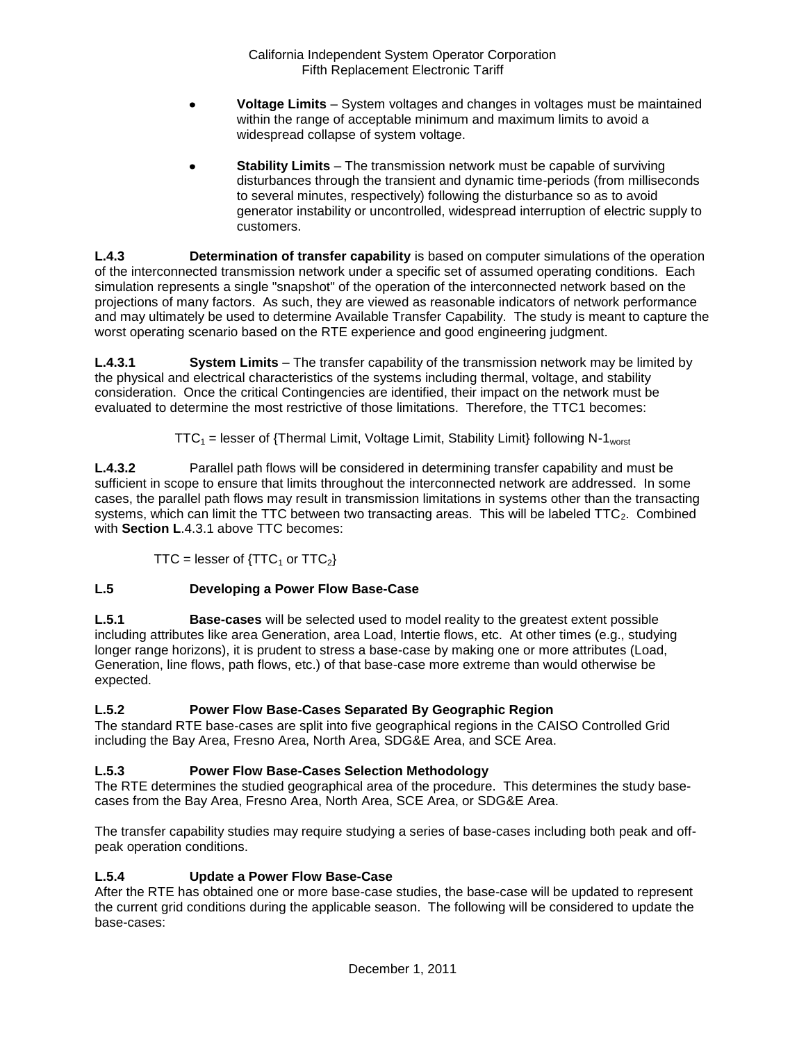- **Voltage Limits** – System voltages and changes in voltages must be maintained within the range of acceptable minimum and maximum limits to avoid a widespread collapse of system voltage.

- **Stability Limits** – The transmission network must be capable of surviving disturbances through the transient and dynamic time-periods (from milliseconds to several minutes, respectively) following the disturbance so as to avoid generator instability or uncontrolled, widespread interruption of electric supply to customers.

**L.4.3** **Determination of transfer capability** is based on computer simulations of the operation of the interconnected transmission network under a specific set of assumed operating conditions. Each simulation represents a single "snapshot" of the operation of the interconnected network based on the projections of many factors. As such, they are viewed as reasonable indicators of network performance and may ultimately be used to determine Available Transfer Capability. The study is meant to capture the worst operating scenario based on the RTE experience and good engineering judgment.

**L.4.3.1** **System Limits** – The transfer capability of the transmission network may be limited by the physical and electrical characteristics of the systems including thermal, voltage, and stability consideration. Once the critical Contingencies are identified, their impact on the network must be evaluated to determine the most restrictive of those limitations. Therefore, the TTC1 becomes:

$$TTC_1 = \text{lesser of \{Thermal Limit, Voltage Limit, Stability Limit\} following } N\text{-}1_{worst}$$

**L.4.3.2** Parallel path flows will be considered in determining transfer capability and must be sufficient in scope to ensure that limits throughout the interconnected network are addressed. In some cases, the parallel path flows may result in transmission limitations in systems other than the transacting systems, which can limit the TTC between two transacting areas. This will be labeled $TTC_2$. Combined with **Section L**.4.3.1 above TTC becomes:

$$TTC = \text{lesser of } \{TTC_1 \text{ or } TTC_2\}$$

## L.5 Developing a Power Flow Base-Case

**L.5.1** **Base-cases** will be selected used to model reality to the greatest extent possible including attributes like area Generation, area Load, Intertie flows, etc. At other times (e.g., studying longer range horizons), it is prudent to stress a base-case by making one or more attributes (Load, Generation, line flows, path flows, etc.) of that base-case more extreme than would otherwise be expected.

### L.5.2 Power Flow Base-Cases Separated By Geographic Region

The standard RTE base-cases are split into five geographical regions in the CAISO Controlled Grid including the Bay Area, Fresno Area, North Area, SDG&E Area, and SCE Area.

### L.5.3 Power Flow Base-Cases Selection Methodology

The RTE determines the studied geographical area of the procedure. This determines the study base-cases from the Bay Area, Fresno Area, North Area, SCE Area, or SDG&E Area.

The transfer capability studies may require studying a series of base-cases including both peak and off-peak operation conditions.

### L.5.4 Update a Power Flow Base-Case

After the RTE has obtained one or more base-case studies, the base-case will be updated to represent the current grid conditions during the applicable season. The following will be considered to update the base-cases: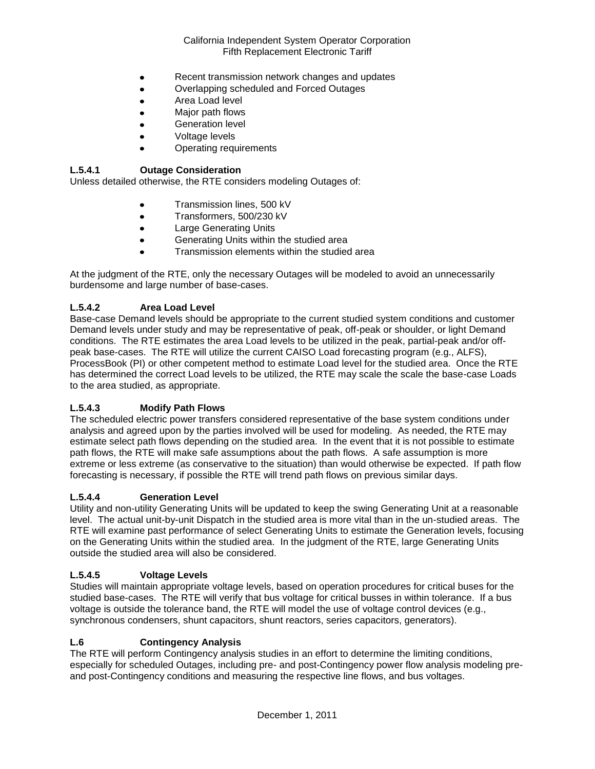- Recent transmission network changes and updates
- Overlapping scheduled and Forced Outages
- Area Load level
- Major path flows
- Generation level
- Voltage levels
- Operating requirements

#### L.5.4.1 Outage Consideration

Unless detailed otherwise, the RTE considers modeling Outages of:

- Transmission lines, 500 kV
- Transformers, 500/230 kV
- Large Generating Units
- Generating Units within the studied area
- Transmission elements within the studied area

At the judgment of the RTE, only the necessary Outages will be modeled to avoid an unnecessarily burdensome and large number of base-cases.

#### L.5.4.2 Area Load Level

Base-case Demand levels should be appropriate to the current studied system conditions and customer Demand levels under study and may be representative of peak, off-peak or shoulder, or light Demand conditions. The RTE estimates the area Load levels to be utilized in the peak, partial-peak and/or off-peak base-cases. The RTE will utilize the current CAISO Load forecasting program (e.g., ALFS), ProcessBook (PI) or other competent method to estimate Load level for the studied area. Once the RTE has determined the correct Load levels to be utilized, the RTE may scale the scale the base-case Loads to the area studied, as appropriate.

#### L.5.4.3 Modify Path Flows

The scheduled electric power transfers considered representative of the base system conditions under analysis and agreed upon by the parties involved will be used for modeling. As needed, the RTE may estimate select path flows depending on the studied area. In the event that it is not possible to estimate path flows, the RTE will make safe assumptions about the path flows. A safe assumption is more extreme or less extreme (as conservative to the situation) than would otherwise be expected. If path flow forecasting is necessary, if possible the RTE will trend path flows on previous similar days.

#### L.5.4.4 Generation Level

Utility and non-utility Generating Units will be updated to keep the swing Generating Unit at a reasonable level. The actual unit-by-unit Dispatch in the studied area is more vital than in the un-studied areas. The RTE will examine past performance of select Generating Units to estimate the Generation levels, focusing on the Generating Units within the studied area. In the judgment of the RTE, large Generating Units outside the studied area will also be considered.

#### L.5.4.5 Voltage Levels

Studies will maintain appropriate voltage levels, based on operation procedures for critical buses for the studied base-cases. The RTE will verify that bus voltage for critical busses in within tolerance. If a bus voltage is outside the tolerance band, the RTE will model the use of voltage control devices (e.g., synchronous condensers, shunt capacitors, shunt reactors, series capacitors, generators).

### L.6 Contingency Analysis

The RTE will perform Contingency analysis studies in an effort to determine the limiting conditions, especially for scheduled Outages, including pre- and post-Contingency power flow analysis modeling pre- and post-Contingency conditions and measuring the respective line flows, and bus voltages.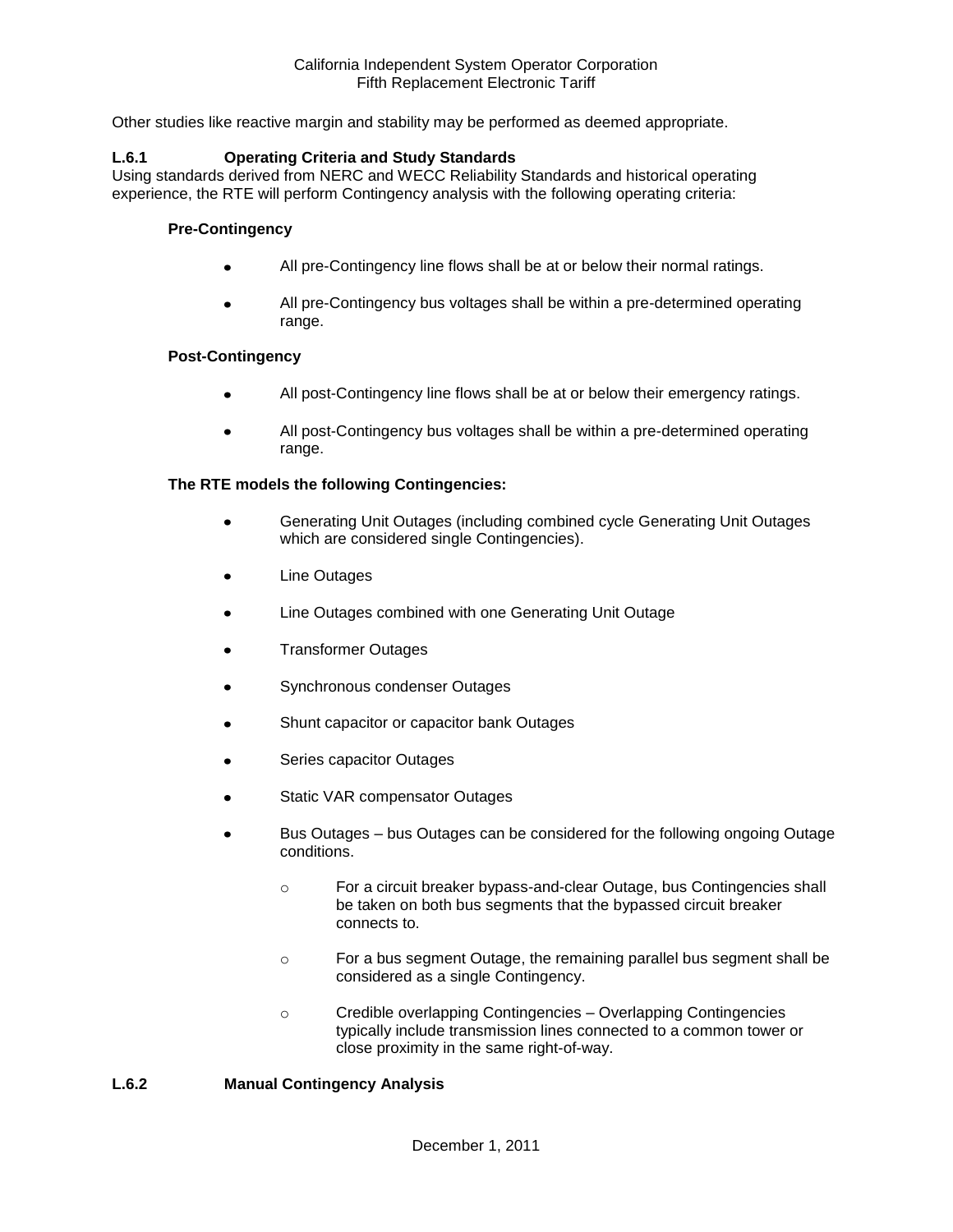Other studies like reactive margin and stability may be performed as deemed appropriate.

### L.6.1 Operating Criteria and Study Standards

Using standards derived from NERC and WECC Reliability Standards and historical operating experience, the RTE will perform Contingency analysis with the following operating criteria:

**Pre-Contingency**

- All pre-Contingency line flows shall be at or below their normal ratings.
- All pre-Contingency bus voltages shall be within a pre-determined operating range.

**Post-Contingency**

- All post-Contingency line flows shall be at or below their emergency ratings.
- All post-Contingency bus voltages shall be within a pre-determined operating range.

**The RTE models the following Contingencies:**

- Generating Unit Outages (including combined cycle Generating Unit Outages which are considered single Contingencies).
- Line Outages
- Line Outages combined with one Generating Unit Outage
- Transformer Outages
- Synchronous condenser Outages
- Shunt capacitor or capacitor bank Outages
- Series capacitor Outages
- Static VAR compensator Outages
- Bus Outages – bus Outages can be considered for the following ongoing Outage conditions.
  - For a circuit breaker bypass-and-clear Outage, bus Contingencies shall be taken on both bus segments that the bypassed circuit breaker connects to.
  - For a bus segment Outage, the remaining parallel bus segment shall be considered as a single Contingency.
  - Credible overlapping Contingencies – Overlapping Contingencies typically include transmission lines connected to a common tower or close proximity in the same right-of-way.

### L.6.2 Manual Contingency Analysis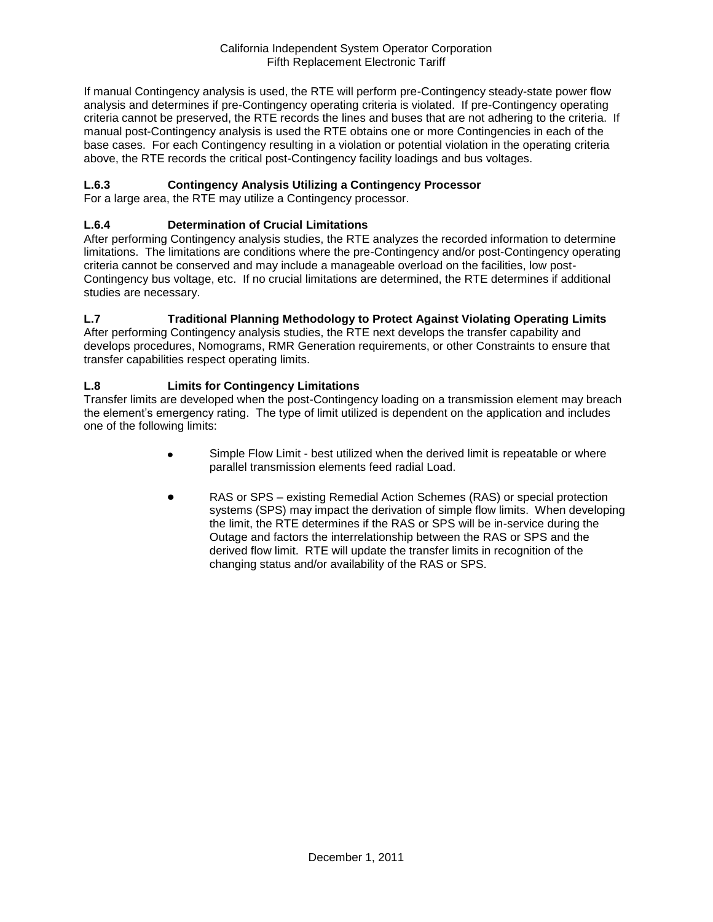If manual Contingency analysis is used, the RTE will perform pre-Contingency steady-state power flow analysis and determines if pre-Contingency operating criteria is violated. If pre-Contingency operating criteria cannot be preserved, the RTE records the lines and buses that are not adhering to the criteria. If manual post-Contingency analysis is used the RTE obtains one or more Contingencies in each of the base cases. For each Contingency resulting in a violation or potential violation in the operating criteria above, the RTE records the critical post-Contingency facility loadings and bus voltages.

### L.6.3 Contingency Analysis Utilizing a Contingency Processor

For a large area, the RTE may utilize a Contingency processor.

### L.6.4 Determination of Crucial Limitations

After performing Contingency analysis studies, the RTE analyzes the recorded information to determine limitations. The limitations are conditions where the pre-Contingency and/or post-Contingency operating criteria cannot be conserved and may include a manageable overload on the facilities, low post-Contingency bus voltage, etc. If no crucial limitations are determined, the RTE determines if additional studies are necessary.

## L.7 Traditional Planning Methodology to Protect Against Violating Operating Limits

After performing Contingency analysis studies, the RTE next develops the transfer capability and develops procedures, Nomograms, RMR Generation requirements, or other Constraints to ensure that transfer capabilities respect operating limits.

## L.8 Limits for Contingency Limitations

Transfer limits are developed when the post-Contingency loading on a transmission element may breach the element's emergency rating. The type of limit utilized is dependent on the application and includes one of the following limits:

- Simple Flow Limit - best utilized when the derived limit is repeatable or where parallel transmission elements feed radial Load.
- RAS or SPS – existing Remedial Action Schemes (RAS) or special protection systems (SPS) may impact the derivation of simple flow limits. When developing the limit, the RTE determines if the RAS or SPS will be in-service during the Outage and factors the interrelationship between the RAS or SPS and the derived flow limit. RTE will update the transfer limits in recognition of the changing status and/or availability of the RAS or SPS.